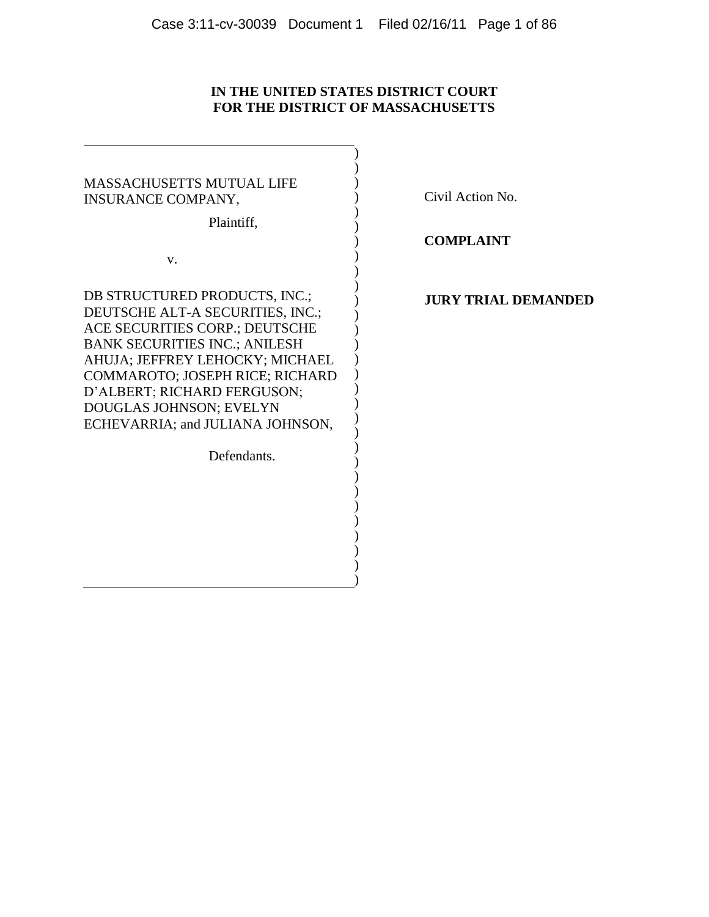**IN THE UNITED STATES DISTRICT COURT**
**FOR THE DISTRICT OF MASSACHUSETTS**

| | |
|---|---|
| MASSACHUSETTS MUTUAL LIFE INSURANCE COMPANY,<br><br>Plaintiff,<br><br>v.<br><br>DB STRUCTURED PRODUCTS, INC.; DEUTSCHE ALT-A SECURITIES, INC.; ACE SECURITIES CORP.; DEUTSCHE BANK SECURITIES INC.; ANILESH AHUJA; JEFFREY LEHOCKY; MICHAEL COMMAROTO; JOSEPH RICE; RICHARD D'ALBERT; RICHARD FERGUSON; DOUGLAS JOHNSON; EVELYN ECHEVARRIA; and JULIANA JOHNSON,<br><br>Defendants. | Civil Action No.<br><br>**COMPLAINT**<br><br>**JURY TRIAL DEMANDED** |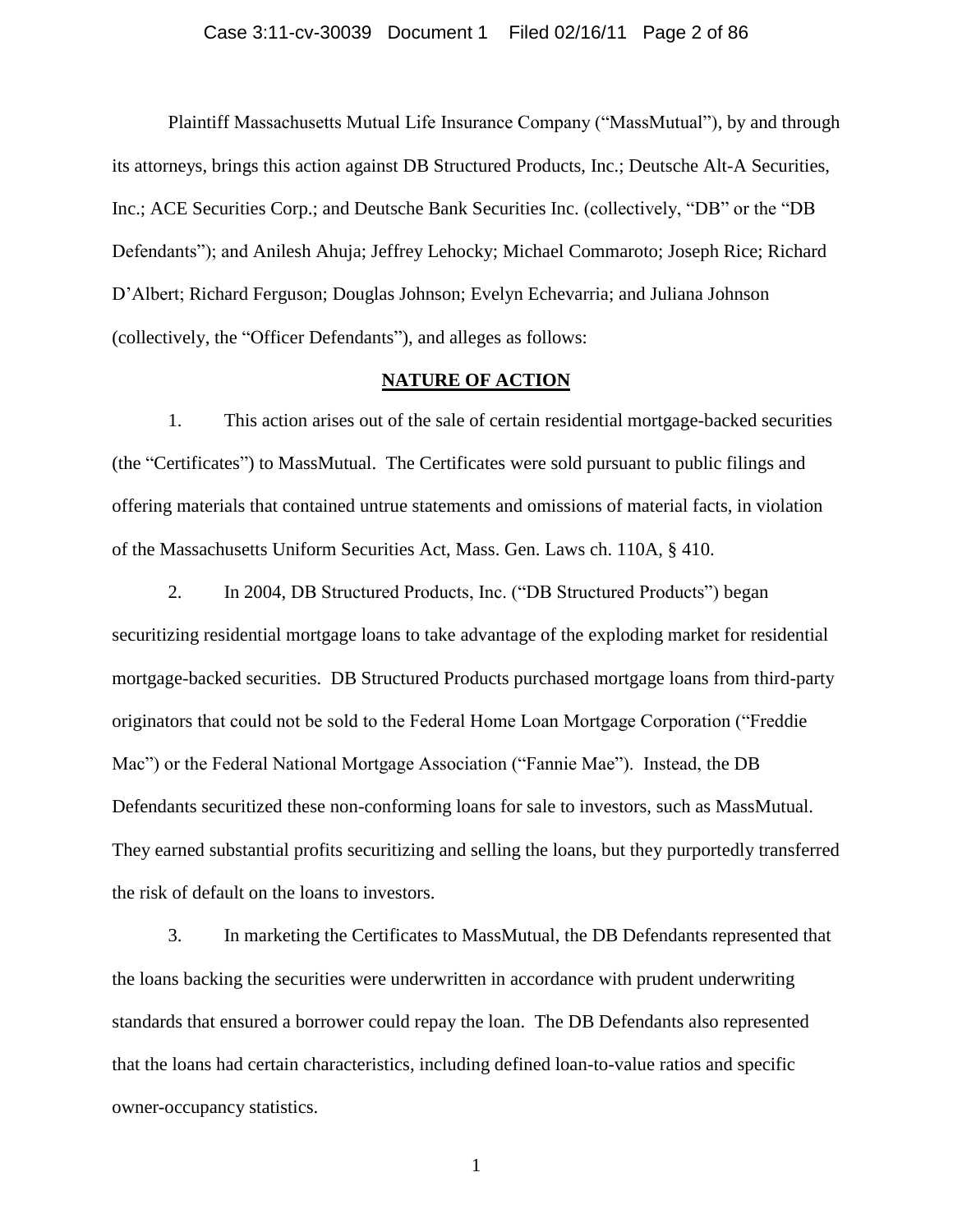Plaintiff Massachusetts Mutual Life Insurance Company ("MassMutual"), by and through its attorneys, brings this action against DB Structured Products, Inc.; Deutsche Alt-A Securities, Inc.; ACE Securities Corp.; and Deutsche Bank Securities Inc. (collectively, "DB" or the "DB Defendants"); and Anilesh Ahuja; Jeffrey Lehocky; Michael Commaroto; Joseph Rice; Richard D'Albert; Richard Ferguson; Douglas Johnson; Evelyn Echevarria; and Juliana Johnson (collectively, the "Officer Defendants"), and alleges as follows:

## NATURE OF ACTION

1. This action arises out of the sale of certain residential mortgage-backed securities (the "Certificates") to MassMutual. The Certificates were sold pursuant to public filings and offering materials that contained untrue statements and omissions of material facts, in violation of the Massachusetts Uniform Securities Act, Mass. Gen. Laws ch. 110A, § 410.

2. In 2004, DB Structured Products, Inc. ("DB Structured Products") began securitizing residential mortgage loans to take advantage of the exploding market for residential mortgage-backed securities. DB Structured Products purchased mortgage loans from third-party originators that could not be sold to the Federal Home Loan Mortgage Corporation ("Freddie Mac") or the Federal National Mortgage Association ("Fannie Mae"). Instead, the DB Defendants securitized these non-conforming loans for sale to investors, such as MassMutual. They earned substantial profits securitizing and selling the loans, but they purportedly transferred the risk of default on the loans to investors.

3. In marketing the Certificates to MassMutual, the DB Defendants represented that the loans backing the securities were underwritten in accordance with prudent underwriting standards that ensured a borrower could repay the loan. The DB Defendants also represented that the loans had certain characteristics, including defined loan-to-value ratios and specific owner-occupancy statistics.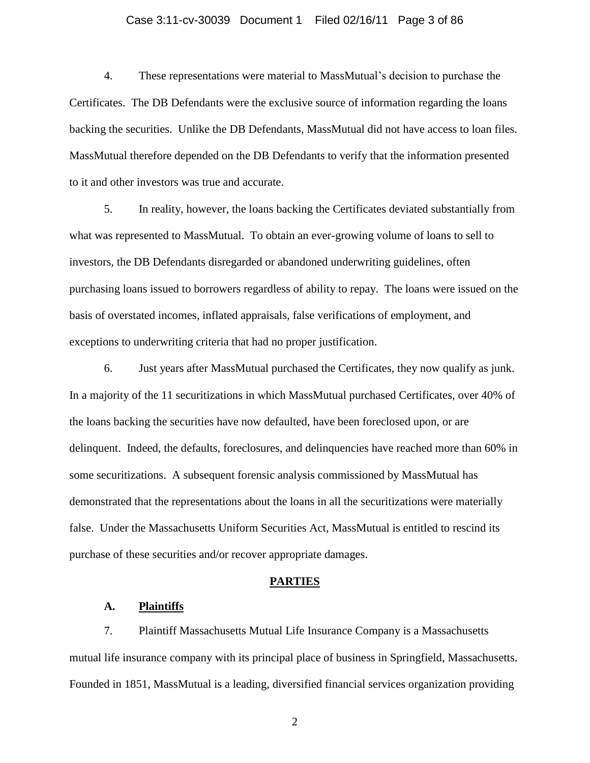4. These representations were material to MassMutual's decision to purchase the Certificates. The DB Defendants were the exclusive source of information regarding the loans backing the securities. Unlike the DB Defendants, MassMutual did not have access to loan files. MassMutual therefore depended on the DB Defendants to verify that the information presented to it and other investors was true and accurate.

5. In reality, however, the loans backing the Certificates deviated substantially from what was represented to MassMutual. To obtain an ever-growing volume of loans to sell to investors, the DB Defendants disregarded or abandoned underwriting guidelines, often purchasing loans issued to borrowers regardless of ability to repay. The loans were issued on the basis of overstated incomes, inflated appraisals, false verifications of employment, and exceptions to underwriting criteria that had no proper justification.

6. Just years after MassMutual purchased the Certificates, they now qualify as junk. In a majority of the 11 securitizations in which MassMutual purchased Certificates, over 40% of the loans backing the securities have now defaulted, have been foreclosed upon, or are delinquent. Indeed, the defaults, foreclosures, and delinquencies have reached more than 60% in some securitizations. A subsequent forensic analysis commissioned by MassMutual has demonstrated that the representations about the loans in all the securitizations were materially false. Under the Massachusetts Uniform Securities Act, MassMutual is entitled to rescind its purchase of these securities and/or recover appropriate damages.

## PARTIES

### A. Plaintiffs

7. Plaintiff Massachusetts Mutual Life Insurance Company is a Massachusetts mutual life insurance company with its principal place of business in Springfield, Massachusetts. Founded in 1851, MassMutual is a leading, diversified financial services organization providing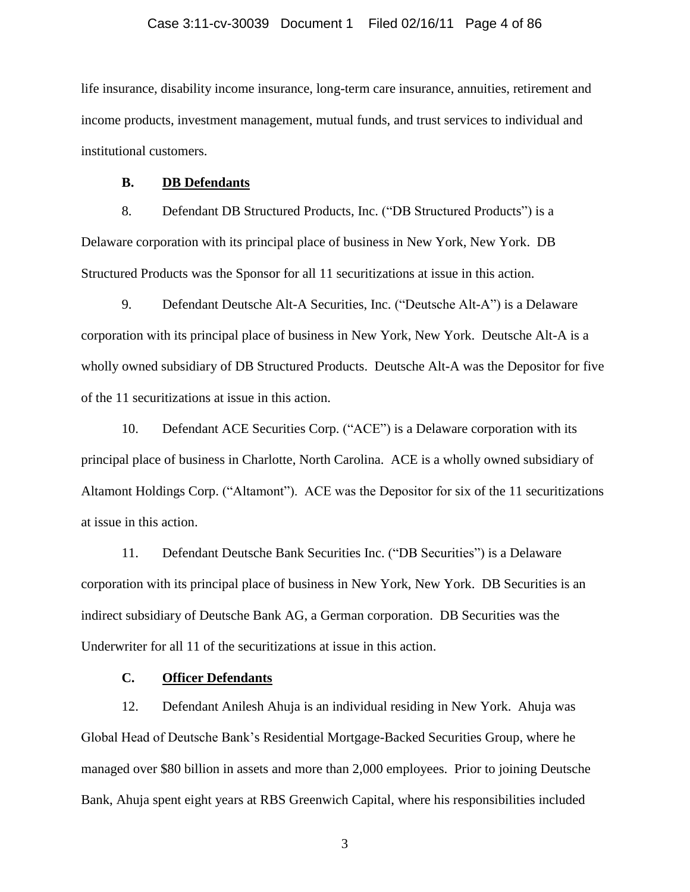life insurance, disability income insurance, long-term care insurance, annuities, retirement and income products, investment management, mutual funds, and trust services to individual and institutional customers.

### B. **DB Defendants**

8. Defendant DB Structured Products, Inc. ("DB Structured Products") is a Delaware corporation with its principal place of business in New York, New York. DB Structured Products was the Sponsor for all 11 securitizations at issue in this action.

9. Defendant Deutsche Alt-A Securities, Inc. ("Deutsche Alt-A") is a Delaware corporation with its principal place of business in New York, New York. Deutsche Alt-A is a wholly owned subsidiary of DB Structured Products. Deutsche Alt-A was the Depositor for five of the 11 securitizations at issue in this action.

10. Defendant ACE Securities Corp. ("ACE") is a Delaware corporation with its principal place of business in Charlotte, North Carolina. ACE is a wholly owned subsidiary of Altamont Holdings Corp. ("Altamont"). ACE was the Depositor for six of the 11 securitizations at issue in this action.

11. Defendant Deutsche Bank Securities Inc. ("DB Securities") is a Delaware corporation with its principal place of business in New York, New York. DB Securities is an indirect subsidiary of Deutsche Bank AG, a German corporation. DB Securities was the Underwriter for all 11 of the securitizations at issue in this action.

### C. **Officer Defendants**

12. Defendant Anilesh Ahuja is an individual residing in New York. Ahuja was Global Head of Deutsche Bank's Residential Mortgage-Backed Securities Group, where he managed over $80 billion in assets and more than 2,000 employees. Prior to joining Deutsche Bank, Ahuja spent eight years at RBS Greenwich Capital, where his responsibilities included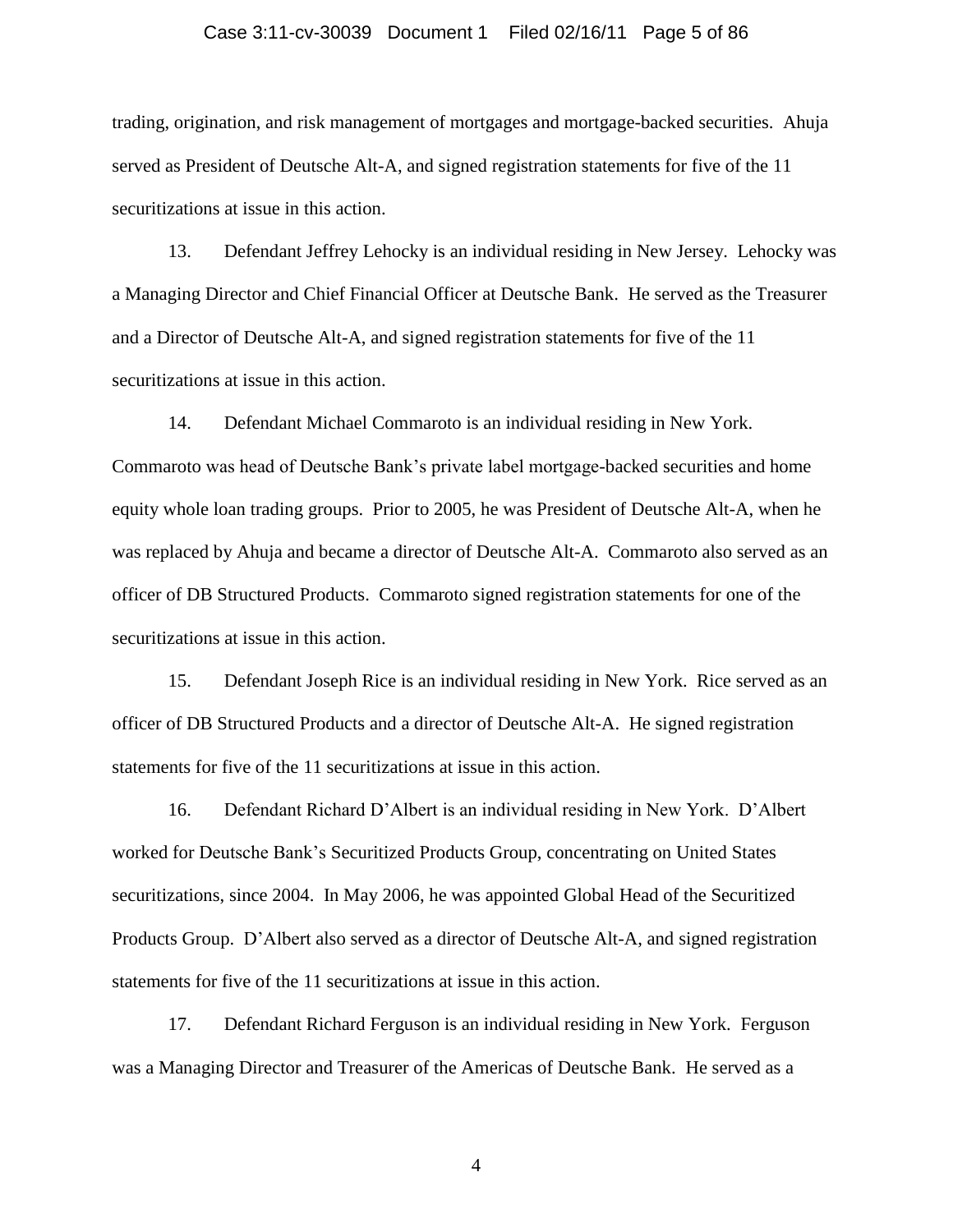trading, origination, and risk management of mortgages and mortgage-backed securities. Ahuja served as President of Deutsche Alt-A, and signed registration statements for five of the 11 securitizations at issue in this action.

13. Defendant Jeffrey Lehocky is an individual residing in New Jersey. Lehocky was a Managing Director and Chief Financial Officer at Deutsche Bank. He served as the Treasurer and a Director of Deutsche Alt-A, and signed registration statements for five of the 11 securitizations at issue in this action.

14. Defendant Michael Commaroto is an individual residing in New York. Commaroto was head of Deutsche Bank's private label mortgage-backed securities and home equity whole loan trading groups. Prior to 2005, he was President of Deutsche Alt-A, when he was replaced by Ahuja and became a director of Deutsche Alt-A. Commaroto also served as an officer of DB Structured Products. Commaroto signed registration statements for one of the securitizations at issue in this action.

15. Defendant Joseph Rice is an individual residing in New York. Rice served as an officer of DB Structured Products and a director of Deutsche Alt-A. He signed registration statements for five of the 11 securitizations at issue in this action.

16. Defendant Richard D'Albert is an individual residing in New York. D'Albert worked for Deutsche Bank's Securitized Products Group, concentrating on United States securitizations, since 2004. In May 2006, he was appointed Global Head of the Securitized Products Group. D'Albert also served as a director of Deutsche Alt-A, and signed registration statements for five of the 11 securitizations at issue in this action.

17. Defendant Richard Ferguson is an individual residing in New York. Ferguson was a Managing Director and Treasurer of the Americas of Deutsche Bank. He served as a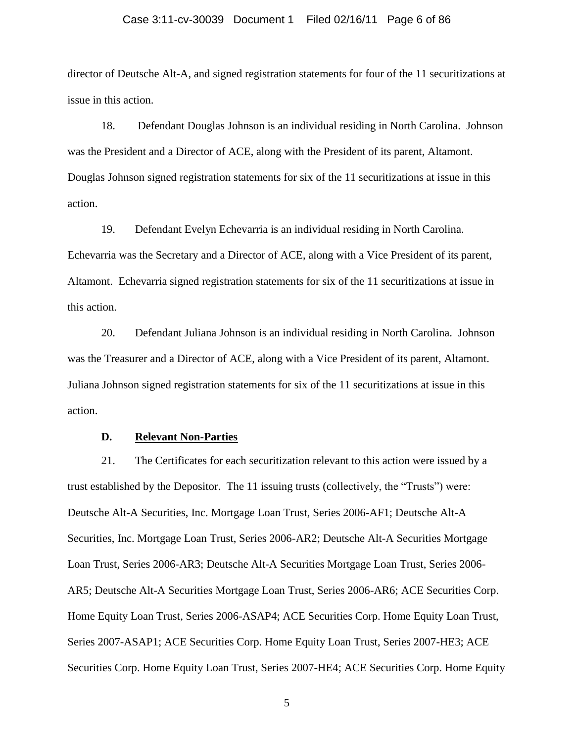director of Deutsche Alt-A, and signed registration statements for four of the 11 securitizations at issue in this action.

18. Defendant Douglas Johnson is an individual residing in North Carolina. Johnson was the President and a Director of ACE, along with the President of its parent, Altamont. Douglas Johnson signed registration statements for six of the 11 securitizations at issue in this action.

19. Defendant Evelyn Echevarria is an individual residing in North Carolina. Echevarria was the Secretary and a Director of ACE, along with a Vice President of its parent, Altamont. Echevarria signed registration statements for six of the 11 securitizations at issue in this action.

20. Defendant Juliana Johnson is an individual residing in North Carolina. Johnson was the Treasurer and a Director of ACE, along with a Vice President of its parent, Altamont. Juliana Johnson signed registration statements for six of the 11 securitizations at issue in this action.

**D. <u>Relevant Non-Parties</u>**

21. The Certificates for each securitization relevant to this action were issued by a trust established by the Depositor. The 11 issuing trusts (collectively, the "Trusts") were: Deutsche Alt-A Securities, Inc. Mortgage Loan Trust, Series 2006-AF1; Deutsche Alt-A Securities, Inc. Mortgage Loan Trust, Series 2006-AR2; Deutsche Alt-A Securities Mortgage Loan Trust, Series 2006-AR3; Deutsche Alt-A Securities Mortgage Loan Trust, Series 2006-AR5; Deutsche Alt-A Securities Mortgage Loan Trust, Series 2006-AR6; ACE Securities Corp. Home Equity Loan Trust, Series 2006-ASAP4; ACE Securities Corp. Home Equity Loan Trust, Series 2007-ASAP1; ACE Securities Corp. Home Equity Loan Trust, Series 2007-HE3; ACE Securities Corp. Home Equity Loan Trust, Series 2007-HE4; ACE Securities Corp. Home Equity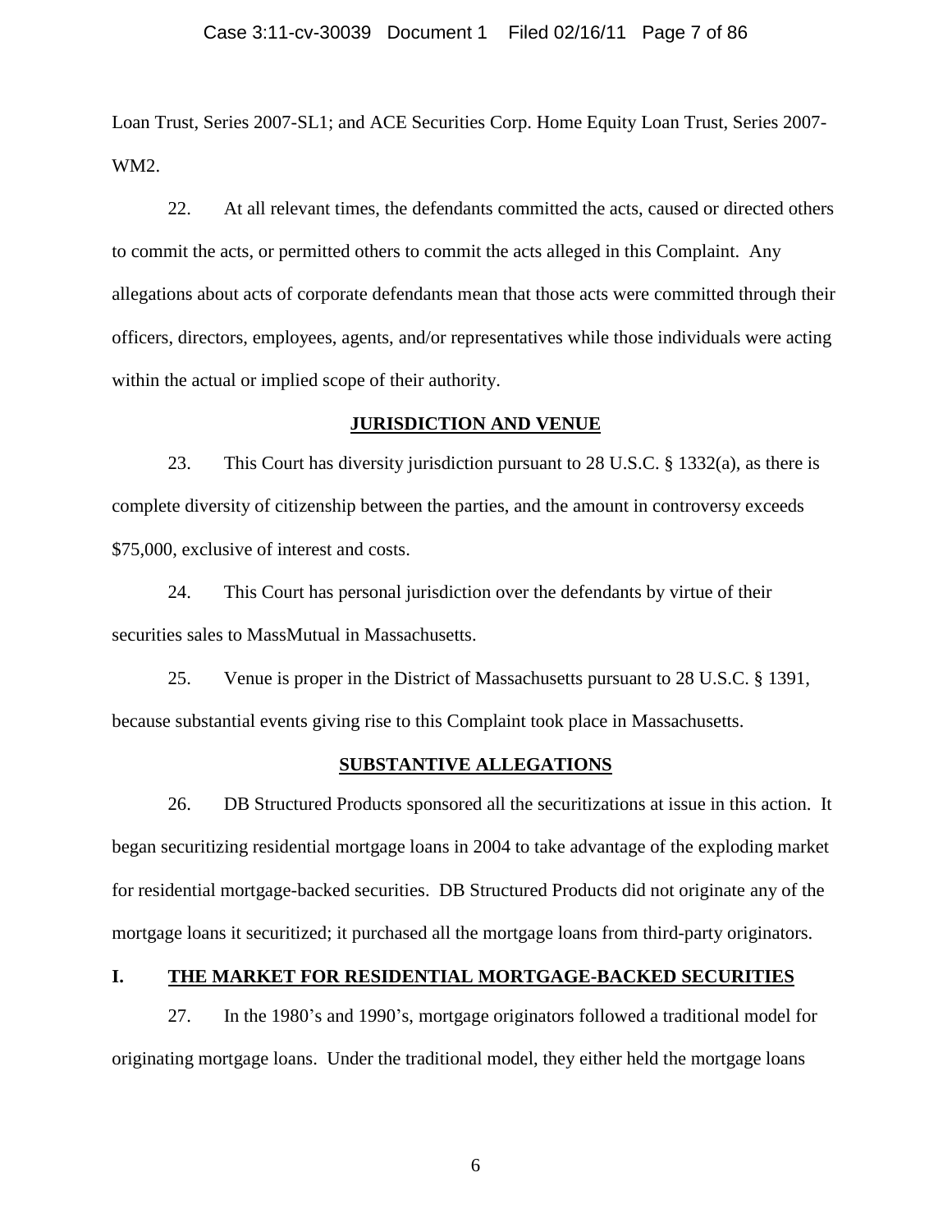Loan Trust, Series 2007-SL1; and ACE Securities Corp. Home Equity Loan Trust, Series 2007-WM2.

22. At all relevant times, the defendants committed the acts, caused or directed others to commit the acts, or permitted others to commit the acts alleged in this Complaint. Any allegations about acts of corporate defendants mean that those acts were committed through their officers, directors, employees, agents, and/or representatives while those individuals were acting within the actual or implied scope of their authority.

## JURISDICTION AND VENUE

23. This Court has diversity jurisdiction pursuant to 28 U.S.C. § 1332(a), as there is complete diversity of citizenship between the parties, and the amount in controversy exceeds $75,000, exclusive of interest and costs.

24. This Court has personal jurisdiction over the defendants by virtue of their securities sales to MassMutual in Massachusetts.

25. Venue is proper in the District of Massachusetts pursuant to 28 U.S.C. § 1391, because substantial events giving rise to this Complaint took place in Massachusetts.

## SUBSTANTIVE ALLEGATIONS

26. DB Structured Products sponsored all the securitizations at issue in this action. It began securitizing residential mortgage loans in 2004 to take advantage of the exploding market for residential mortgage-backed securities. DB Structured Products did not originate any of the mortgage loans it securitized; it purchased all the mortgage loans from third-party originators.

### I. THE MARKET FOR RESIDENTIAL MORTGAGE-BACKED SECURITIES

27. In the 1980's and 1990's, mortgage originators followed a traditional model for originating mortgage loans. Under the traditional model, they either held the mortgage loans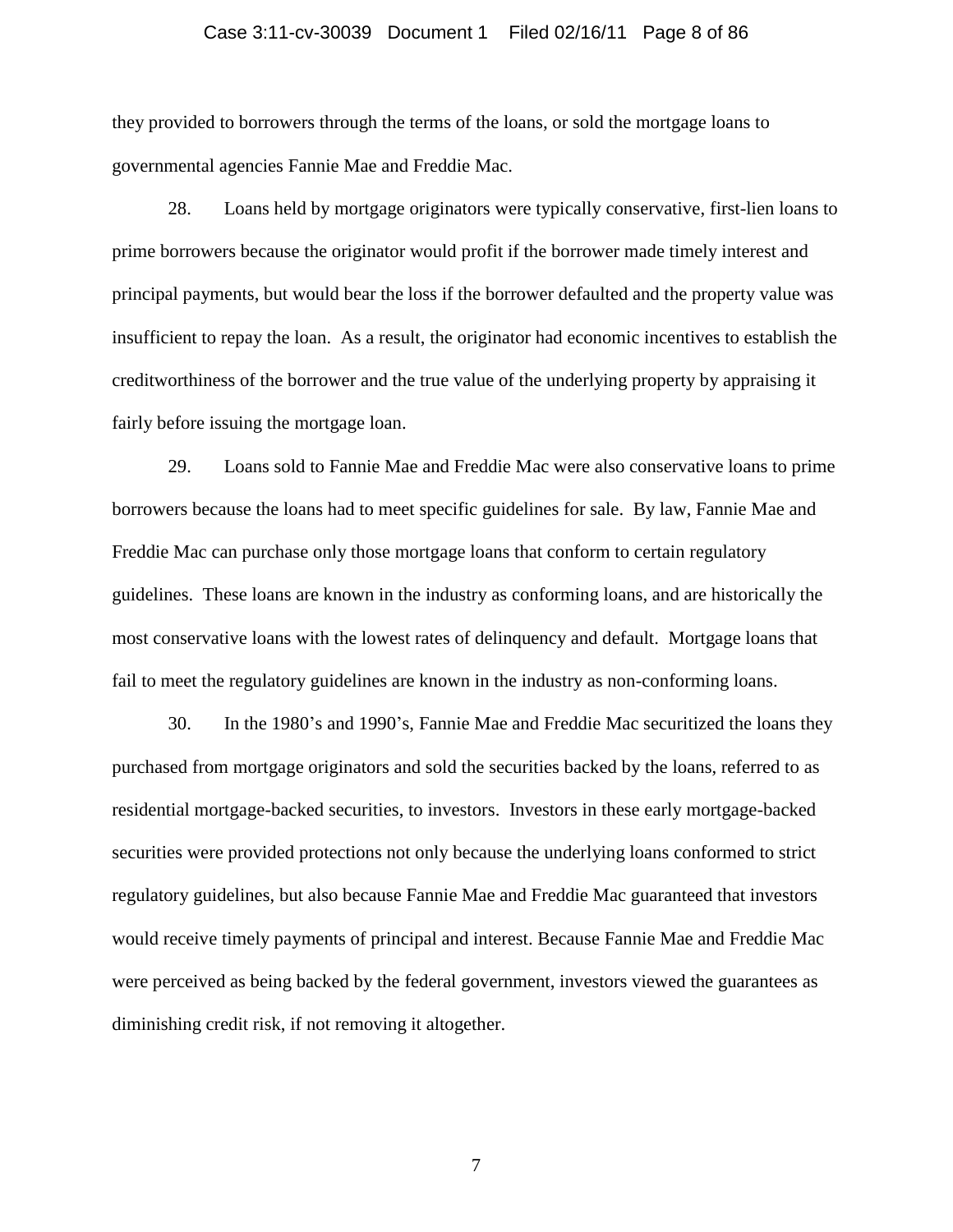they provided to borrowers through the terms of the loans, or sold the mortgage loans to governmental agencies Fannie Mae and Freddie Mac.

28. Loans held by mortgage originators were typically conservative, first-lien loans to prime borrowers because the originator would profit if the borrower made timely interest and principal payments, but would bear the loss if the borrower defaulted and the property value was insufficient to repay the loan. As a result, the originator had economic incentives to establish the creditworthiness of the borrower and the true value of the underlying property by appraising it fairly before issuing the mortgage loan.

29. Loans sold to Fannie Mae and Freddie Mac were also conservative loans to prime borrowers because the loans had to meet specific guidelines for sale. By law, Fannie Mae and Freddie Mac can purchase only those mortgage loans that conform to certain regulatory guidelines. These loans are known in the industry as conforming loans, and are historically the most conservative loans with the lowest rates of delinquency and default. Mortgage loans that fail to meet the regulatory guidelines are known in the industry as non-conforming loans.

30. In the 1980's and 1990's, Fannie Mae and Freddie Mac securitized the loans they purchased from mortgage originators and sold the securities backed by the loans, referred to as residential mortgage-backed securities, to investors. Investors in these early mortgage-backed securities were provided protections not only because the underlying loans conformed to strict regulatory guidelines, but also because Fannie Mae and Freddie Mac guaranteed that investors would receive timely payments of principal and interest. Because Fannie Mae and Freddie Mac were perceived as being backed by the federal government, investors viewed the guarantees as diminishing credit risk, if not removing it altogether.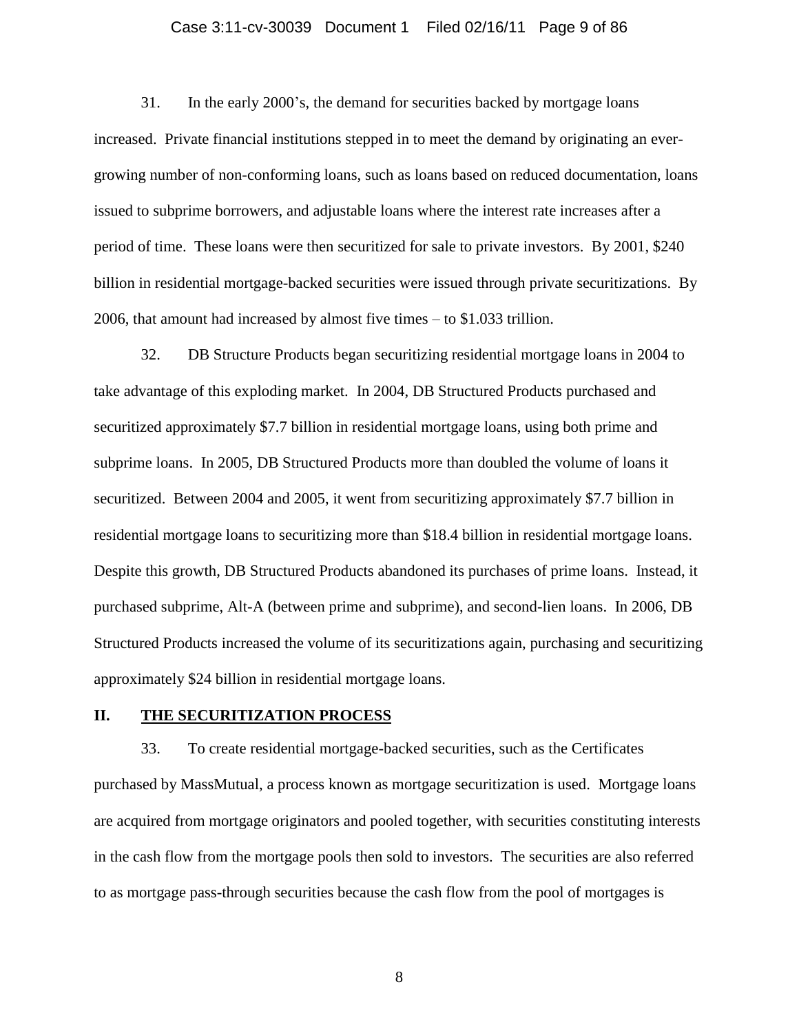31. In the early 2000's, the demand for securities backed by mortgage loans increased. Private financial institutions stepped in to meet the demand by originating an ever-growing number of non-conforming loans, such as loans based on reduced documentation, loans issued to subprime borrowers, and adjustable loans where the interest rate increases after a period of time. These loans were then securitized for sale to private investors. By 2001, $240 billion in residential mortgage-backed securities were issued through private securitizations. By 2006, that amount had increased by almost five times – to $1.033 trillion.

32. DB Structure Products began securitizing residential mortgage loans in 2004 to take advantage of this exploding market. In 2004, DB Structured Products purchased and securitized approximately $7.7 billion in residential mortgage loans, using both prime and subprime loans. In 2005, DB Structured Products more than doubled the volume of loans it securitized. Between 2004 and 2005, it went from securitizing approximately $7.7 billion in residential mortgage loans to securitizing more than $18.4 billion in residential mortgage loans. Despite this growth, DB Structured Products abandoned its purchases of prime loans. Instead, it purchased subprime, Alt-A (between prime and subprime), and second-lien loans. In 2006, DB Structured Products increased the volume of its securitizations again, purchasing and securitizing approximately $24 billion in residential mortgage loans.

## II. THE SECURITIZATION PROCESS

33. To create residential mortgage-backed securities, such as the Certificates purchased by MassMutual, a process known as mortgage securitization is used. Mortgage loans are acquired from mortgage originators and pooled together, with securities constituting interests in the cash flow from the mortgage pools then sold to investors. The securities are also referred to as mortgage pass-through securities because the cash flow from the pool of mortgages is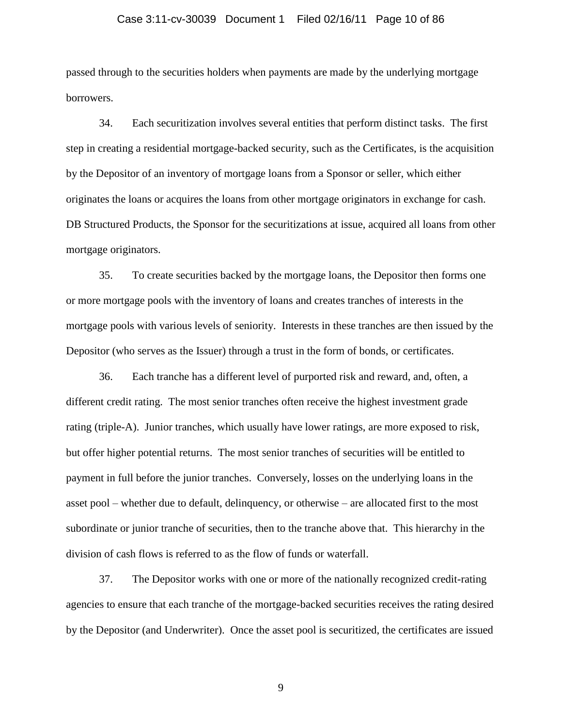passed through to the securities holders when payments are made by the underlying mortgage borrowers.

34. Each securitization involves several entities that perform distinct tasks. The first step in creating a residential mortgage-backed security, such as the Certificates, is the acquisition by the Depositor of an inventory of mortgage loans from a Sponsor or seller, which either originates the loans or acquires the loans from other mortgage originators in exchange for cash. DB Structured Products, the Sponsor for the securitizations at issue, acquired all loans from other mortgage originators.

35. To create securities backed by the mortgage loans, the Depositor then forms one or more mortgage pools with the inventory of loans and creates tranches of interests in the mortgage pools with various levels of seniority. Interests in these tranches are then issued by the Depositor (who serves as the Issuer) through a trust in the form of bonds, or certificates.

36. Each tranche has a different level of purported risk and reward, and, often, a different credit rating. The most senior tranches often receive the highest investment grade rating (triple-A). Junior tranches, which usually have lower ratings, are more exposed to risk, but offer higher potential returns. The most senior tranches of securities will be entitled to payment in full before the junior tranches. Conversely, losses on the underlying loans in the asset pool – whether due to default, delinquency, or otherwise – are allocated first to the most subordinate or junior tranche of securities, then to the tranche above that. This hierarchy in the division of cash flows is referred to as the flow of funds or waterfall.

37. The Depositor works with one or more of the nationally recognized credit-rating agencies to ensure that each tranche of the mortgage-backed securities receives the rating desired by the Depositor (and Underwriter). Once the asset pool is securitized, the certificates are issued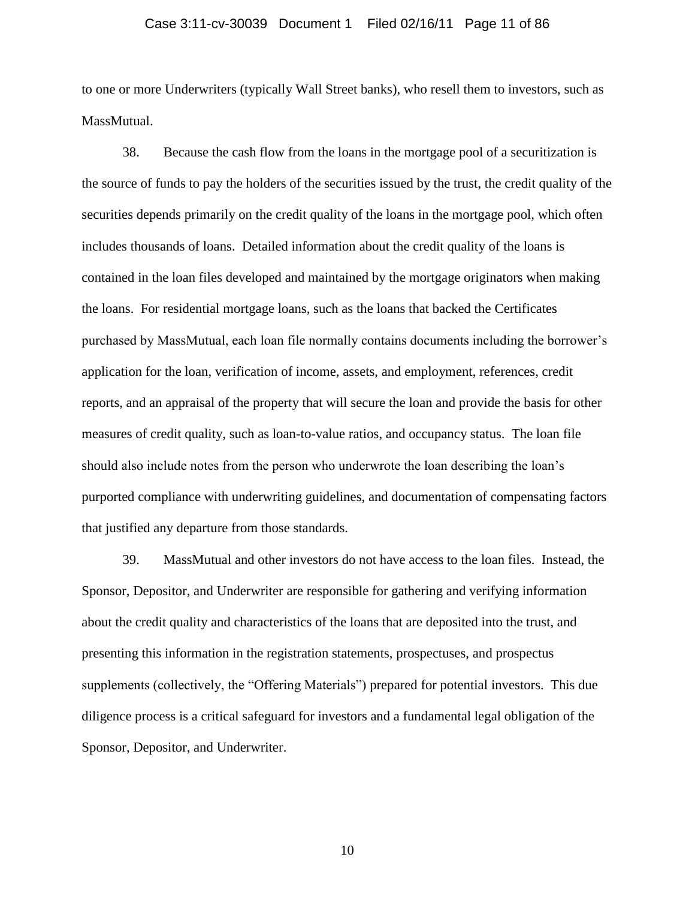to one or more Underwriters (typically Wall Street banks), who resell them to investors, such as MassMutual.

38. Because the cash flow from the loans in the mortgage pool of a securitization is the source of funds to pay the holders of the securities issued by the trust, the credit quality of the securities depends primarily on the credit quality of the loans in the mortgage pool, which often includes thousands of loans. Detailed information about the credit quality of the loans is contained in the loan files developed and maintained by the mortgage originators when making the loans. For residential mortgage loans, such as the loans that backed the Certificates purchased by MassMutual, each loan file normally contains documents including the borrower's application for the loan, verification of income, assets, and employment, references, credit reports, and an appraisal of the property that will secure the loan and provide the basis for other measures of credit quality, such as loan-to-value ratios, and occupancy status. The loan file should also include notes from the person who underwrote the loan describing the loan's purported compliance with underwriting guidelines, and documentation of compensating factors that justified any departure from those standards.

39. MassMutual and other investors do not have access to the loan files. Instead, the Sponsor, Depositor, and Underwriter are responsible for gathering and verifying information about the credit quality and characteristics of the loans that are deposited into the trust, and presenting this information in the registration statements, prospectuses, and prospectus supplements (collectively, the "Offering Materials") prepared for potential investors. This due diligence process is a critical safeguard for investors and a fundamental legal obligation of the Sponsor, Depositor, and Underwriter.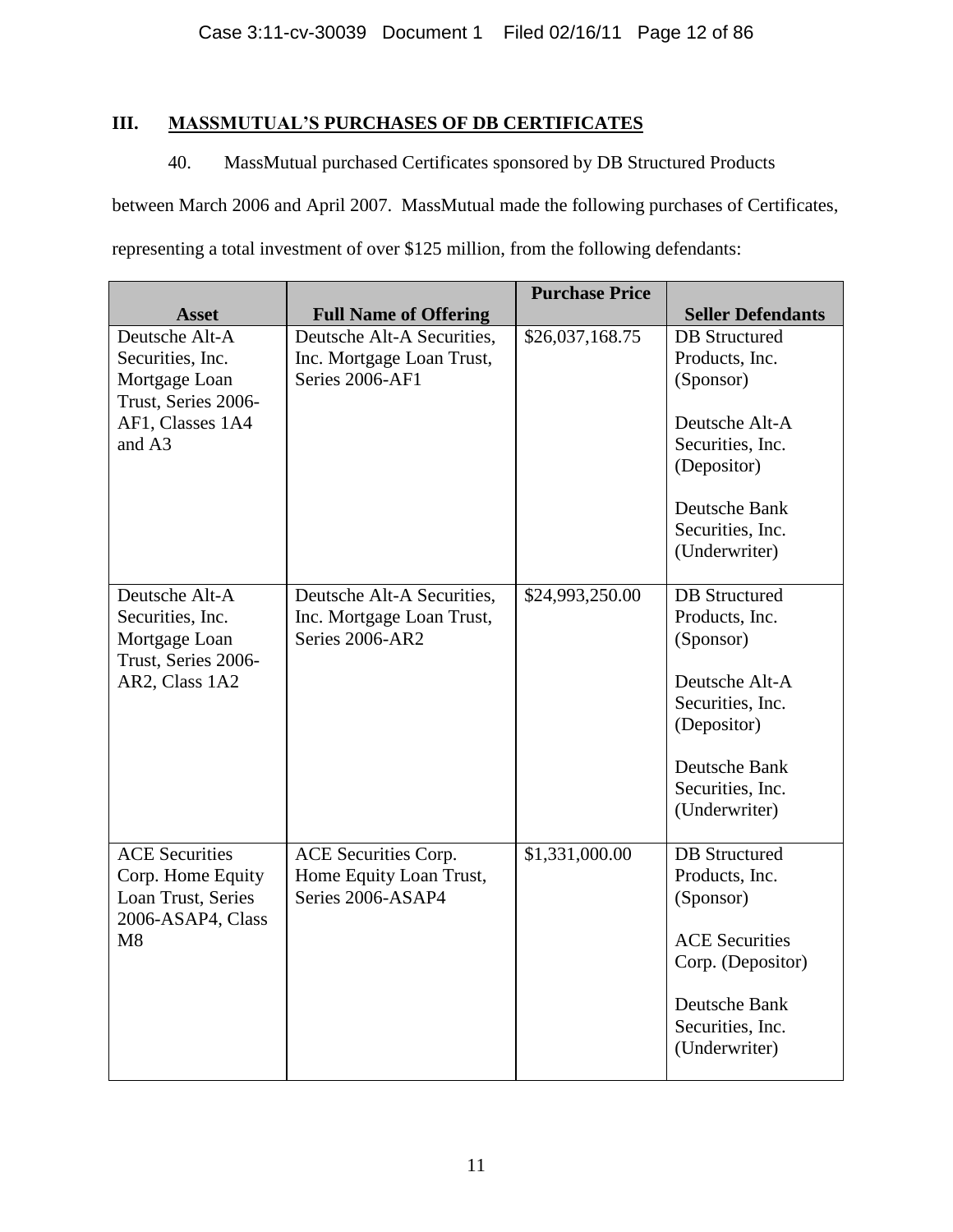## III. MASSMUTUAL'S PURCHASES OF DB CERTIFICATES

40. MassMutual purchased Certificates sponsored by DB Structured Products between March 2006 and April 2007. MassMutual made the following purchases of Certificates, representing a total investment of over $125 million, from the following defendants:

| Asset | Full Name of Offering | Purchase Price | Seller Defendants |
|---|---|---|---|
| Deutsche Alt-A Securities, Inc. Mortgage Loan Trust, Series 2006-AF1, Classes 1A4 and A3 | Deutsche Alt-A Securities, Inc. Mortgage Loan Trust, Series 2006-AF1 | $26,037,168.75 | DB Structured Products, Inc. (Sponsor)<br><br>Deutsche Alt-A Securities, Inc. (Depositor)<br><br>Deutsche Bank Securities, Inc. (Underwriter) |
| Deutsche Alt-A Securities, Inc. Mortgage Loan Trust, Series 2006-AR2, Class 1A2 | Deutsche Alt-A Securities, Inc. Mortgage Loan Trust, Series 2006-AR2 | $24,993,250.00 | DB Structured Products, Inc. (Sponsor)<br><br>Deutsche Alt-A Securities, Inc. (Depositor)<br><br>Deutsche Bank Securities, Inc. (Underwriter) |
| ACE Securities Corp. Home Equity Loan Trust, Series 2006-ASAP4, Class M8 | ACE Securities Corp. Home Equity Loan Trust, Series 2006-ASAP4 | $1,331,000.00 | DB Structured Products, Inc. (Sponsor)<br><br>ACE Securities Corp. (Depositor)<br><br>Deutsche Bank Securities, Inc. (Underwriter) |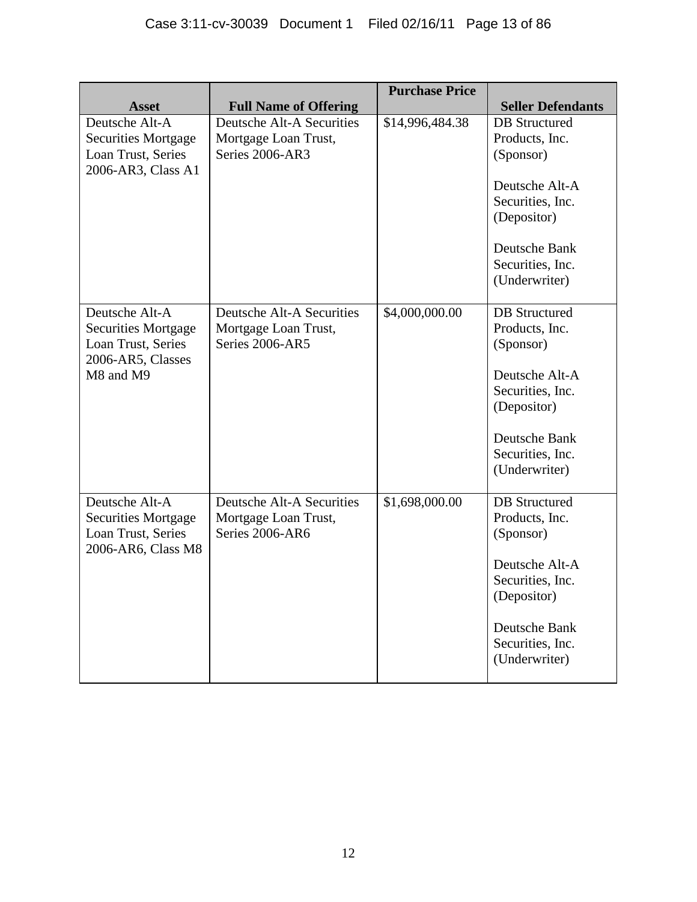| Asset | Full Name of Offering | Purchase Price | Seller Defendants |
|---|---|---|---|
| Deutsche Alt-A Securities Mortgage Loan Trust, Series 2006-AR3, Class A1 | Deutsche Alt-A Securities Mortgage Loan Trust, Series 2006-AR3 | $14,996,484.38 | DB Structured Products, Inc. (Sponsor)<br><br>Deutsche Alt-A Securities, Inc. (Depositor)<br><br>Deutsche Bank Securities, Inc. (Underwriter) |
| Deutsche Alt-A Securities Mortgage Loan Trust, Series 2006-AR5, Classes M8 and M9 | Deutsche Alt-A Securities Mortgage Loan Trust, Series 2006-AR5 | $4,000,000.00 | DB Structured Products, Inc. (Sponsor)<br><br>Deutsche Alt-A Securities, Inc. (Depositor)<br><br>Deutsche Bank Securities, Inc. (Underwriter) |
| Deutsche Alt-A Securities Mortgage Loan Trust, Series 2006-AR6, Class M8 | Deutsche Alt-A Securities Mortgage Loan Trust, Series 2006-AR6 | $1,698,000.00 | DB Structured Products, Inc. (Sponsor)<br><br>Deutsche Alt-A Securities, Inc. (Depositor)<br><br>Deutsche Bank Securities, Inc. (Underwriter) |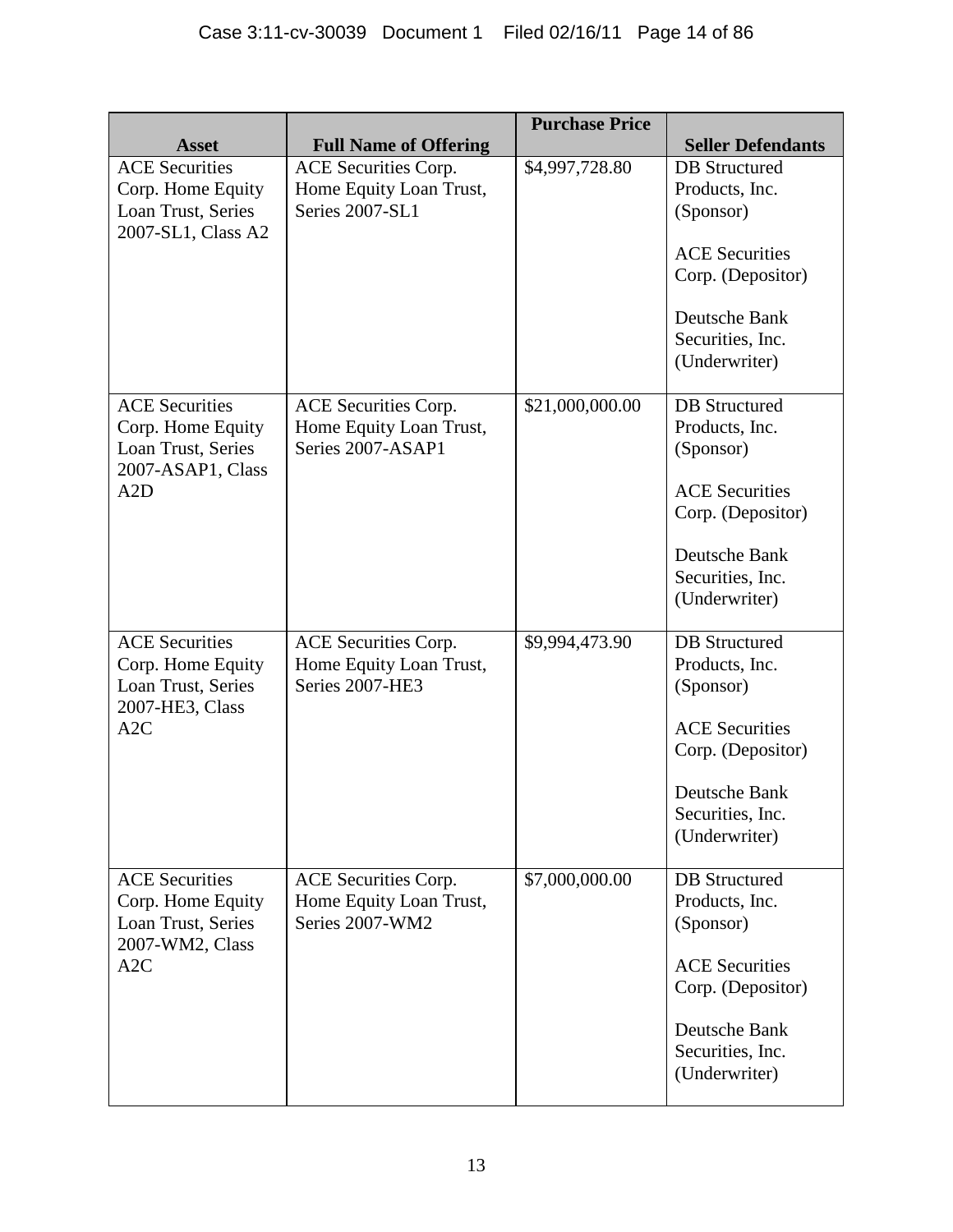| Asset | Full Name of Offering | Purchase Price | Seller Defendants |
|---|---|---|---|
| ACE Securities Corp. Home Equity Loan Trust, Series 2007-SL1, Class A2 | ACE Securities Corp. Home Equity Loan Trust, Series 2007-SL1 | $4,997,728.80 | DB Structured Products, Inc. (Sponsor)<br><br>ACE Securities Corp. (Depositor)<br><br>Deutsche Bank Securities, Inc. (Underwriter) |
| ACE Securities Corp. Home Equity Loan Trust, Series 2007-ASAP1, Class A2D | ACE Securities Corp. Home Equity Loan Trust, Series 2007-ASAP1 | $21,000,000.00 | DB Structured Products, Inc. (Sponsor)<br><br>ACE Securities Corp. (Depositor)<br><br>Deutsche Bank Securities, Inc. (Underwriter) |
| ACE Securities Corp. Home Equity Loan Trust, Series 2007-HE3, Class A2C | ACE Securities Corp. Home Equity Loan Trust, Series 2007-HE3 | $9,994,473.90 | DB Structured Products, Inc. (Sponsor)<br><br>ACE Securities Corp. (Depositor)<br><br>Deutsche Bank Securities, Inc. (Underwriter) |
| ACE Securities Corp. Home Equity Loan Trust, Series 2007-WM2, Class A2C | ACE Securities Corp. Home Equity Loan Trust, Series 2007-WM2 | $7,000,000.00 | DB Structured Products, Inc. (Sponsor)<br><br>ACE Securities Corp. (Depositor)<br><br>Deutsche Bank Securities, Inc. (Underwriter) |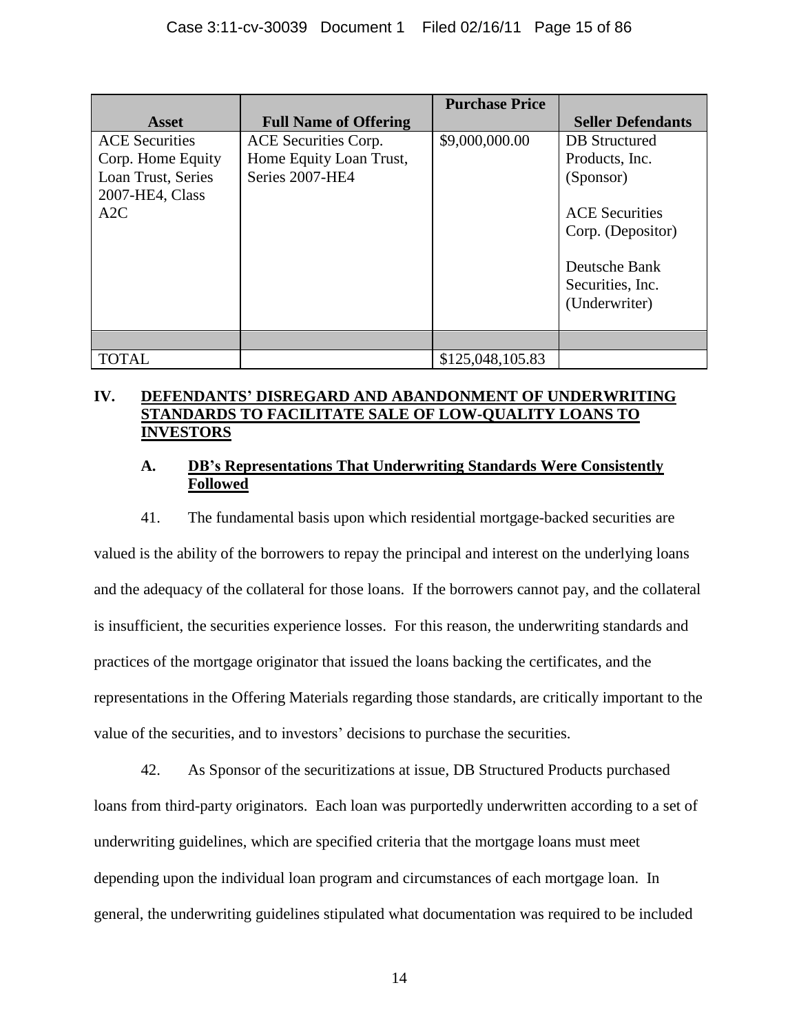| Asset | Full Name of Offering | Purchase Price | Seller Defendants |
|---|---|---|---|
| ACE Securities Corp. Home Equity Loan Trust, Series 2007-HE4, Class A2C | ACE Securities Corp. Home Equity Loan Trust, Series 2007-HE4 | $9,000,000.00 | DB Structured Products, Inc. (Sponsor)<br><br>ACE Securities Corp. (Depositor)<br><br>Deutsche Bank Securities, Inc. (Underwriter) |
| | | | |
| TOTAL | | $125,048,105.83 | |

## IV. DEFENDANTS' DISREGARD AND ABANDONMENT OF UNDERWRITING STANDARDS TO FACILITATE SALE OF LOW-QUALITY LOANS TO INVESTORS

### A. DB's Representations That Underwriting Standards Were Consistently Followed

41. The fundamental basis upon which residential mortgage-backed securities are valued is the ability of the borrowers to repay the principal and interest on the underlying loans and the adequacy of the collateral for those loans. If the borrowers cannot pay, and the collateral is insufficient, the securities experience losses. For this reason, the underwriting standards and practices of the mortgage originator that issued the loans backing the certificates, and the representations in the Offering Materials regarding those standards, are critically important to the value of the securities, and to investors' decisions to purchase the securities.

42. As Sponsor of the securitizations at issue, DB Structured Products purchased loans from third-party originators. Each loan was purportedly underwritten according to a set of underwriting guidelines, which are specified criteria that the mortgage loans must meet depending upon the individual loan program and circumstances of each mortgage loan. In general, the underwriting guidelines stipulated what documentation was required to be included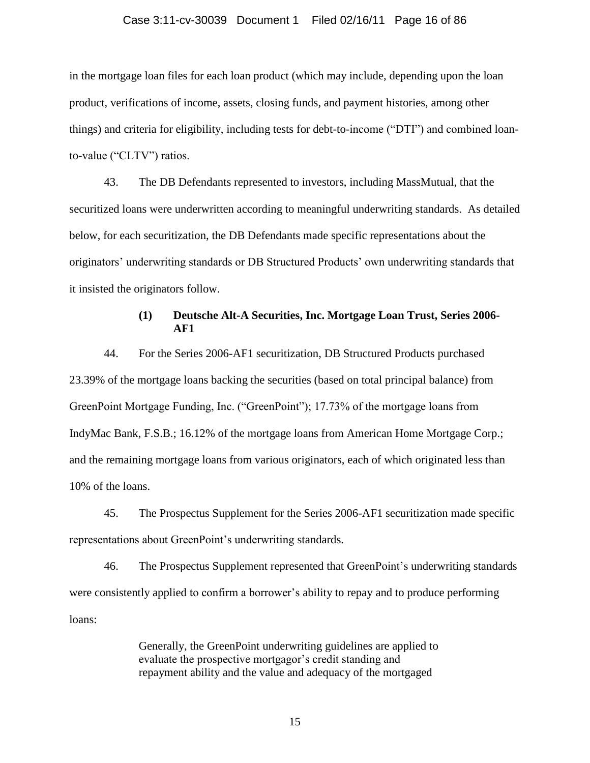in the mortgage loan files for each loan product (which may include, depending upon the loan product, verifications of income, assets, closing funds, and payment histories, among other things) and criteria for eligibility, including tests for debt-to-income ("DTI") and combined loan-to-value ("CLTV") ratios.

43. The DB Defendants represented to investors, including MassMutual, that the securitized loans were underwritten according to meaningful underwriting standards. As detailed below, for each securitization, the DB Defendants made specific representations about the originators' underwriting standards or DB Structured Products' own underwriting standards that it insisted the originators follow.

### (1) Deutsche Alt-A Securities, Inc. Mortgage Loan Trust, Series 2006-AF1

44. For the Series 2006-AF1 securitization, DB Structured Products purchased 23.39% of the mortgage loans backing the securities (based on total principal balance) from GreenPoint Mortgage Funding, Inc. ("GreenPoint"); 17.73% of the mortgage loans from IndyMac Bank, F.S.B.; 16.12% of the mortgage loans from American Home Mortgage Corp.; and the remaining mortgage loans from various originators, each of which originated less than 10% of the loans.

45. The Prospectus Supplement for the Series 2006-AF1 securitization made specific representations about GreenPoint's underwriting standards.

46. The Prospectus Supplement represented that GreenPoint's underwriting standards were consistently applied to confirm a borrower's ability to repay and to produce performing loans:

> Generally, the GreenPoint underwriting guidelines are applied to evaluate the prospective mortgagor's credit standing and repayment ability and the value and adequacy of the mortgaged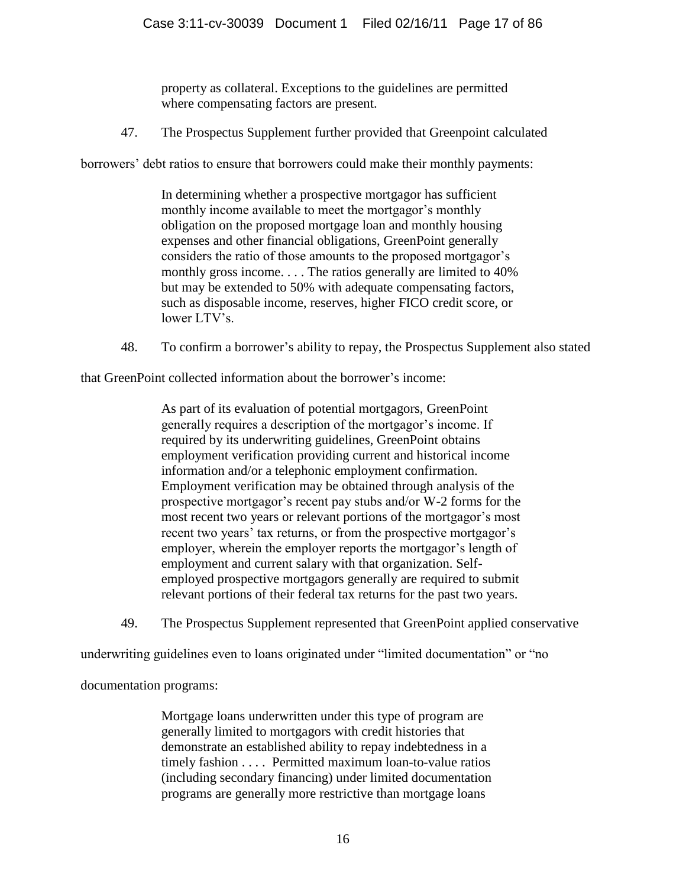> property as collateral. Exceptions to the guidelines are permitted where compensating factors are present.

47. The Prospectus Supplement further provided that Greenpoint calculated borrowers' debt ratios to ensure that borrowers could make their monthly payments:

> In determining whether a prospective mortgagor has sufficient monthly income available to meet the mortgagor's monthly obligation on the proposed mortgage loan and monthly housing expenses and other financial obligations, GreenPoint generally considers the ratio of those amounts to the proposed mortgagor's monthly gross income. . . . The ratios generally are limited to 40% but may be extended to 50% with adequate compensating factors, such as disposable income, reserves, higher FICO credit score, or lower LTV's.

48. To confirm a borrower's ability to repay, the Prospectus Supplement also stated that GreenPoint collected information about the borrower's income:

> As part of its evaluation of potential mortgagors, GreenPoint generally requires a description of the mortgagor's income. If required by its underwriting guidelines, GreenPoint obtains employment verification providing current and historical income information and/or a telephonic employment confirmation. Employment verification may be obtained through analysis of the prospective mortgagor's recent pay stubs and/or W-2 forms for the most recent two years or relevant portions of the mortgagor's most recent two years' tax returns, or from the prospective mortgagor's employer, wherein the employer reports the mortgagor's length of employment and current salary with that organization. Self-employed prospective mortgagors generally are required to submit relevant portions of their federal tax returns for the past two years.

49. The Prospectus Supplement represented that GreenPoint applied conservative underwriting guidelines even to loans originated under "limited documentation" or "no documentation programs:

> Mortgage loans underwritten under this type of program are generally limited to mortgagors with credit histories that demonstrate an established ability to repay indebtedness in a timely fashion . . . . Permitted maximum loan-to-value ratios (including secondary financing) under limited documentation programs are generally more restrictive than mortgage loans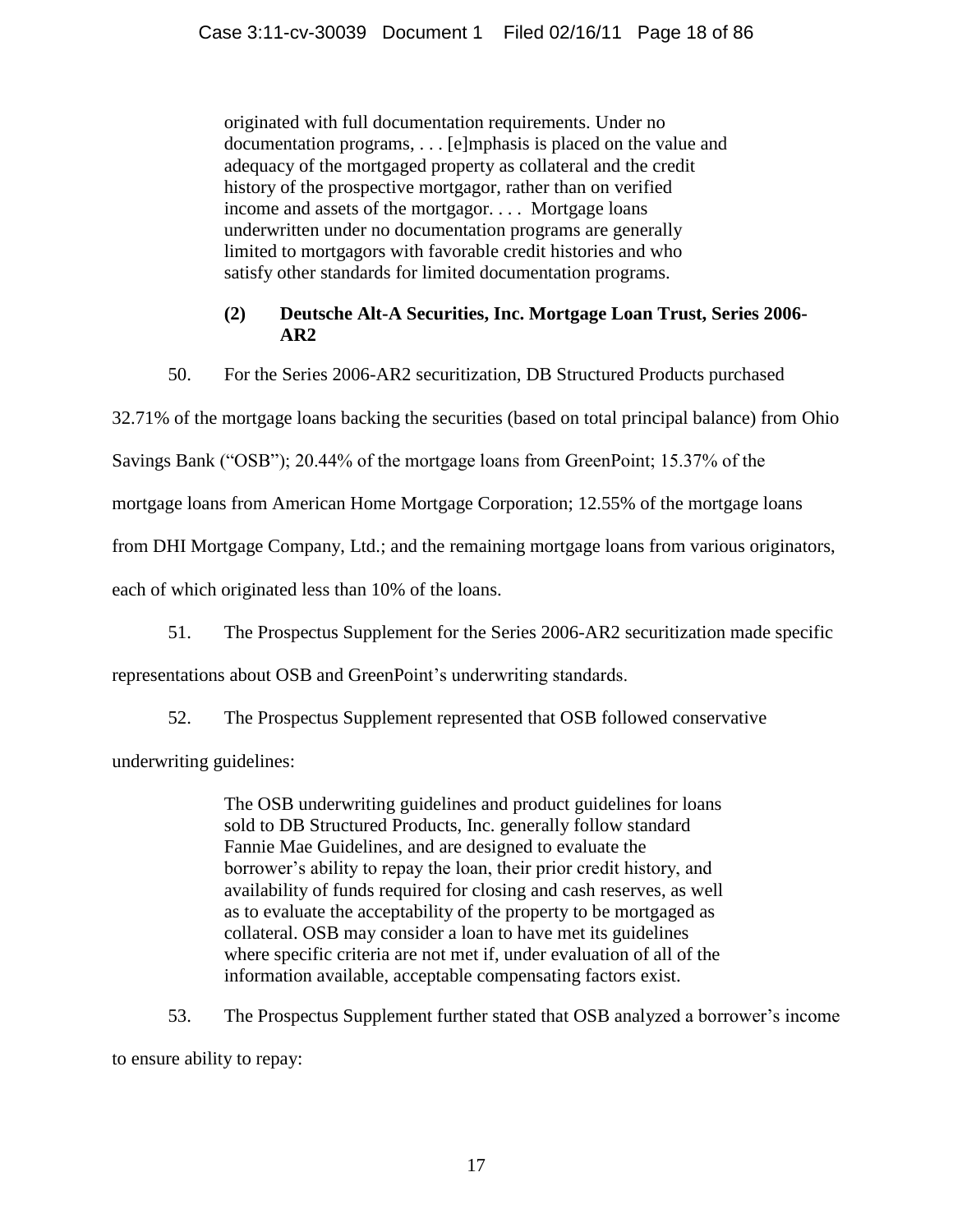> originated with full documentation requirements. Under no documentation programs, . . . [e]mphasis is placed on the value and adequacy of the mortgaged property as collateral and the credit history of the prospective mortgagor, rather than on verified income and assets of the mortgagor. . . . Mortgage loans underwritten under no documentation programs are generally limited to mortgagors with favorable credit histories and who satisfy other standards for limited documentation programs.

### (2) Deutsche Alt-A Securities, Inc. Mortgage Loan Trust, Series 2006-AR2

50. For the Series 2006-AR2 securitization, DB Structured Products purchased 32.71% of the mortgage loans backing the securities (based on total principal balance) from Ohio Savings Bank ("OSB"); 20.44% of the mortgage loans from GreenPoint; 15.37% of the mortgage loans from American Home Mortgage Corporation; 12.55% of the mortgage loans from DHI Mortgage Company, Ltd.; and the remaining mortgage loans from various originators, each of which originated less than 10% of the loans.

51. The Prospectus Supplement for the Series 2006-AR2 securitization made specific representations about OSB and GreenPoint's underwriting standards.

52. The Prospectus Supplement represented that OSB followed conservative underwriting guidelines:

> The OSB underwriting guidelines and product guidelines for loans sold to DB Structured Products, Inc. generally follow standard Fannie Mae Guidelines, and are designed to evaluate the borrower's ability to repay the loan, their prior credit history, and availability of funds required for closing and cash reserves, as well as to evaluate the acceptability of the property to be mortgaged as collateral. OSB may consider a loan to have met its guidelines where specific criteria are not met if, under evaluation of all of the information available, acceptable compensating factors exist.

53. The Prospectus Supplement further stated that OSB analyzed a borrower's income to ensure ability to repay: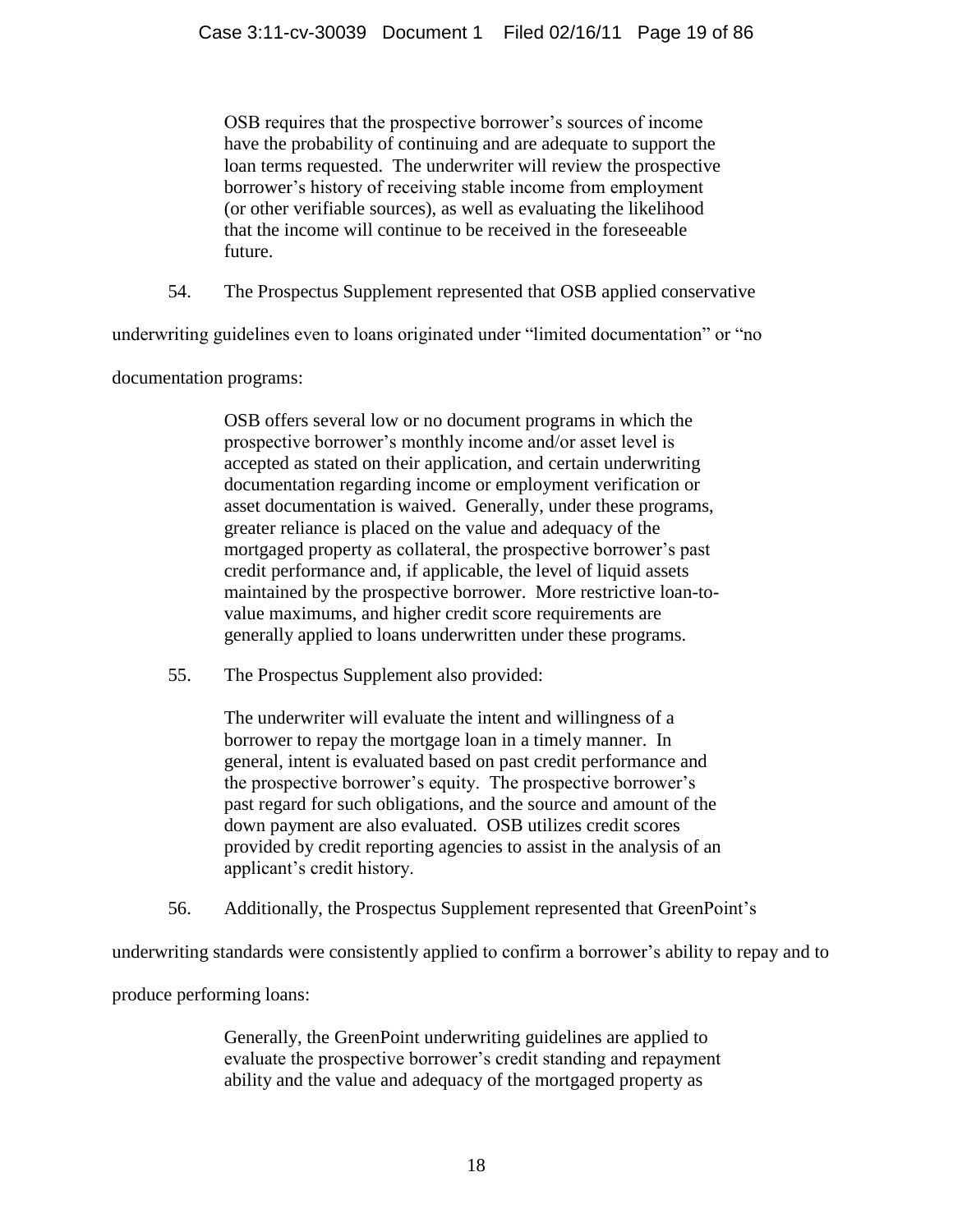> OSB requires that the prospective borrower's sources of income have the probability of continuing and are adequate to support the loan terms requested. The underwriter will review the prospective borrower's history of receiving stable income from employment (or other verifiable sources), as well as evaluating the likelihood that the income will continue to be received in the foreseeable future.

54. The Prospectus Supplement represented that OSB applied conservative underwriting guidelines even to loans originated under "limited documentation" or "no documentation programs:

> OSB offers several low or no document programs in which the prospective borrower's monthly income and/or asset level is accepted as stated on their application, and certain underwriting documentation regarding income or employment verification or asset documentation is waived. Generally, under these programs, greater reliance is placed on the value and adequacy of the mortgaged property as collateral, the prospective borrower's past credit performance and, if applicable, the level of liquid assets maintained by the prospective borrower. More restrictive loan-to-value maximums, and higher credit score requirements are generally applied to loans underwritten under these programs.

55. The Prospectus Supplement also provided:

> The underwriter will evaluate the intent and willingness of a borrower to repay the mortgage loan in a timely manner. In general, intent is evaluated based on past credit performance and the prospective borrower's equity. The prospective borrower's past regard for such obligations, and the source and amount of the down payment are also evaluated. OSB utilizes credit scores provided by credit reporting agencies to assist in the analysis of an applicant's credit history.

56. Additionally, the Prospectus Supplement represented that GreenPoint's underwriting standards were consistently applied to confirm a borrower's ability to repay and to produce performing loans:

> Generally, the GreenPoint underwriting guidelines are applied to evaluate the prospective borrower's credit standing and repayment ability and the value and adequacy of the mortgaged property as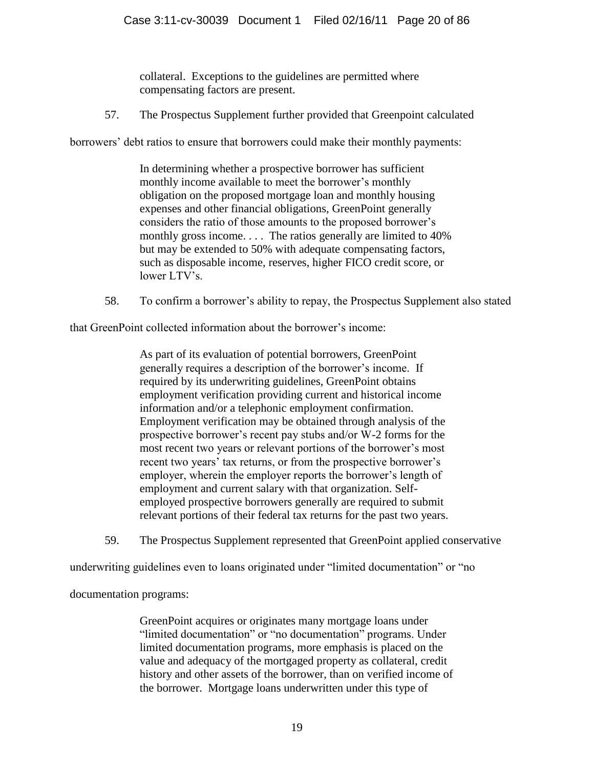> collateral. Exceptions to the guidelines are permitted where compensating factors are present.

57. The Prospectus Supplement further provided that Greenpoint calculated borrowers' debt ratios to ensure that borrowers could make their monthly payments:

> In determining whether a prospective borrower has sufficient monthly income available to meet the borrower's monthly obligation on the proposed mortgage loan and monthly housing expenses and other financial obligations, GreenPoint generally considers the ratio of those amounts to the proposed borrower's monthly gross income. . . . The ratios generally are limited to 40% but may be extended to 50% with adequate compensating factors, such as disposable income, reserves, higher FICO credit score, or lower LTV's.

58. To confirm a borrower's ability to repay, the Prospectus Supplement also stated that GreenPoint collected information about the borrower's income:

> As part of its evaluation of potential borrowers, GreenPoint generally requires a description of the borrower's income. If required by its underwriting guidelines, GreenPoint obtains employment verification providing current and historical income information and/or a telephonic employment confirmation. Employment verification may be obtained through analysis of the prospective borrower's recent pay stubs and/or W-2 forms for the most recent two years or relevant portions of the borrower's most recent two years' tax returns, or from the prospective borrower's employer, wherein the employer reports the borrower's length of employment and current salary with that organization. Self-employed prospective borrowers generally are required to submit relevant portions of their federal tax returns for the past two years.

59. The Prospectus Supplement represented that GreenPoint applied conservative underwriting guidelines even to loans originated under "limited documentation" or "no documentation programs:

> GreenPoint acquires or originates many mortgage loans under "limited documentation" or "no documentation" programs. Under limited documentation programs, more emphasis is placed on the value and adequacy of the mortgaged property as collateral, credit history and other assets of the borrower, than on verified income of the borrower. Mortgage loans underwritten under this type of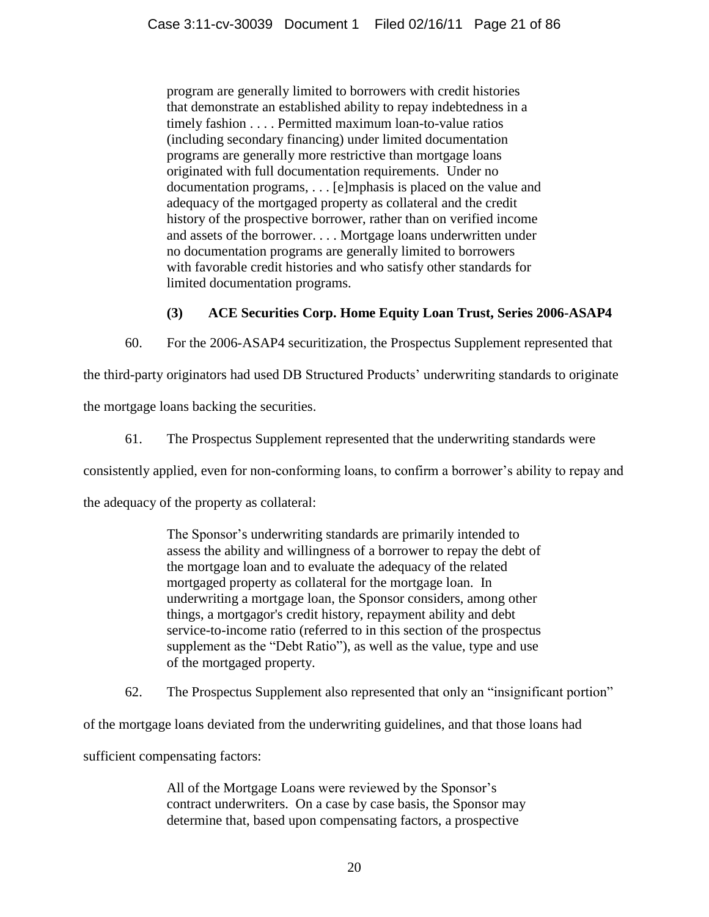> program are generally limited to borrowers with credit histories that demonstrate an established ability to repay indebtedness in a timely fashion . . . . Permitted maximum loan-to-value ratios (including secondary financing) under limited documentation programs are generally more restrictive than mortgage loans originated with full documentation requirements. Under no documentation programs, . . . [e]mphasis is placed on the value and adequacy of the mortgaged property as collateral and the credit history of the prospective borrower, rather than on verified income and assets of the borrower. . . . Mortgage loans underwritten under no documentation programs are generally limited to borrowers with favorable credit histories and who satisfy other standards for limited documentation programs.

### (3) ACE Securities Corp. Home Equity Loan Trust, Series 2006-ASAP4

60. For the 2006-ASAP4 securitization, the Prospectus Supplement represented that the third-party originators had used DB Structured Products' underwriting standards to originate the mortgage loans backing the securities.

61. The Prospectus Supplement represented that the underwriting standards were consistently applied, even for non-conforming loans, to confirm a borrower's ability to repay and the adequacy of the property as collateral:

> The Sponsor's underwriting standards are primarily intended to assess the ability and willingness of a borrower to repay the debt of the mortgage loan and to evaluate the adequacy of the related mortgaged property as collateral for the mortgage loan. In underwriting a mortgage loan, the Sponsor considers, among other things, a mortgagor's credit history, repayment ability and debt service-to-income ratio (referred to in this section of the prospectus supplement as the "Debt Ratio"), as well as the value, type and use of the mortgaged property.

62. The Prospectus Supplement also represented that only an "insignificant portion" of the mortgage loans deviated from the underwriting guidelines, and that those loans had sufficient compensating factors:

> All of the Mortgage Loans were reviewed by the Sponsor's contract underwriters. On a case by case basis, the Sponsor may determine that, based upon compensating factors, a prospective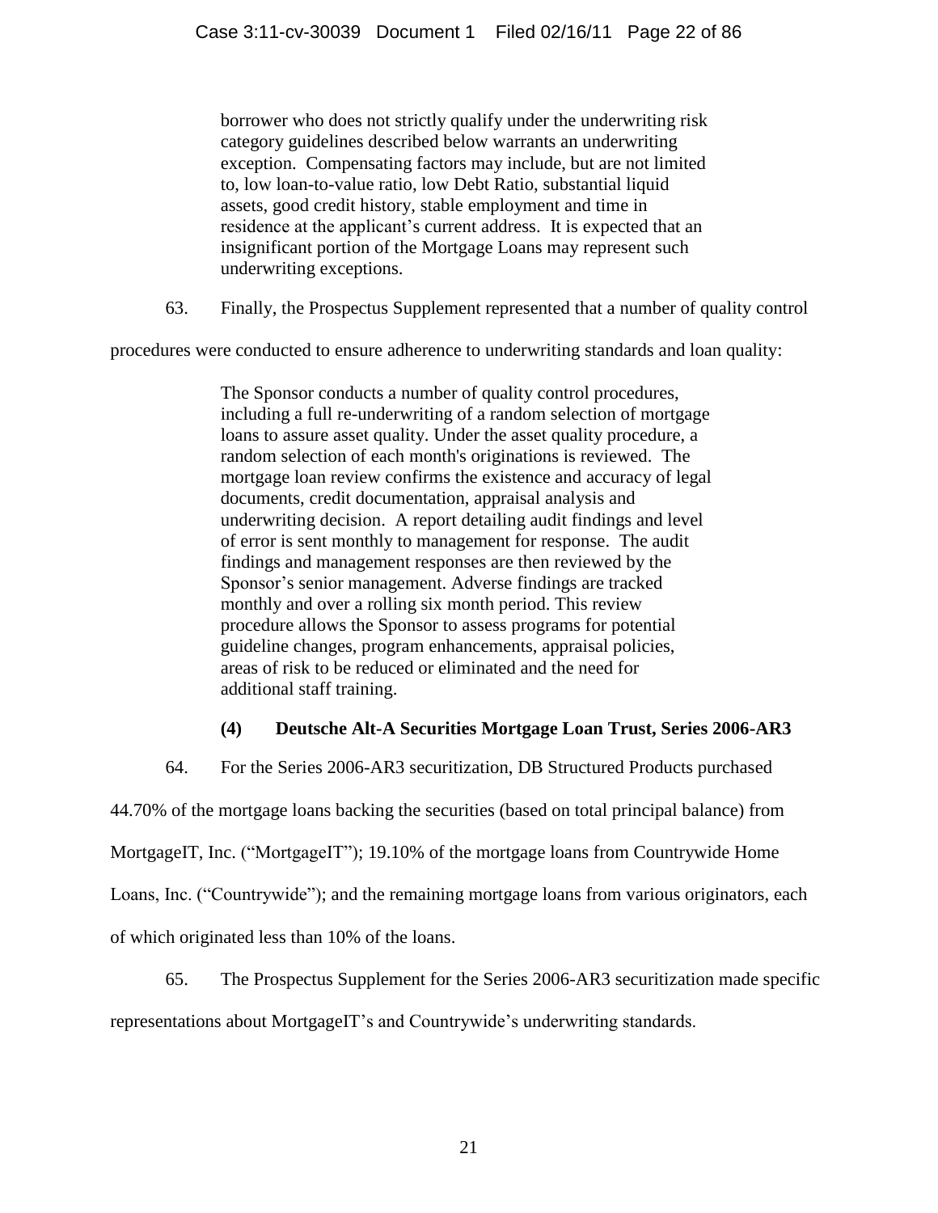> borrower who does not strictly qualify under the underwriting risk category guidelines described below warrants an underwriting exception. Compensating factors may include, but are not limited to, low loan-to-value ratio, low Debt Ratio, substantial liquid assets, good credit history, stable employment and time in residence at the applicant's current address. It is expected that an insignificant portion of the Mortgage Loans may represent such underwriting exceptions.

63. Finally, the Prospectus Supplement represented that a number of quality control procedures were conducted to ensure adherence to underwriting standards and loan quality:

> The Sponsor conducts a number of quality control procedures, including a full re-underwriting of a random selection of mortgage loans to assure asset quality. Under the asset quality procedure, a random selection of each month's originations is reviewed. The mortgage loan review confirms the existence and accuracy of legal documents, credit documentation, appraisal analysis and underwriting decision. A report detailing audit findings and level of error is sent monthly to management for response. The audit findings and management responses are then reviewed by the Sponsor's senior management. Adverse findings are tracked monthly and over a rolling six month period. This review procedure allows the Sponsor to assess programs for potential guideline changes, program enhancements, appraisal policies, areas of risk to be reduced or eliminated and the need for additional staff training.

**(4) Deutsche Alt-A Securities Mortgage Loan Trust, Series 2006-AR3**

64. For the Series 2006-AR3 securitization, DB Structured Products purchased 44.70% of the mortgage loans backing the securities (based on total principal balance) from MortgageIT, Inc. ("MortgageIT"); 19.10% of the mortgage loans from Countrywide Home Loans, Inc. ("Countrywide"); and the remaining mortgage loans from various originators, each of which originated less than 10% of the loans.

65. The Prospectus Supplement for the Series 2006-AR3 securitization made specific representations about MortgageIT's and Countrywide's underwriting standards.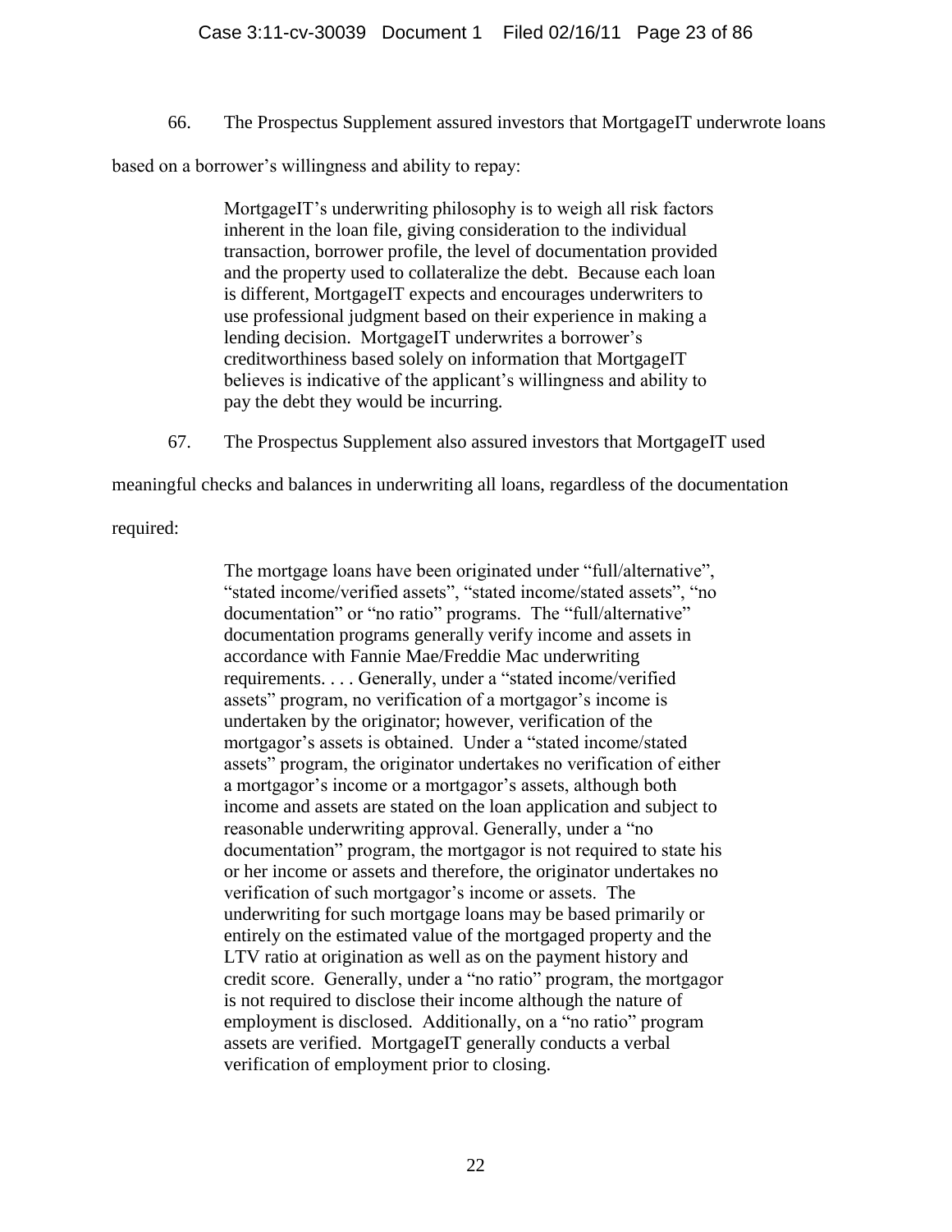66. The Prospectus Supplement assured investors that MortgageIT underwrote loans based on a borrower's willingness and ability to repay:

> MortgageIT's underwriting philosophy is to weigh all risk factors inherent in the loan file, giving consideration to the individual transaction, borrower profile, the level of documentation provided and the property used to collateralize the debt. Because each loan is different, MortgageIT expects and encourages underwriters to use professional judgment based on their experience in making a lending decision. MortgageIT underwrites a borrower's creditworthiness based solely on information that MortgageIT believes is indicative of the applicant's willingness and ability to pay the debt they would be incurring.

67. The Prospectus Supplement also assured investors that MortgageIT used meaningful checks and balances in underwriting all loans, regardless of the documentation required:

> The mortgage loans have been originated under "full/alternative", "stated income/verified assets", "stated income/stated assets", "no documentation" or "no ratio" programs. The "full/alternative" documentation programs generally verify income and assets in accordance with Fannie Mae/Freddie Mac underwriting requirements. . . . Generally, under a "stated income/verified assets" program, no verification of a mortgagor's income is undertaken by the originator; however, verification of the mortgagor's assets is obtained. Under a "stated income/stated assets" program, the originator undertakes no verification of either a mortgagor's income or a mortgagor's assets, although both income and assets are stated on the loan application and subject to reasonable underwriting approval. Generally, under a "no documentation" program, the mortgagor is not required to state his or her income or assets and therefore, the originator undertakes no verification of such mortgagor's income or assets. The underwriting for such mortgage loans may be based primarily or entirely on the estimated value of the mortgaged property and the LTV ratio at origination as well as on the payment history and credit score. Generally, under a "no ratio" program, the mortgagor is not required to disclose their income although the nature of employment is disclosed. Additionally, on a "no ratio" program assets are verified. MortgageIT generally conducts a verbal verification of employment prior to closing.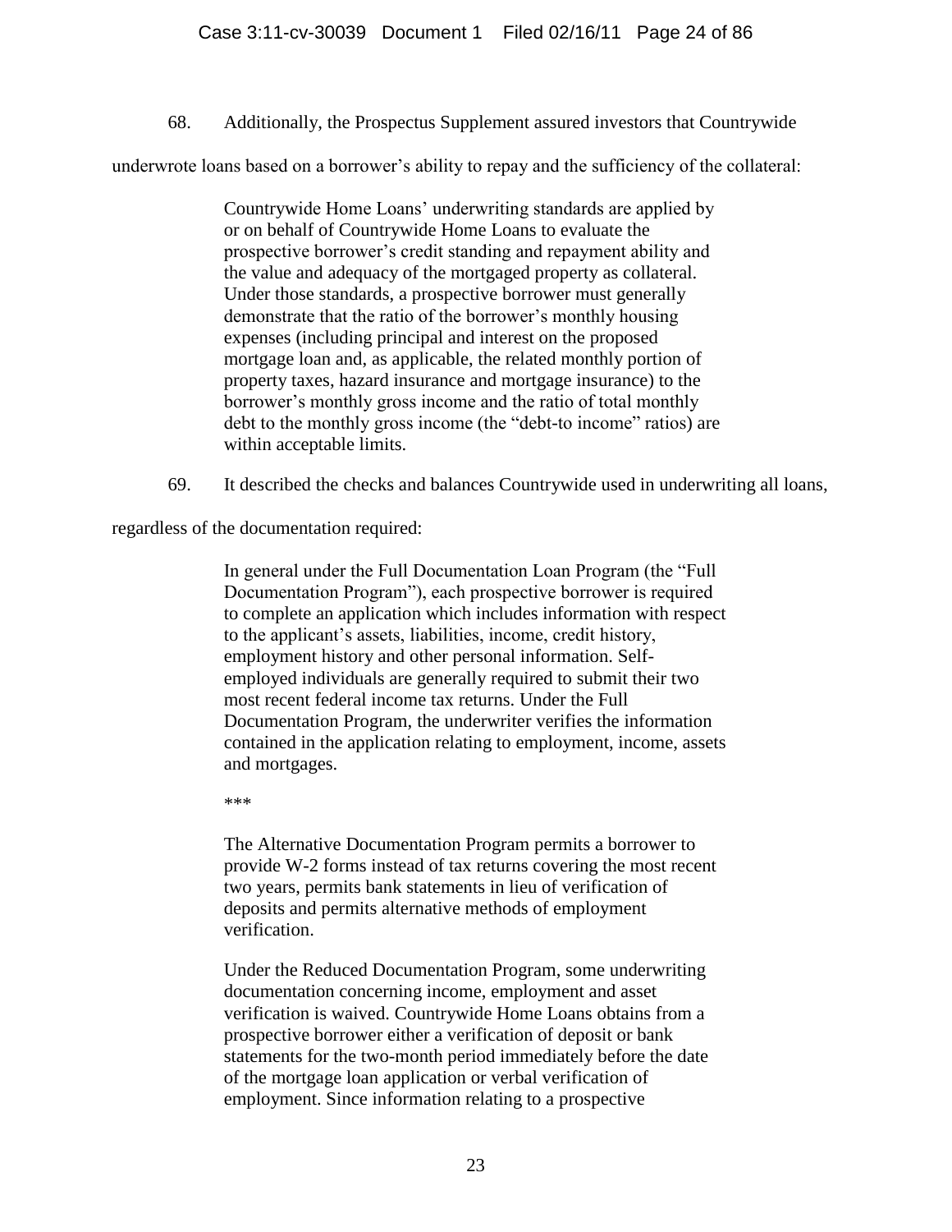68. Additionally, the Prospectus Supplement assured investors that Countrywide underwrote loans based on a borrower's ability to repay and the sufficiency of the collateral:

> Countrywide Home Loans' underwriting standards are applied by or on behalf of Countrywide Home Loans to evaluate the prospective borrower's credit standing and repayment ability and the value and adequacy of the mortgaged property as collateral. Under those standards, a prospective borrower must generally demonstrate that the ratio of the borrower's monthly housing expenses (including principal and interest on the proposed mortgage loan and, as applicable, the related monthly portion of property taxes, hazard insurance and mortgage insurance) to the borrower's monthly gross income and the ratio of total monthly debt to the monthly gross income (the "debt-to income" ratios) are within acceptable limits.

69. It described the checks and balances Countrywide used in underwriting all loans, regardless of the documentation required:

> In general under the Full Documentation Loan Program (the "Full Documentation Program"), each prospective borrower is required to complete an application which includes information with respect to the applicant's assets, liabilities, income, credit history, employment history and other personal information. Self-employed individuals are generally required to submit their two most recent federal income tax returns. Under the Full Documentation Program, the underwriter verifies the information contained in the application relating to employment, income, assets and mortgages.
>
> ***
>
> The Alternative Documentation Program permits a borrower to provide W-2 forms instead of tax returns covering the most recent two years, permits bank statements in lieu of verification of deposits and permits alternative methods of employment verification.
>
> Under the Reduced Documentation Program, some underwriting documentation concerning income, employment and asset verification is waived. Countrywide Home Loans obtains from a prospective borrower either a verification of deposit or bank statements for the two-month period immediately before the date of the mortgage loan application or verbal verification of employment. Since information relating to a prospective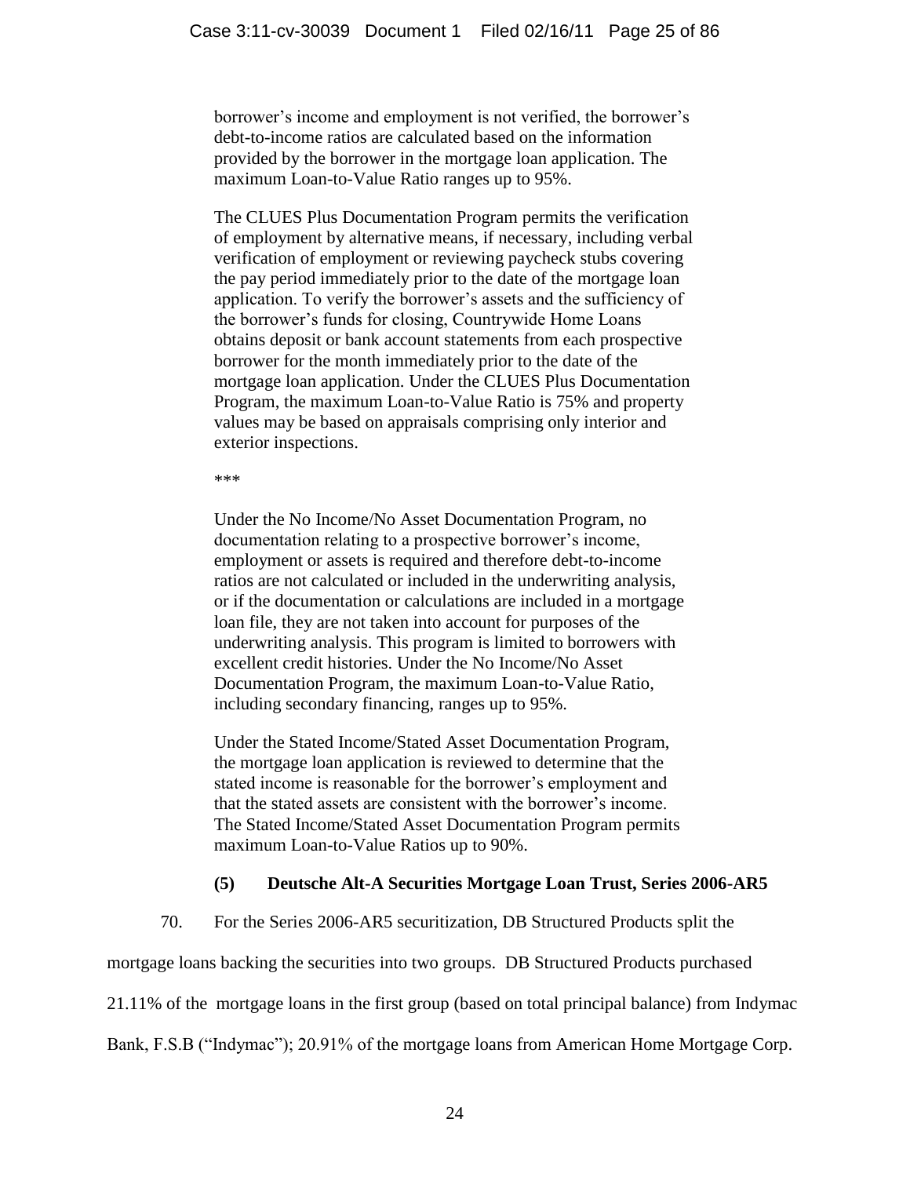> borrower's income and employment is not verified, the borrower's debt-to-income ratios are calculated based on the information provided by the borrower in the mortgage loan application. The maximum Loan-to-Value Ratio ranges up to 95%.
>
> The CLUES Plus Documentation Program permits the verification of employment by alternative means, if necessary, including verbal verification of employment or reviewing paycheck stubs covering the pay period immediately prior to the date of the mortgage loan application. To verify the borrower's assets and the sufficiency of the borrower's funds for closing, Countrywide Home Loans obtains deposit or bank account statements from each prospective borrower for the month immediately prior to the date of the mortgage loan application. Under the CLUES Plus Documentation Program, the maximum Loan-to-Value Ratio is 75% and property values may be based on appraisals comprising only interior and exterior inspections.
>
> ***
>
> Under the No Income/No Asset Documentation Program, no documentation relating to a prospective borrower's income, employment or assets is required and therefore debt-to-income ratios are not calculated or included in the underwriting analysis, or if the documentation or calculations are included in a mortgage loan file, they are not taken into account for purposes of the underwriting analysis. This program is limited to borrowers with excellent credit histories. Under the No Income/No Asset Documentation Program, the maximum Loan-to-Value Ratio, including secondary financing, ranges up to 95%.
>
> Under the Stated Income/Stated Asset Documentation Program, the mortgage loan application is reviewed to determine that the stated income is reasonable for the borrower's employment and that the stated assets are consistent with the borrower's income. The Stated Income/Stated Asset Documentation Program permits maximum Loan-to-Value Ratios up to 90%.

#### (5) Deutsche Alt-A Securities Mortgage Loan Trust, Series 2006-AR5

70. For the Series 2006-AR5 securitization, DB Structured Products split the mortgage loans backing the securities into two groups. DB Structured Products purchased 21.11% of the mortgage loans in the first group (based on total principal balance) from Indymac Bank, F.S.B ("Indymac"); 20.91% of the mortgage loans from American Home Mortgage Corp.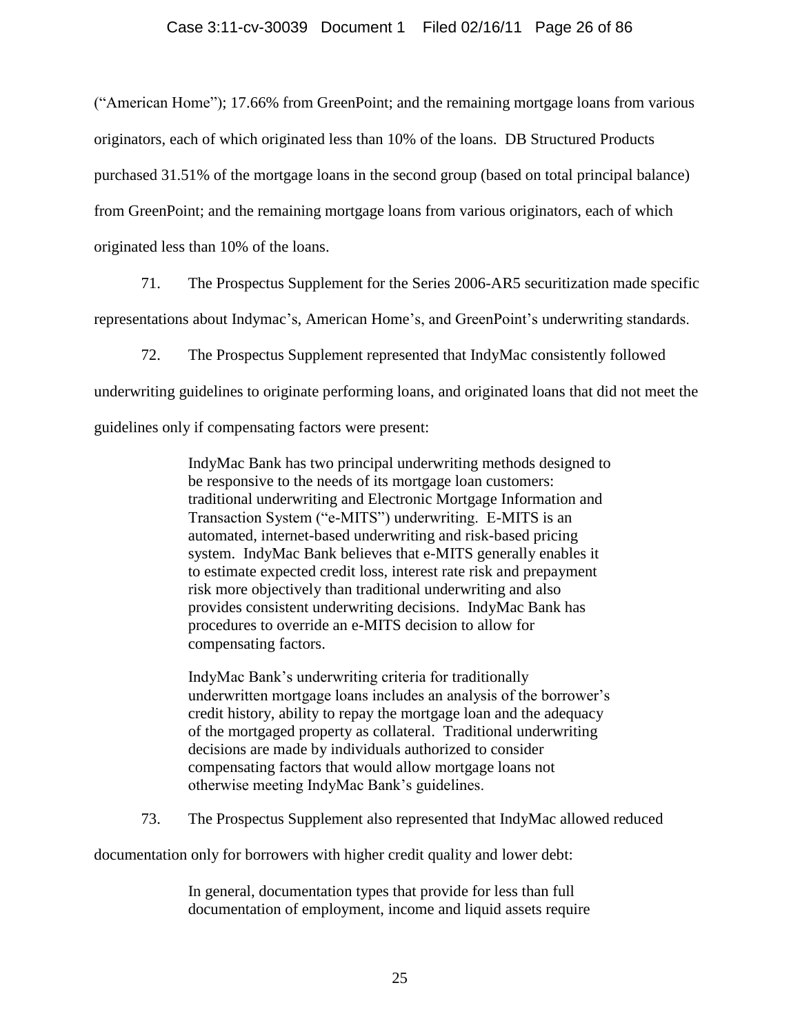("American Home"); 17.66% from GreenPoint; and the remaining mortgage loans from various originators, each of which originated less than 10% of the loans. DB Structured Products purchased 31.51% of the mortgage loans in the second group (based on total principal balance) from GreenPoint; and the remaining mortgage loans from various originators, each of which originated less than 10% of the loans.

71. The Prospectus Supplement for the Series 2006-AR5 securitization made specific representations about Indymac's, American Home's, and GreenPoint's underwriting standards.

72. The Prospectus Supplement represented that IndyMac consistently followed underwriting guidelines to originate performing loans, and originated loans that did not meet the guidelines only if compensating factors were present:

> IndyMac Bank has two principal underwriting methods designed to be responsive to the needs of its mortgage loan customers: traditional underwriting and Electronic Mortgage Information and Transaction System ("e-MITS") underwriting. E-MITS is an automated, internet-based underwriting and risk-based pricing system. IndyMac Bank believes that e-MITS generally enables it to estimate expected credit loss, interest rate risk and prepayment risk more objectively than traditional underwriting and also provides consistent underwriting decisions. IndyMac Bank has procedures to override an e-MITS decision to allow for compensating factors.
>
> IndyMac Bank's underwriting criteria for traditionally underwritten mortgage loans includes an analysis of the borrower's credit history, ability to repay the mortgage loan and the adequacy of the mortgaged property as collateral. Traditional underwriting decisions are made by individuals authorized to consider compensating factors that would allow mortgage loans not otherwise meeting IndyMac Bank's guidelines.

73. The Prospectus Supplement also represented that IndyMac allowed reduced documentation only for borrowers with higher credit quality and lower debt:

> In general, documentation types that provide for less than full documentation of employment, income and liquid assets require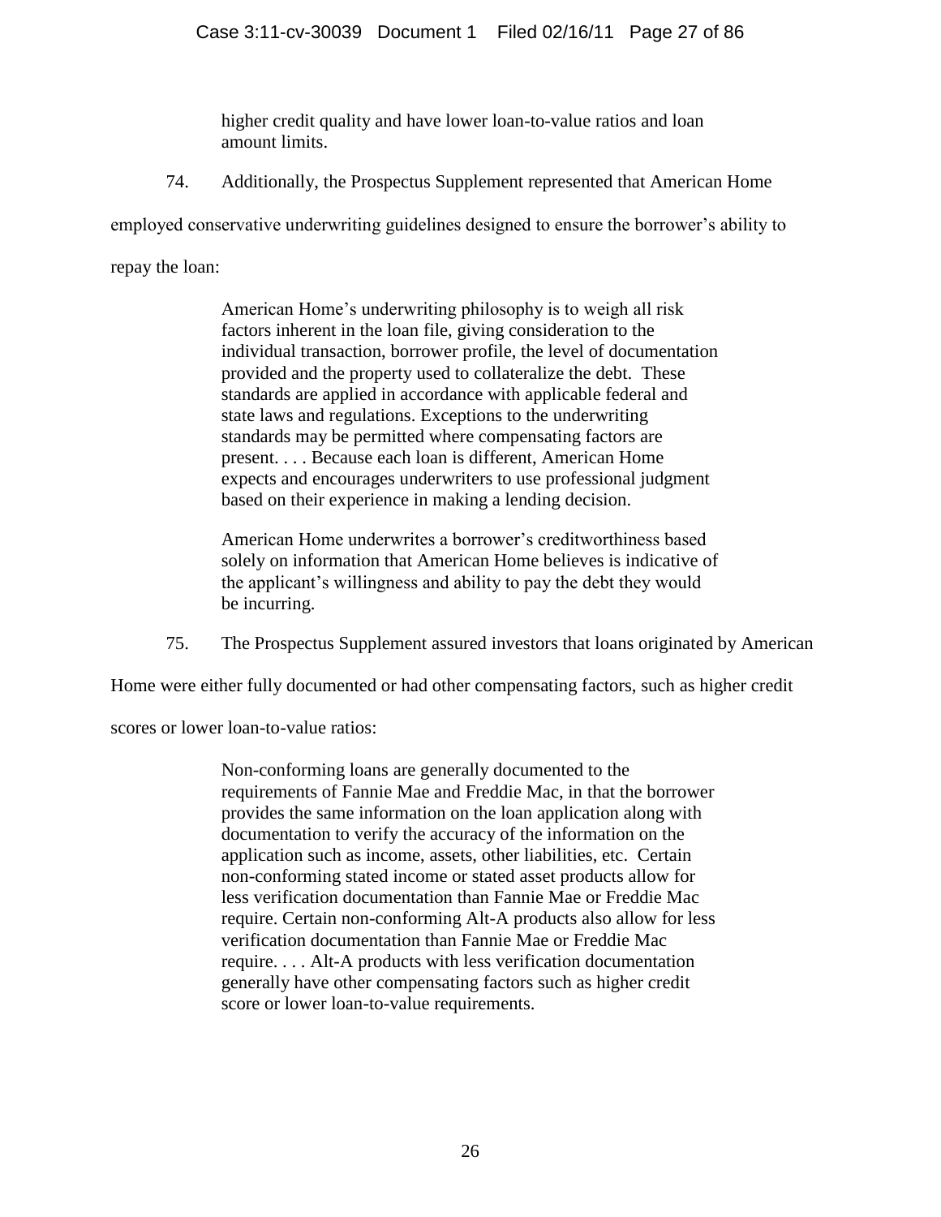higher credit quality and have lower loan-to-value ratios and loan amount limits.

74. Additionally, the Prospectus Supplement represented that American Home employed conservative underwriting guidelines designed to ensure the borrower's ability to repay the loan:

> American Home's underwriting philosophy is to weigh all risk factors inherent in the loan file, giving consideration to the individual transaction, borrower profile, the level of documentation provided and the property used to collateralize the debt. These standards are applied in accordance with applicable federal and state laws and regulations. Exceptions to the underwriting standards may be permitted where compensating factors are present. . . . Because each loan is different, American Home expects and encourages underwriters to use professional judgment based on their experience in making a lending decision.
>
> American Home underwrites a borrower's creditworthiness based solely on information that American Home believes is indicative of the applicant's willingness and ability to pay the debt they would be incurring.

75. The Prospectus Supplement assured investors that loans originated by American Home were either fully documented or had other compensating factors, such as higher credit scores or lower loan-to-value ratios:

> Non-conforming loans are generally documented to the requirements of Fannie Mae and Freddie Mac, in that the borrower provides the same information on the loan application along with documentation to verify the accuracy of the information on the application such as income, assets, other liabilities, etc. Certain non-conforming stated income or stated asset products allow for less verification documentation than Fannie Mae or Freddie Mac require. Certain non-conforming Alt-A products also allow for less verification documentation than Fannie Mae or Freddie Mac require. . . . Alt-A products with less verification documentation generally have other compensating factors such as higher credit score or lower loan-to-value requirements.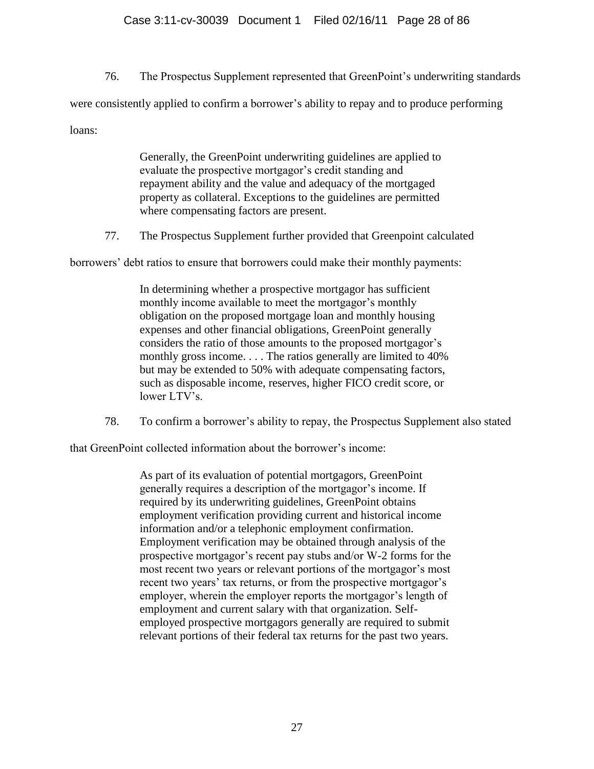76. The Prospectus Supplement represented that GreenPoint's underwriting standards were consistently applied to confirm a borrower's ability to repay and to produce performing loans:

> Generally, the GreenPoint underwriting guidelines are applied to evaluate the prospective mortgagor's credit standing and repayment ability and the value and adequacy of the mortgaged property as collateral. Exceptions to the guidelines are permitted where compensating factors are present.

77. The Prospectus Supplement further provided that Greenpoint calculated borrowers' debt ratios to ensure that borrowers could make their monthly payments:

> In determining whether a prospective mortgagor has sufficient monthly income available to meet the mortgagor's monthly obligation on the proposed mortgage loan and monthly housing expenses and other financial obligations, GreenPoint generally considers the ratio of those amounts to the proposed mortgagor's monthly gross income. . . . The ratios generally are limited to 40% but may be extended to 50% with adequate compensating factors, such as disposable income, reserves, higher FICO credit score, or lower LTV's.

78. To confirm a borrower's ability to repay, the Prospectus Supplement also stated that GreenPoint collected information about the borrower's income:

> As part of its evaluation of potential mortgagors, GreenPoint generally requires a description of the mortgagor's income. If required by its underwriting guidelines, GreenPoint obtains employment verification providing current and historical income information and/or a telephonic employment confirmation. Employment verification may be obtained through analysis of the prospective mortgagor's recent pay stubs and/or W-2 forms for the most recent two years or relevant portions of the mortgagor's most recent two years' tax returns, or from the prospective mortgagor's employer, wherein the employer reports the mortgagor's length of employment and current salary with that organization. Self-employed prospective mortgagors generally are required to submit relevant portions of their federal tax returns for the past two years.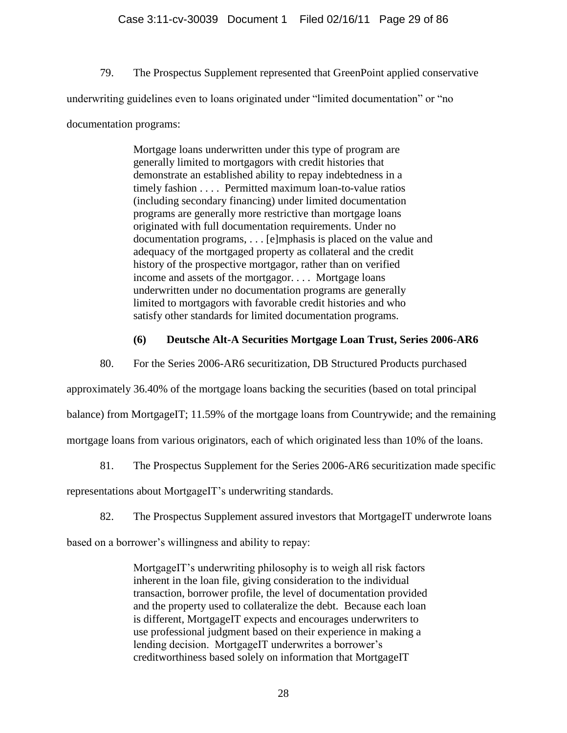79. The Prospectus Supplement represented that GreenPoint applied conservative underwriting guidelines even to loans originated under "limited documentation" or "no documentation programs:

> Mortgage loans underwritten under this type of program are generally limited to mortgagors with credit histories that demonstrate an established ability to repay indebtedness in a timely fashion . . . . Permitted maximum loan-to-value ratios (including secondary financing) under limited documentation programs are generally more restrictive than mortgage loans originated with full documentation requirements. Under no documentation programs, . . . [e]mphasis is placed on the value and adequacy of the mortgaged property as collateral and the credit history of the prospective mortgagor, rather than on verified income and assets of the mortgagor. . . . Mortgage loans underwritten under no documentation programs are generally limited to mortgagors with favorable credit histories and who satisfy other standards for limited documentation programs.

### (6) Deutsche Alt-A Securities Mortgage Loan Trust, Series 2006-AR6

80. For the Series 2006-AR6 securitization, DB Structured Products purchased approximately 36.40% of the mortgage loans backing the securities (based on total principal balance) from MortgageIT; 11.59% of the mortgage loans from Countrywide; and the remaining mortgage loans from various originators, each of which originated less than 10% of the loans.

81. The Prospectus Supplement for the Series 2006-AR6 securitization made specific representations about MortgageIT's underwriting standards.

82. The Prospectus Supplement assured investors that MortgageIT underwrote loans based on a borrower's willingness and ability to repay:

> MortgageIT's underwriting philosophy is to weigh all risk factors inherent in the loan file, giving consideration to the individual transaction, borrower profile, the level of documentation provided and the property used to collateralize the debt. Because each loan is different, MortgageIT expects and encourages underwriters to use professional judgment based on their experience in making a lending decision. MortgageIT underwrites a borrower's creditworthiness based solely on information that MortgageIT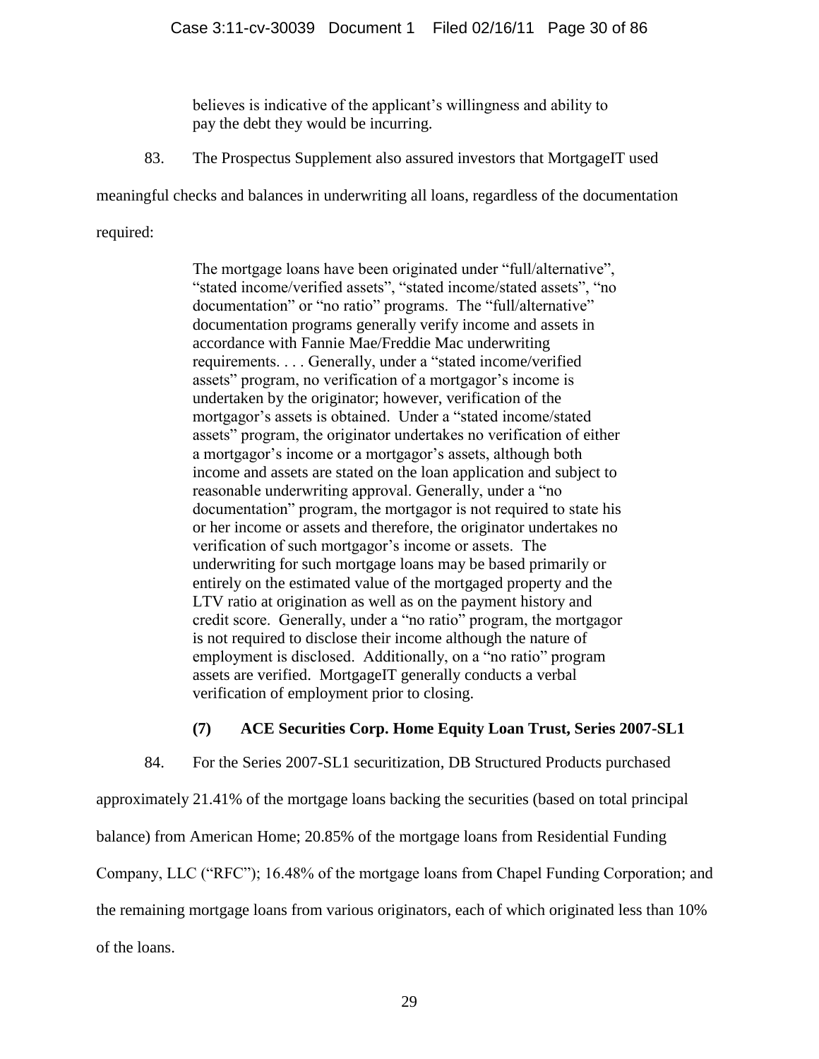believes is indicative of the applicant's willingness and ability to pay the debt they would be incurring.

83. The Prospectus Supplement also assured investors that MortgageIT used meaningful checks and balances in underwriting all loans, regardless of the documentation required:

> The mortgage loans have been originated under "full/alternative", "stated income/verified assets", "stated income/stated assets", "no documentation" or "no ratio" programs. The "full/alternative" documentation programs generally verify income and assets in accordance with Fannie Mae/Freddie Mac underwriting requirements. . . . Generally, under a "stated income/verified assets" program, no verification of a mortgagor's income is undertaken by the originator; however, verification of the mortgagor's assets is obtained. Under a "stated income/stated assets" program, the originator undertakes no verification of either a mortgagor's income or a mortgagor's assets, although both income and assets are stated on the loan application and subject to reasonable underwriting approval. Generally, under a "no documentation" program, the mortgagor is not required to state his or her income or assets and therefore, the originator undertakes no verification of such mortgagor's income or assets. The underwriting for such mortgage loans may be based primarily or entirely on the estimated value of the mortgaged property and the LTV ratio at origination as well as on the payment history and credit score. Generally, under a "no ratio" program, the mortgagor is not required to disclose their income although the nature of employment is disclosed. Additionally, on a "no ratio" program assets are verified. MortgageIT generally conducts a verbal verification of employment prior to closing.

### (7) ACE Securities Corp. Home Equity Loan Trust, Series 2007-SL1

84. For the Series 2007-SL1 securitization, DB Structured Products purchased approximately 21.41% of the mortgage loans backing the securities (based on total principal balance) from American Home; 20.85% of the mortgage loans from Residential Funding Company, LLC ("RFC"); 16.48% of the mortgage loans from Chapel Funding Corporation; and the remaining mortgage loans from various originators, each of which originated less than 10% of the loans.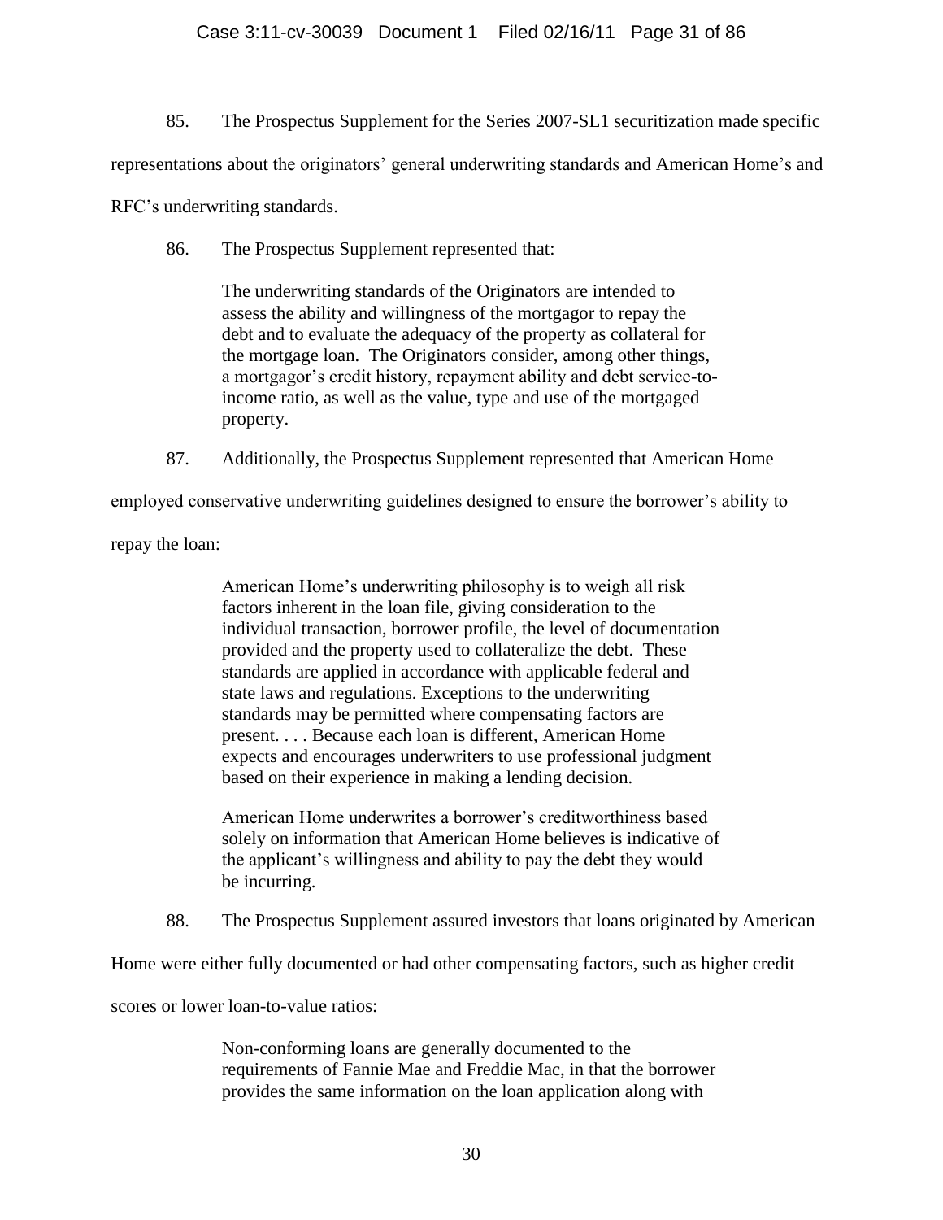85. The Prospectus Supplement for the Series 2007-SL1 securitization made specific representations about the originators' general underwriting standards and American Home's and RFC's underwriting standards.

86. The Prospectus Supplement represented that:

> The underwriting standards of the Originators are intended to assess the ability and willingness of the mortgagor to repay the debt and to evaluate the adequacy of the property as collateral for the mortgage loan. The Originators consider, among other things, a mortgagor's credit history, repayment ability and debt service-to-income ratio, as well as the value, type and use of the mortgaged property.

87. Additionally, the Prospectus Supplement represented that American Home employed conservative underwriting guidelines designed to ensure the borrower's ability to repay the loan:

> American Home's underwriting philosophy is to weigh all risk factors inherent in the loan file, giving consideration to the individual transaction, borrower profile, the level of documentation provided and the property used to collateralize the debt. These standards are applied in accordance with applicable federal and state laws and regulations. Exceptions to the underwriting standards may be permitted where compensating factors are present. . . . Because each loan is different, American Home expects and encourages underwriters to use professional judgment based on their experience in making a lending decision.
>
> American Home underwrites a borrower's creditworthiness based solely on information that American Home believes is indicative of the applicant's willingness and ability to pay the debt they would be incurring.

88. The Prospectus Supplement assured investors that loans originated by American Home were either fully documented or had other compensating factors, such as higher credit scores or lower loan-to-value ratios:

> Non-conforming loans are generally documented to the requirements of Fannie Mae and Freddie Mac, in that the borrower provides the same information on the loan application along with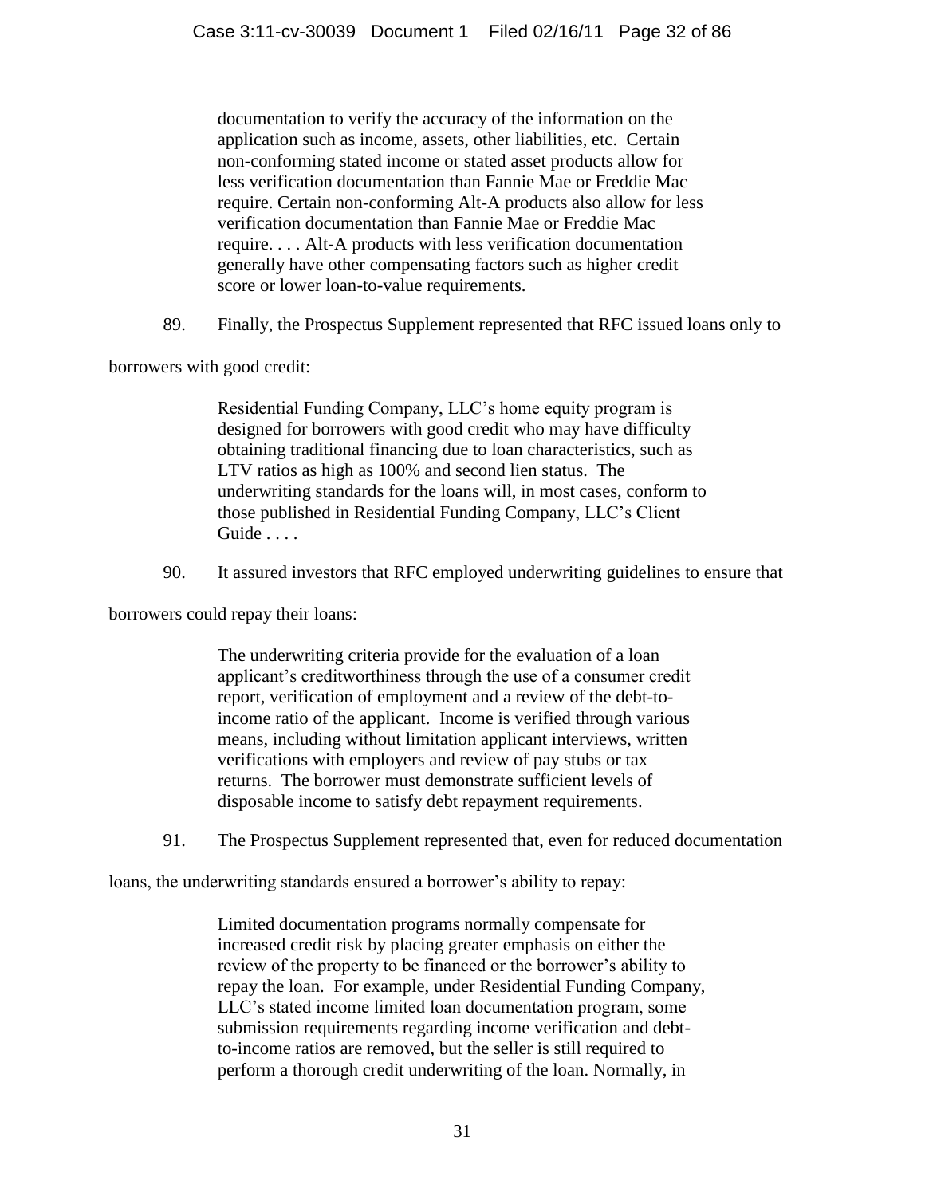> documentation to verify the accuracy of the information on the application such as income, assets, other liabilities, etc. Certain non-conforming stated income or stated asset products allow for less verification documentation than Fannie Mae or Freddie Mac require. Certain non-conforming Alt-A products also allow for less verification documentation than Fannie Mae or Freddie Mac require. . . . Alt-A products with less verification documentation generally have other compensating factors such as higher credit score or lower loan-to-value requirements.

89. Finally, the Prospectus Supplement represented that RFC issued loans only to borrowers with good credit:

> Residential Funding Company, LLC's home equity program is designed for borrowers with good credit who may have difficulty obtaining traditional financing due to loan characteristics, such as LTV ratios as high as 100% and second lien status. The underwriting standards for the loans will, in most cases, conform to those published in Residential Funding Company, LLC's Client Guide . . . .

90. It assured investors that RFC employed underwriting guidelines to ensure that borrowers could repay their loans:

> The underwriting criteria provide for the evaluation of a loan applicant's creditworthiness through the use of a consumer credit report, verification of employment and a review of the debt-to-income ratio of the applicant. Income is verified through various means, including without limitation applicant interviews, written verifications with employers and review of pay stubs or tax returns. The borrower must demonstrate sufficient levels of disposable income to satisfy debt repayment requirements.

91. The Prospectus Supplement represented that, even for reduced documentation loans, the underwriting standards ensured a borrower's ability to repay:

> Limited documentation programs normally compensate for increased credit risk by placing greater emphasis on either the review of the property to be financed or the borrower's ability to repay the loan. For example, under Residential Funding Company, LLC's stated income limited loan documentation program, some submission requirements regarding income verification and debt-to-income ratios are removed, but the seller is still required to perform a thorough credit underwriting of the loan. Normally, in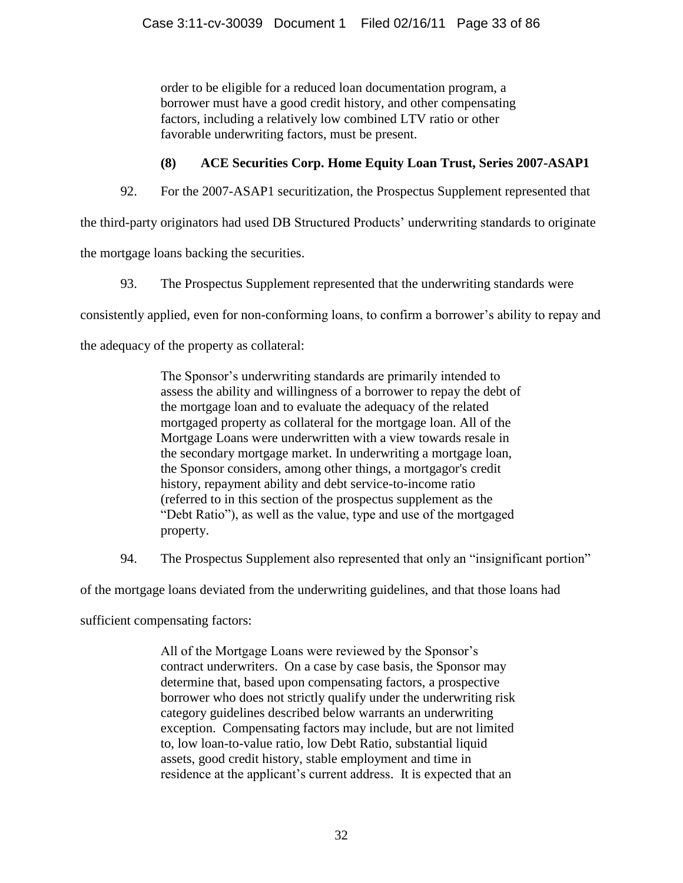> order to be eligible for a reduced loan documentation program, a borrower must have a good credit history, and other compensating factors, including a relatively low combined LTV ratio or other favorable underwriting factors, must be present.

### (8) ACE Securities Corp. Home Equity Loan Trust, Series 2007-ASAP1

92. For the 2007-ASAP1 securitization, the Prospectus Supplement represented that the third-party originators had used DB Structured Products' underwriting standards to originate the mortgage loans backing the securities.

93. The Prospectus Supplement represented that the underwriting standards were consistently applied, even for non-conforming loans, to confirm a borrower's ability to repay and the adequacy of the property as collateral:

> The Sponsor's underwriting standards are primarily intended to assess the ability and willingness of a borrower to repay the debt of the mortgage loan and to evaluate the adequacy of the related mortgaged property as collateral for the mortgage loan. All of the Mortgage Loans were underwritten with a view towards resale in the secondary mortgage market. In underwriting a mortgage loan, the Sponsor considers, among other things, a mortgagor's credit history, repayment ability and debt service-to-income ratio (referred to in this section of the prospectus supplement as the "Debt Ratio"), as well as the value, type and use of the mortgaged property.

94. The Prospectus Supplement also represented that only an "insignificant portion" of the mortgage loans deviated from the underwriting guidelines, and that those loans had sufficient compensating factors:

> All of the Mortgage Loans were reviewed by the Sponsor's contract underwriters. On a case by case basis, the Sponsor may determine that, based upon compensating factors, a prospective borrower who does not strictly qualify under the underwriting risk category guidelines described below warrants an underwriting exception. Compensating factors may include, but are not limited to, low loan-to-value ratio, low Debt Ratio, substantial liquid assets, good credit history, stable employment and time in residence at the applicant's current address. It is expected that an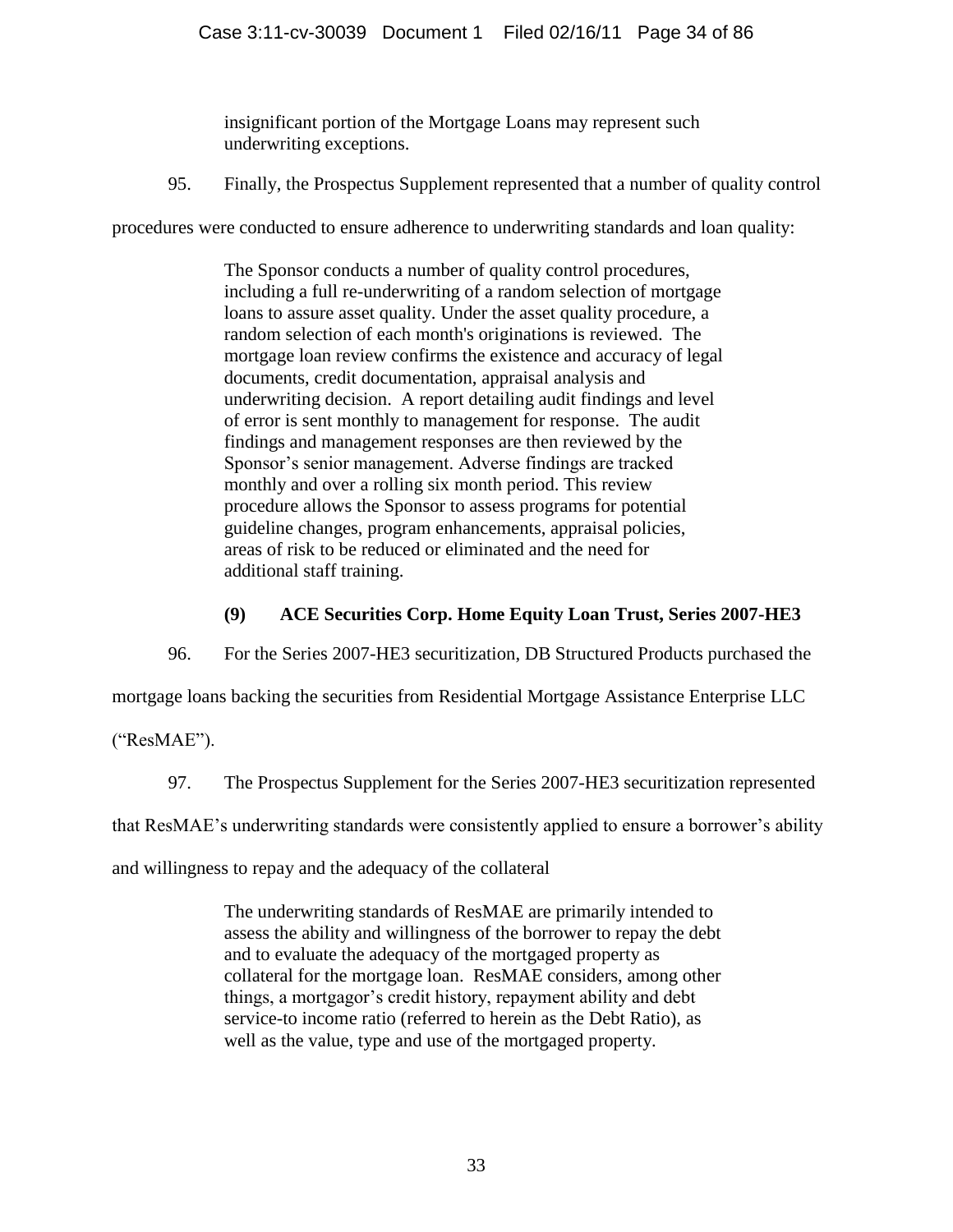> insignificant portion of the Mortgage Loans may represent such underwriting exceptions.

95. Finally, the Prospectus Supplement represented that a number of quality control procedures were conducted to ensure adherence to underwriting standards and loan quality:

> The Sponsor conducts a number of quality control procedures, including a full re-underwriting of a random selection of mortgage loans to assure asset quality. Under the asset quality procedure, a random selection of each month's originations is reviewed. The mortgage loan review confirms the existence and accuracy of legal documents, credit documentation, appraisal analysis and underwriting decision. A report detailing audit findings and level of error is sent monthly to management for response. The audit findings and management responses are then reviewed by the Sponsor's senior management. Adverse findings are tracked monthly and over a rolling six month period. This review procedure allows the Sponsor to assess programs for potential guideline changes, program enhancements, appraisal policies, areas of risk to be reduced or eliminated and the need for additional staff training.

### (9) ACE Securities Corp. Home Equity Loan Trust, Series 2007-HE3

96. For the Series 2007-HE3 securitization, DB Structured Products purchased the mortgage loans backing the securities from Residential Mortgage Assistance Enterprise LLC ("ResMAE").

97. The Prospectus Supplement for the Series 2007-HE3 securitization represented that ResMAE's underwriting standards were consistently applied to ensure a borrower's ability and willingness to repay and the adequacy of the collateral

> The underwriting standards of ResMAE are primarily intended to assess the ability and willingness of the borrower to repay the debt and to evaluate the adequacy of the mortgaged property as collateral for the mortgage loan. ResMAE considers, among other things, a mortgagor's credit history, repayment ability and debt service-to income ratio (referred to herein as the Debt Ratio), as well as the value, type and use of the mortgaged property.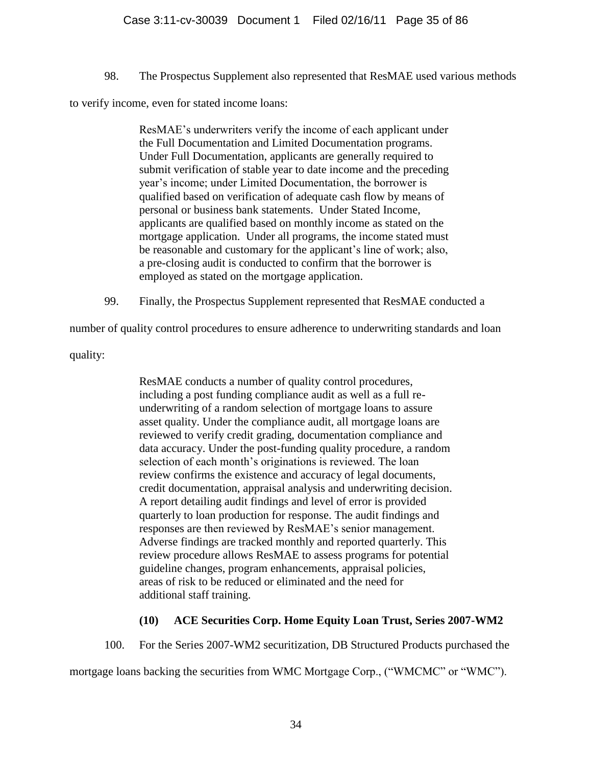98. The Prospectus Supplement also represented that ResMAE used various methods to verify income, even for stated income loans:

> ResMAE's underwriters verify the income of each applicant under the Full Documentation and Limited Documentation programs. Under Full Documentation, applicants are generally required to submit verification of stable year to date income and the preceding year's income; under Limited Documentation, the borrower is qualified based on verification of adequate cash flow by means of personal or business bank statements. Under Stated Income, applicants are qualified based on monthly income as stated on the mortgage application. Under all programs, the income stated must be reasonable and customary for the applicant's line of work; also, a pre-closing audit is conducted to confirm that the borrower is employed as stated on the mortgage application.

99. Finally, the Prospectus Supplement represented that ResMAE conducted a number of quality control procedures to ensure adherence to underwriting standards and loan quality:

> ResMAE conducts a number of quality control procedures, including a post funding compliance audit as well as a full re-underwriting of a random selection of mortgage loans to assure asset quality. Under the compliance audit, all mortgage loans are reviewed to verify credit grading, documentation compliance and data accuracy. Under the post-funding quality procedure, a random selection of each month's originations is reviewed. The loan review confirms the existence and accuracy of legal documents, credit documentation, appraisal analysis and underwriting decision. A report detailing audit findings and level of error is provided quarterly to loan production for response. The audit findings and responses are then reviewed by ResMAE's senior management. Adverse findings are tracked monthly and reported quarterly. This review procedure allows ResMAE to assess programs for potential guideline changes, program enhancements, appraisal policies, areas of risk to be reduced or eliminated and the need for additional staff training.

### (10) ACE Securities Corp. Home Equity Loan Trust, Series 2007-WM2

100. For the Series 2007-WM2 securitization, DB Structured Products purchased the mortgage loans backing the securities from WMC Mortgage Corp., ("WMCMC" or "WMC").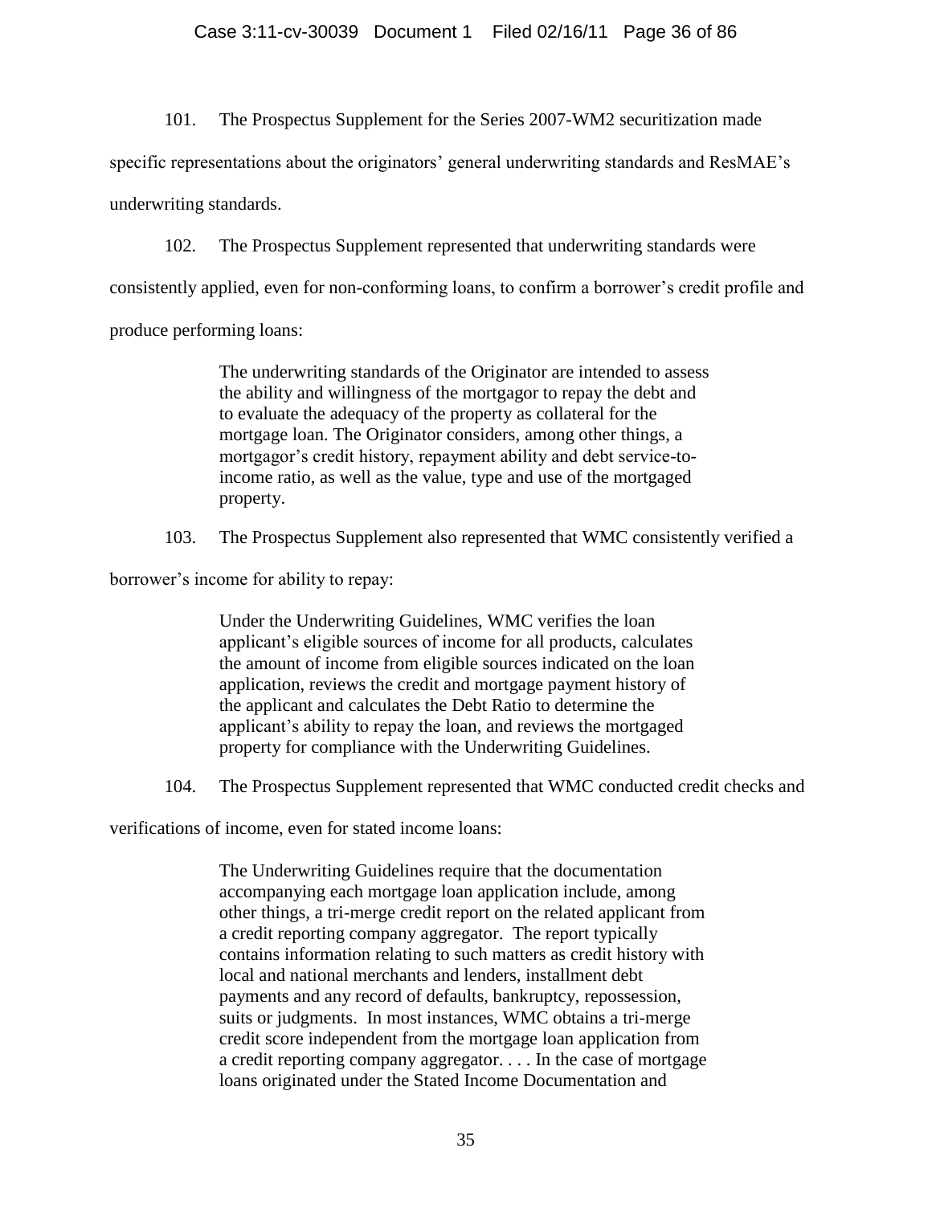101. The Prospectus Supplement for the Series 2007-WM2 securitization made specific representations about the originators' general underwriting standards and ResMAE's underwriting standards.

102. The Prospectus Supplement represented that underwriting standards were consistently applied, even for non-conforming loans, to confirm a borrower's credit profile and produce performing loans:

> The underwriting standards of the Originator are intended to assess the ability and willingness of the mortgagor to repay the debt and to evaluate the adequacy of the property as collateral for the mortgage loan. The Originator considers, among other things, a mortgagor's credit history, repayment ability and debt service-to-income ratio, as well as the value, type and use of the mortgaged property.

103. The Prospectus Supplement also represented that WMC consistently verified a borrower's income for ability to repay:

> Under the Underwriting Guidelines, WMC verifies the loan applicant's eligible sources of income for all products, calculates the amount of income from eligible sources indicated on the loan application, reviews the credit and mortgage payment history of the applicant and calculates the Debt Ratio to determine the applicant's ability to repay the loan, and reviews the mortgaged property for compliance with the Underwriting Guidelines.

104. The Prospectus Supplement represented that WMC conducted credit checks and verifications of income, even for stated income loans:

> The Underwriting Guidelines require that the documentation accompanying each mortgage loan application include, among other things, a tri-merge credit report on the related applicant from a credit reporting company aggregator. The report typically contains information relating to such matters as credit history with local and national merchants and lenders, installment debt payments and any record of defaults, bankruptcy, repossession, suits or judgments. In most instances, WMC obtains a tri-merge credit score independent from the mortgage loan application from a credit reporting company aggregator. . . . In the case of mortgage loans originated under the Stated Income Documentation and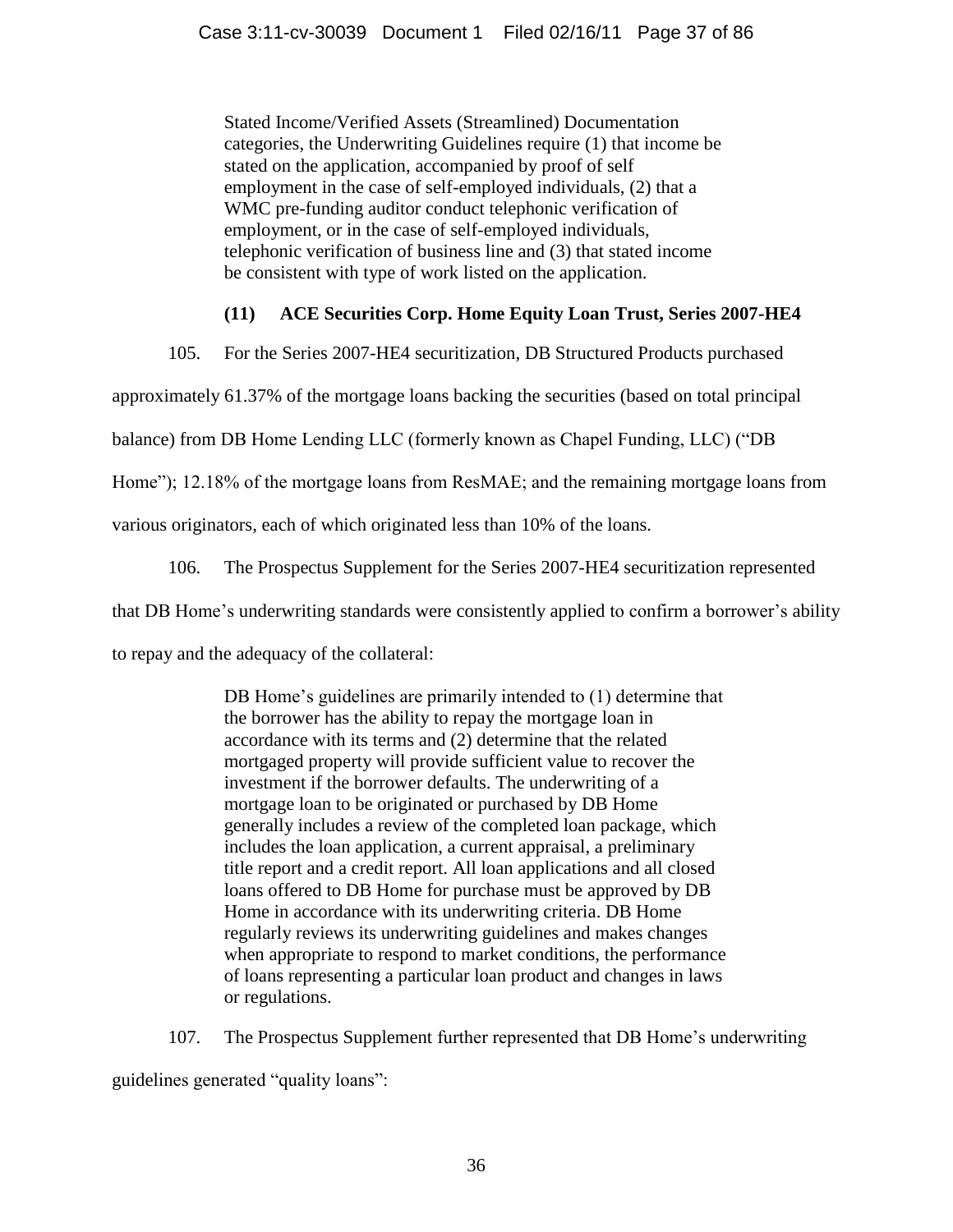> Stated Income/Verified Assets (Streamlined) Documentation categories, the Underwriting Guidelines require (1) that income be stated on the application, accompanied by proof of self employment in the case of self-employed individuals, (2) that a WMC pre-funding auditor conduct telephonic verification of employment, or in the case of self-employed individuals, telephonic verification of business line and (3) that stated income be consistent with type of work listed on the application.

### (11) ACE Securities Corp. Home Equity Loan Trust, Series 2007-HE4

105. For the Series 2007-HE4 securitization, DB Structured Products purchased approximately 61.37% of the mortgage loans backing the securities (based on total principal balance) from DB Home Lending LLC (formerly known as Chapel Funding, LLC) ("DB Home"); 12.18% of the mortgage loans from ResMAE; and the remaining mortgage loans from various originators, each of which originated less than 10% of the loans.

106. The Prospectus Supplement for the Series 2007-HE4 securitization represented that DB Home's underwriting standards were consistently applied to confirm a borrower's ability to repay and the adequacy of the collateral:

> DB Home's guidelines are primarily intended to (1) determine that the borrower has the ability to repay the mortgage loan in accordance with its terms and (2) determine that the related mortgaged property will provide sufficient value to recover the investment if the borrower defaults. The underwriting of a mortgage loan to be originated or purchased by DB Home generally includes a review of the completed loan package, which includes the loan application, a current appraisal, a preliminary title report and a credit report. All loan applications and all closed loans offered to DB Home for purchase must be approved by DB Home in accordance with its underwriting criteria. DB Home regularly reviews its underwriting guidelines and makes changes when appropriate to respond to market conditions, the performance of loans representing a particular loan product and changes in laws or regulations.

107. The Prospectus Supplement further represented that DB Home's underwriting guidelines generated "quality loans":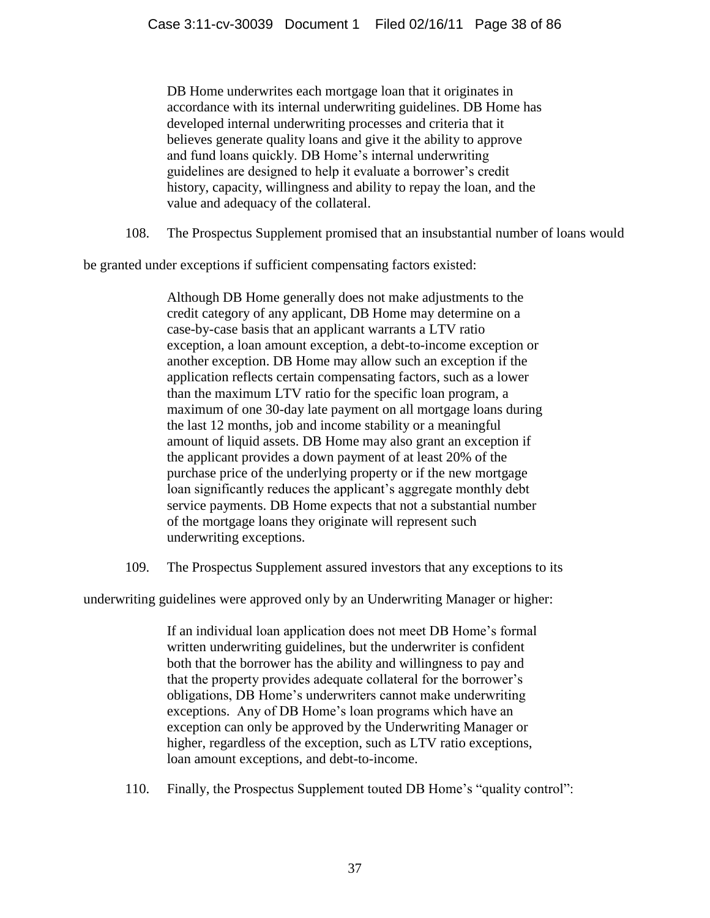> DB Home underwrites each mortgage loan that it originates in accordance with its internal underwriting guidelines. DB Home has developed internal underwriting processes and criteria that it believes generate quality loans and give it the ability to approve and fund loans quickly. DB Home's internal underwriting guidelines are designed to help it evaluate a borrower's credit history, capacity, willingness and ability to repay the loan, and the value and adequacy of the collateral.

108. The Prospectus Supplement promised that an insubstantial number of loans would be granted under exceptions if sufficient compensating factors existed:

> Although DB Home generally does not make adjustments to the credit category of any applicant, DB Home may determine on a case-by-case basis that an applicant warrants a LTV ratio exception, a loan amount exception, a debt-to-income exception or another exception. DB Home may allow such an exception if the application reflects certain compensating factors, such as a lower than the maximum LTV ratio for the specific loan program, a maximum of one 30-day late payment on all mortgage loans during the last 12 months, job and income stability or a meaningful amount of liquid assets. DB Home may also grant an exception if the applicant provides a down payment of at least 20% of the purchase price of the underlying property or if the new mortgage loan significantly reduces the applicant's aggregate monthly debt service payments. DB Home expects that not a substantial number of the mortgage loans they originate will represent such underwriting exceptions.

109. The Prospectus Supplement assured investors that any exceptions to its underwriting guidelines were approved only by an Underwriting Manager or higher:

> If an individual loan application does not meet DB Home's formal written underwriting guidelines, but the underwriter is confident both that the borrower has the ability and willingness to pay and that the property provides adequate collateral for the borrower's obligations, DB Home's underwriters cannot make underwriting exceptions. Any of DB Home's loan programs which have an exception can only be approved by the Underwriting Manager or higher, regardless of the exception, such as LTV ratio exceptions, loan amount exceptions, and debt-to-income.

110. Finally, the Prospectus Supplement touted DB Home's "quality control":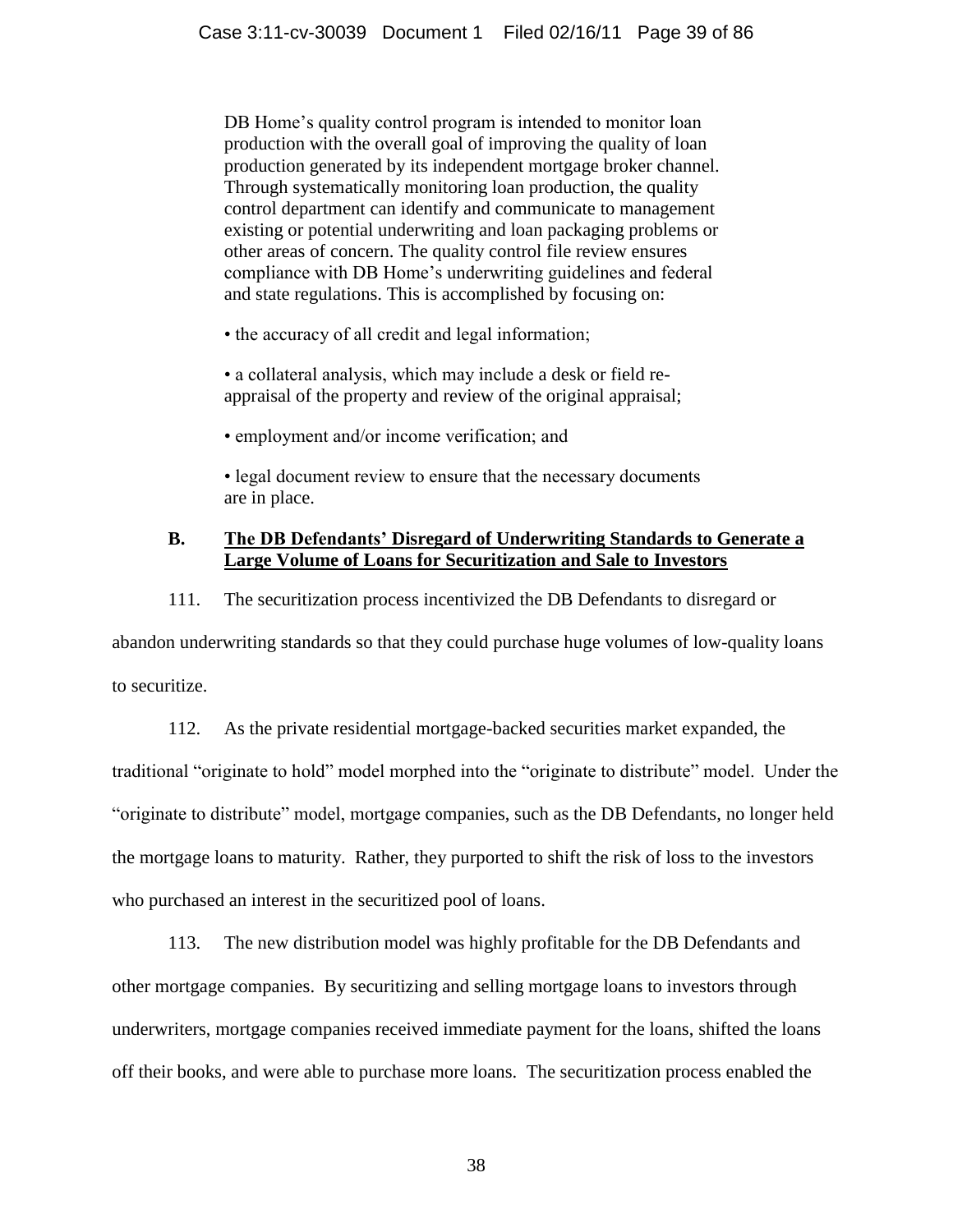> DB Home's quality control program is intended to monitor loan production with the overall goal of improving the quality of loan production generated by its independent mortgage broker channel. Through systematically monitoring loan production, the quality control department can identify and communicate to management existing or potential underwriting and loan packaging problems or other areas of concern. The quality control file review ensures compliance with DB Home's underwriting guidelines and federal and state regulations. This is accomplished by focusing on:
>
> • the accuracy of all credit and legal information;
>
> • a collateral analysis, which may include a desk or field re-appraisal of the property and review of the original appraisal;
>
> • employment and/or income verification; and
>
> • legal document review to ensure that the necessary documents are in place.

### B. <u>The DB Defendants' Disregard of Underwriting Standards to Generate a Large Volume of Loans for Securitization and Sale to Investors</u>

111. The securitization process incentivized the DB Defendants to disregard or abandon underwriting standards so that they could purchase huge volumes of low-quality loans to securitize.

112. As the private residential mortgage-backed securities market expanded, the traditional "originate to hold" model morphed into the "originate to distribute" model. Under the "originate to distribute" model, mortgage companies, such as the DB Defendants, no longer held the mortgage loans to maturity. Rather, they purported to shift the risk of loss to the investors who purchased an interest in the securitized pool of loans.

113. The new distribution model was highly profitable for the DB Defendants and other mortgage companies. By securitizing and selling mortgage loans to investors through underwriters, mortgage companies received immediate payment for the loans, shifted the loans off their books, and were able to purchase more loans. The securitization process enabled the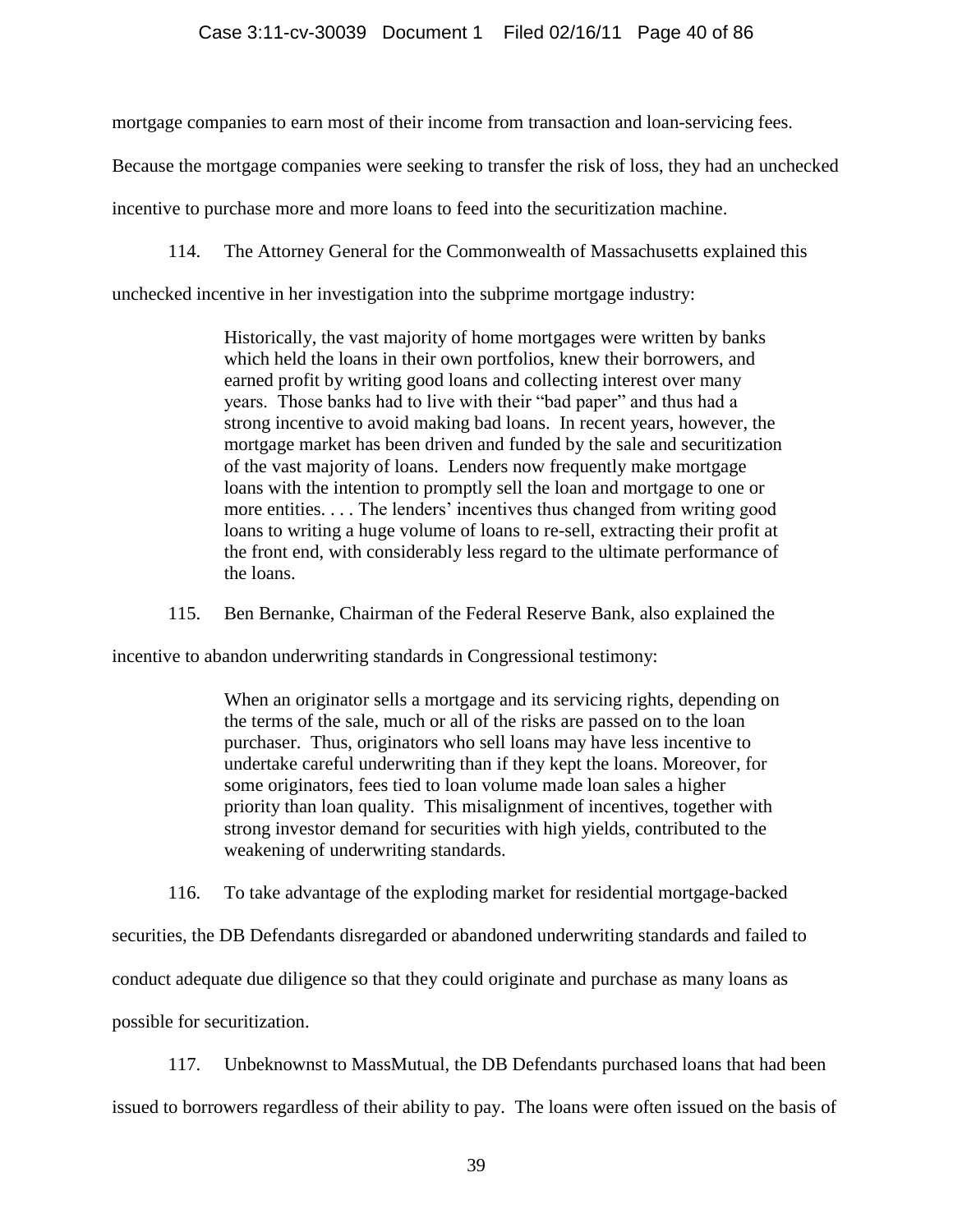mortgage companies to earn most of their income from transaction and loan-servicing fees. Because the mortgage companies were seeking to transfer the risk of loss, they had an unchecked incentive to purchase more and more loans to feed into the securitization machine.

114. The Attorney General for the Commonwealth of Massachusetts explained this unchecked incentive in her investigation into the subprime mortgage industry:

> Historically, the vast majority of home mortgages were written by banks which held the loans in their own portfolios, knew their borrowers, and earned profit by writing good loans and collecting interest over many years. Those banks had to live with their "bad paper" and thus had a strong incentive to avoid making bad loans. In recent years, however, the mortgage market has been driven and funded by the sale and securitization of the vast majority of loans. Lenders now frequently make mortgage loans with the intention to promptly sell the loan and mortgage to one or more entities. . . . The lenders' incentives thus changed from writing good loans to writing a huge volume of loans to re-sell, extracting their profit at the front end, with considerably less regard to the ultimate performance of the loans.

115. Ben Bernanke, Chairman of the Federal Reserve Bank, also explained the incentive to abandon underwriting standards in Congressional testimony:

> When an originator sells a mortgage and its servicing rights, depending on the terms of the sale, much or all of the risks are passed on to the loan purchaser. Thus, originators who sell loans may have less incentive to undertake careful underwriting than if they kept the loans. Moreover, for some originators, fees tied to loan volume made loan sales a higher priority than loan quality. This misalignment of incentives, together with strong investor demand for securities with high yields, contributed to the weakening of underwriting standards.

116. To take advantage of the exploding market for residential mortgage-backed securities, the DB Defendants disregarded or abandoned underwriting standards and failed to conduct adequate due diligence so that they could originate and purchase as many loans as possible for securitization.

117. Unbeknownst to MassMutual, the DB Defendants purchased loans that had been issued to borrowers regardless of their ability to pay. The loans were often issued on the basis of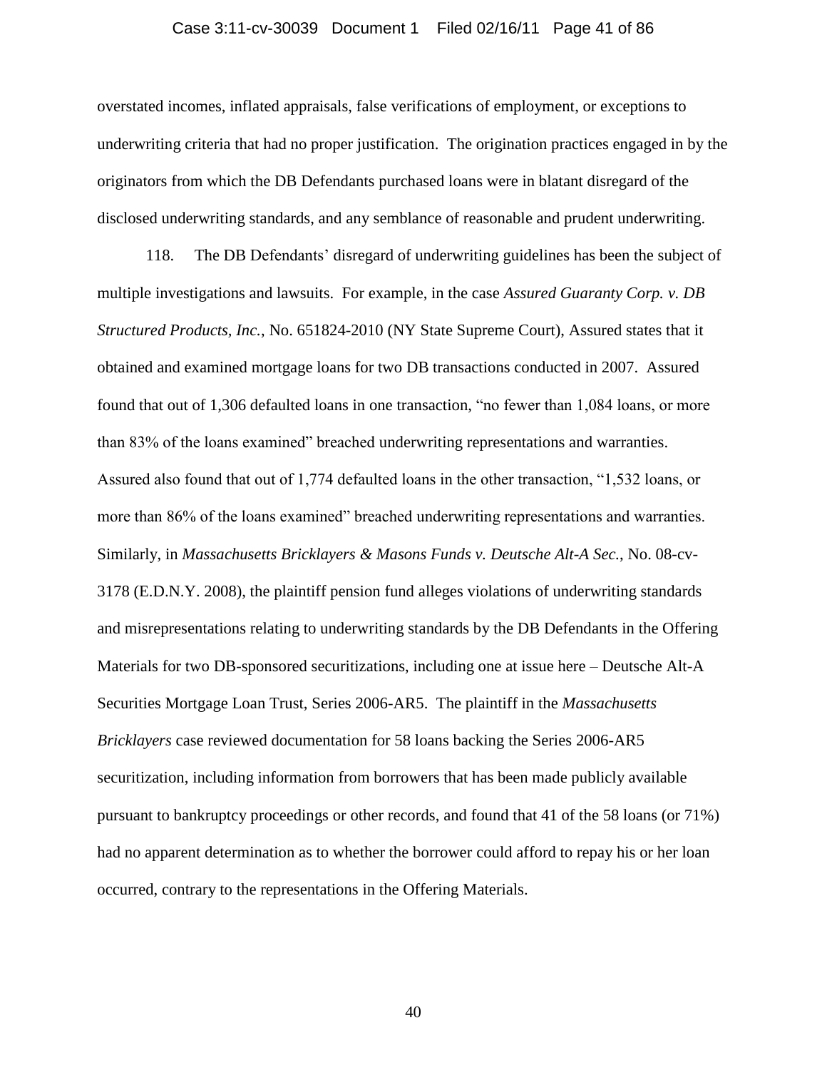overstated incomes, inflated appraisals, false verifications of employment, or exceptions to underwriting criteria that had no proper justification. The origination practices engaged in by the originators from which the DB Defendants purchased loans were in blatant disregard of the disclosed underwriting standards, and any semblance of reasonable and prudent underwriting.

118. The DB Defendants' disregard of underwriting guidelines has been the subject of multiple investigations and lawsuits. For example, in the case *Assured Guaranty Corp. v. DB Structured Products, Inc.*, No. 651824-2010 (NY State Supreme Court), Assured states that it obtained and examined mortgage loans for two DB transactions conducted in 2007. Assured found that out of 1,306 defaulted loans in one transaction, "no fewer than 1,084 loans, or more than 83% of the loans examined" breached underwriting representations and warranties. Assured also found that out of 1,774 defaulted loans in the other transaction, "1,532 loans, or more than 86% of the loans examined" breached underwriting representations and warranties. Similarly, in *Massachusetts Bricklayers & Masons Funds v. Deutsche Alt-A Sec.*, No. 08-cv-3178 (E.D.N.Y. 2008), the plaintiff pension fund alleges violations of underwriting standards and misrepresentations relating to underwriting standards by the DB Defendants in the Offering Materials for two DB-sponsored securitizations, including one at issue here – Deutsche Alt-A Securities Mortgage Loan Trust, Series 2006-AR5. The plaintiff in the *Massachusetts Bricklayers* case reviewed documentation for 58 loans backing the Series 2006-AR5 securitization, including information from borrowers that has been made publicly available pursuant to bankruptcy proceedings or other records, and found that 41 of the 58 loans (or 71%) had no apparent determination as to whether the borrower could afford to repay his or her loan occurred, contrary to the representations in the Offering Materials.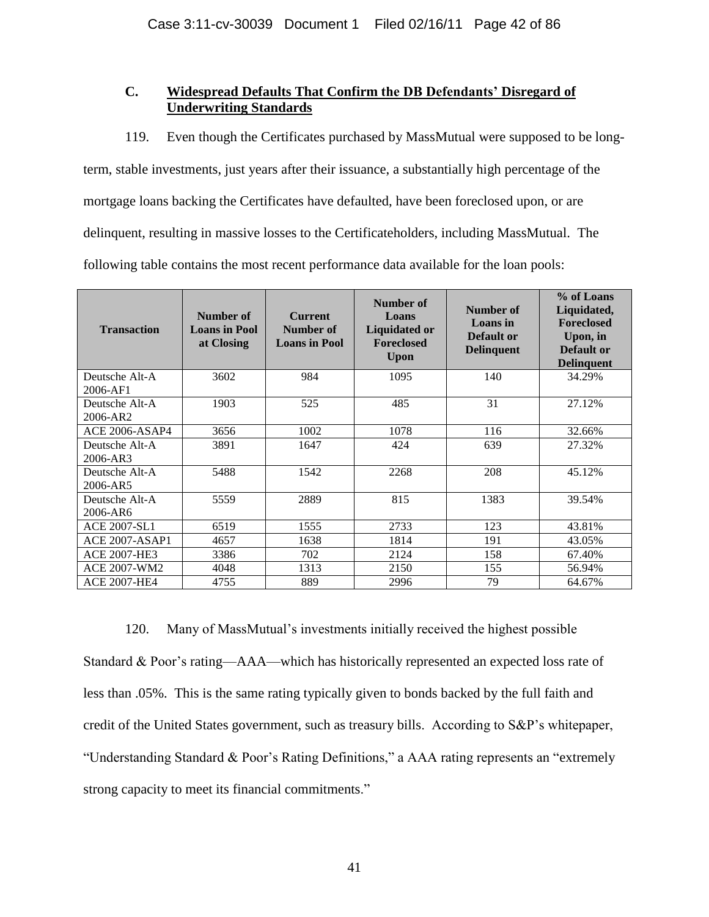### C. Widespread Defaults That Confirm the DB Defendants' Disregard of Underwriting Standards

119. Even though the Certificates purchased by MassMutual were supposed to be long-term, stable investments, just years after their issuance, a substantially high percentage of the mortgage loans backing the Certificates have defaulted, have been foreclosed upon, or are delinquent, resulting in massive losses to the Certificateholders, including MassMutual. The following table contains the most recent performance data available for the loan pools:

| Transaction | Number of Loans in Pool at Closing | Current Number of Loans in Pool | Number of Loans Liquidated or Foreclosed Upon | Number of Loans in Default or Delinquent | % of Loans Liquidated, Foreclosed Upon, in Default or Delinquent |
|---|---|---|---|---|---|
| Deutsche Alt-A 2006-AF1 | 3602 | 984 | 1095 | 140 | 34.29% |
| Deutsche Alt-A 2006-AR2 | 1903 | 525 | 485 | 31 | 27.12% |
| ACE 2006-ASAP4 | 3656 | 1002 | 1078 | 116 | 32.66% |
| Deutsche Alt-A 2006-AR3 | 3891 | 1647 | 424 | 639 | 27.32% |
| Deutsche Alt-A 2006-AR5 | 5488 | 1542 | 2268 | 208 | 45.12% |
| Deutsche Alt-A 2006-AR6 | 5559 | 2889 | 815 | 1383 | 39.54% |
| ACE 2007-SL1 | 6519 | 1555 | 2733 | 123 | 43.81% |
| ACE 2007-ASAP1 | 4657 | 1638 | 1814 | 191 | 43.05% |
| ACE 2007-HE3 | 3386 | 702 | 2124 | 158 | 67.40% |
| ACE 2007-WM2 | 4048 | 1313 | 2150 | 155 | 56.94% |
| ACE 2007-HE4 | 4755 | 889 | 2996 | 79 | 64.67% |

120. Many of MassMutual's investments initially received the highest possible Standard & Poor's rating—AAA—which has historically represented an expected loss rate of less than .05%. This is the same rating typically given to bonds backed by the full faith and credit of the United States government, such as treasury bills. According to S&P's whitepaper, "Understanding Standard & Poor's Rating Definitions," a AAA rating represents an "extremely strong capacity to meet its financial commitments."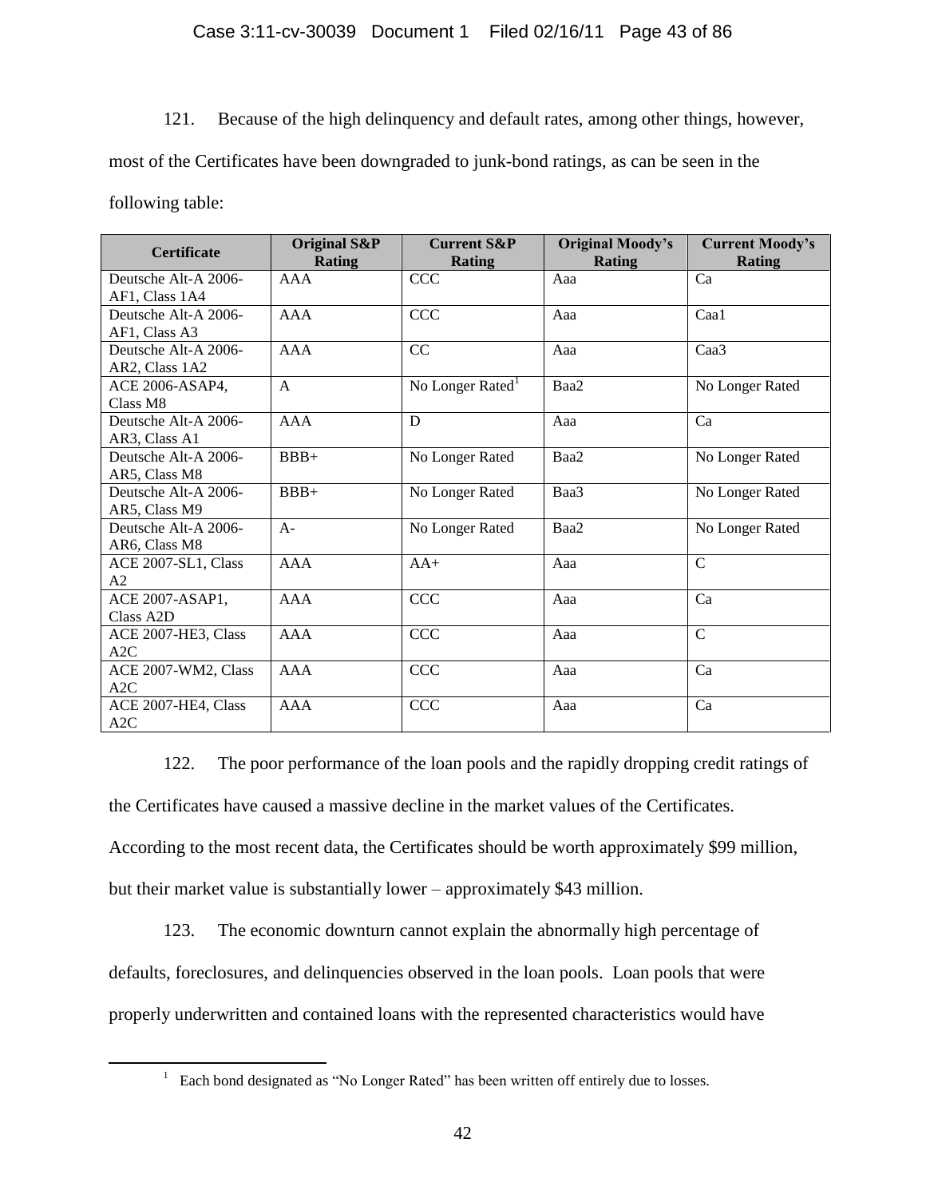121. Because of the high delinquency and default rates, among other things, however, most of the Certificates have been downgraded to junk-bond ratings, as can be seen in the following table:

| Certificate | Original S&P Rating | Current S&P Rating | Original Moody's Rating | Current Moody's Rating |
|---|---|---|---|---|
| Deutsche Alt-A 2006-AF1, Class 1A4 | AAA | CCC | Aaa | Ca |
| Deutsche Alt-A 2006-AF1, Class A3 | AAA | CCC | Aaa | Caa1 |
| Deutsche Alt-A 2006-AR2, Class 1A2 | AAA | CC | Aaa | Caa3 |
| ACE 2006-ASAP4, Class M8 | A | No Longer Rated[1] | Baa2 | No Longer Rated |
| Deutsche Alt-A 2006-AR3, Class A1 | AAA | D | Aaa | Ca |
| Deutsche Alt-A 2006-AR5, Class M8 | BBB+ | No Longer Rated | Baa2 | No Longer Rated |
| Deutsche Alt-A 2006-AR5, Class M9 | BBB+ | No Longer Rated | Baa3 | No Longer Rated |
| Deutsche Alt-A 2006-AR6, Class M8 | A- | No Longer Rated | Baa2 | No Longer Rated |
| ACE 2007-SL1, Class A2 | AAA | AA+ | Aaa | C |
| ACE 2007-ASAP1, Class A2D | AAA | CCC | Aaa | Ca |
| ACE 2007-HE3, Class A2C | AAA | CCC | Aaa | C |
| ACE 2007-WM2, Class A2C | AAA | CCC | Aaa | Ca |
| ACE 2007-HE4, Class A2C | AAA | CCC | Aaa | Ca |

122. The poor performance of the loan pools and the rapidly dropping credit ratings of the Certificates have caused a massive decline in the market values of the Certificates. According to the most recent data, the Certificates should be worth approximately $99 million, but their market value is substantially lower – approximately $43 million.

123. The economic downturn cannot explain the abnormally high percentage of defaults, foreclosures, and delinquencies observed in the loan pools. Loan pools that were properly underwritten and contained loans with the represented characteristics would have

[1] Each bond designated as "No Longer Rated" has been written off entirely due to losses.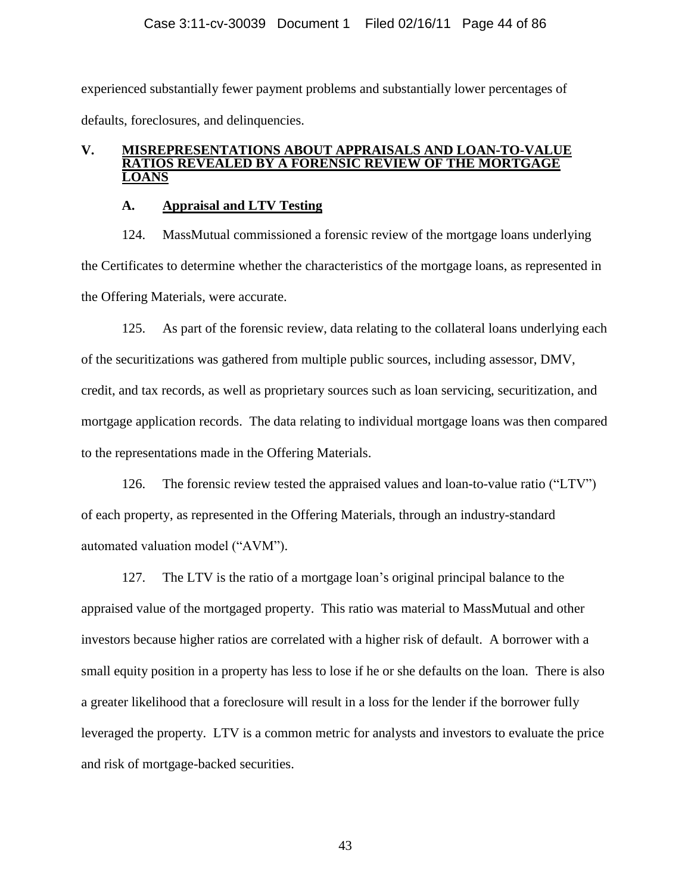experienced substantially fewer payment problems and substantially lower percentages of defaults, foreclosures, and delinquencies.

## V. MISREPRESENTATIONS ABOUT APPRAISALS AND LOAN-TO-VALUE RATIOS REVEALED BY A FORENSIC REVIEW OF THE MORTGAGE LOANS

### A. Appraisal and LTV Testing

124. MassMutual commissioned a forensic review of the mortgage loans underlying the Certificates to determine whether the characteristics of the mortgage loans, as represented in the Offering Materials, were accurate.

125. As part of the forensic review, data relating to the collateral loans underlying each of the securitizations was gathered from multiple public sources, including assessor, DMV, credit, and tax records, as well as proprietary sources such as loan servicing, securitization, and mortgage application records. The data relating to individual mortgage loans was then compared to the representations made in the Offering Materials.

126. The forensic review tested the appraised values and loan-to-value ratio ("LTV") of each property, as represented in the Offering Materials, through an industry-standard automated valuation model ("AVM").

127. The LTV is the ratio of a mortgage loan's original principal balance to the appraised value of the mortgaged property. This ratio was material to MassMutual and other investors because higher ratios are correlated with a higher risk of default. A borrower with a small equity position in a property has less to lose if he or she defaults on the loan. There is also a greater likelihood that a foreclosure will result in a loss for the lender if the borrower fully leveraged the property. LTV is a common metric for analysts and investors to evaluate the price and risk of mortgage-backed securities.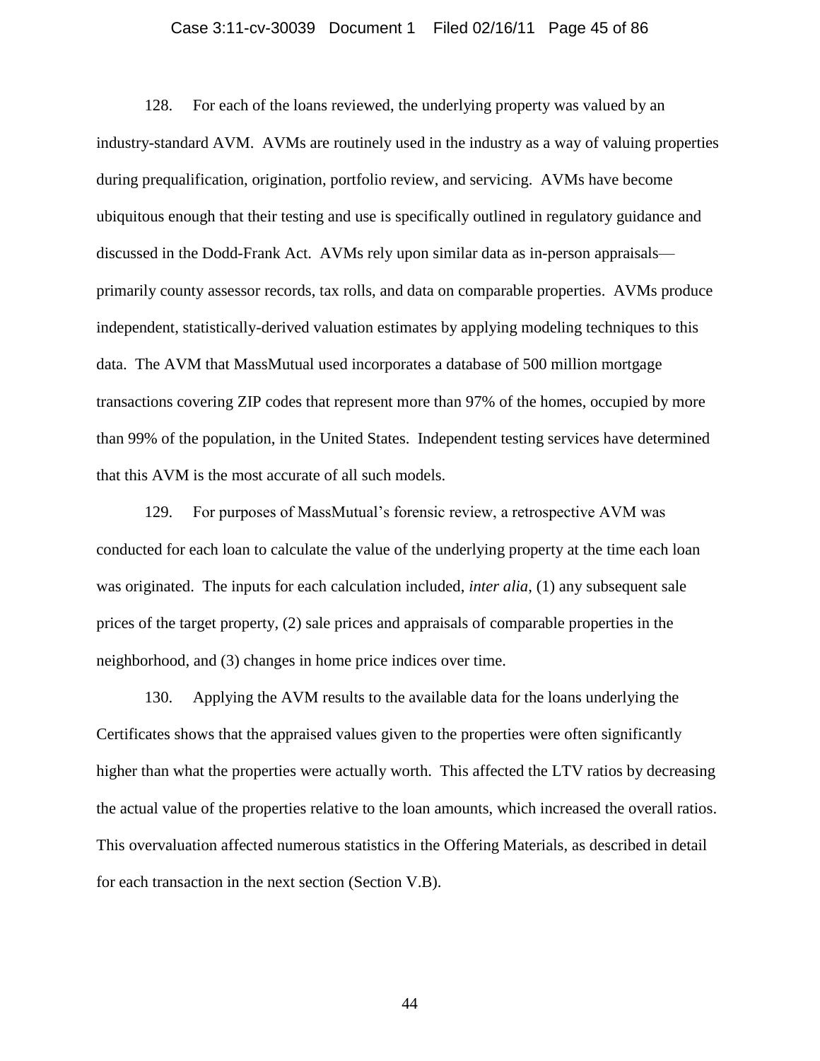128. For each of the loans reviewed, the underlying property was valued by an industry-standard AVM. AVMs are routinely used in the industry as a way of valuing properties during prequalification, origination, portfolio review, and servicing. AVMs have become ubiquitous enough that their testing and use is specifically outlined in regulatory guidance and discussed in the Dodd-Frank Act. AVMs rely upon similar data as in-person appraisals—primarily county assessor records, tax rolls, and data on comparable properties. AVMs produce independent, statistically-derived valuation estimates by applying modeling techniques to this data. The AVM that MassMutual used incorporates a database of 500 million mortgage transactions covering ZIP codes that represent more than 97% of the homes, occupied by more than 99% of the population, in the United States. Independent testing services have determined that this AVM is the most accurate of all such models.

129. For purposes of MassMutual's forensic review, a retrospective AVM was conducted for each loan to calculate the value of the underlying property at the time each loan was originated. The inputs for each calculation included, *inter alia*, (1) any subsequent sale prices of the target property, (2) sale prices and appraisals of comparable properties in the neighborhood, and (3) changes in home price indices over time.

130. Applying the AVM results to the available data for the loans underlying the Certificates shows that the appraised values given to the properties were often significantly higher than what the properties were actually worth. This affected the LTV ratios by decreasing the actual value of the properties relative to the loan amounts, which increased the overall ratios. This overvaluation affected numerous statistics in the Offering Materials, as described in detail for each transaction in the next section (Section V.B).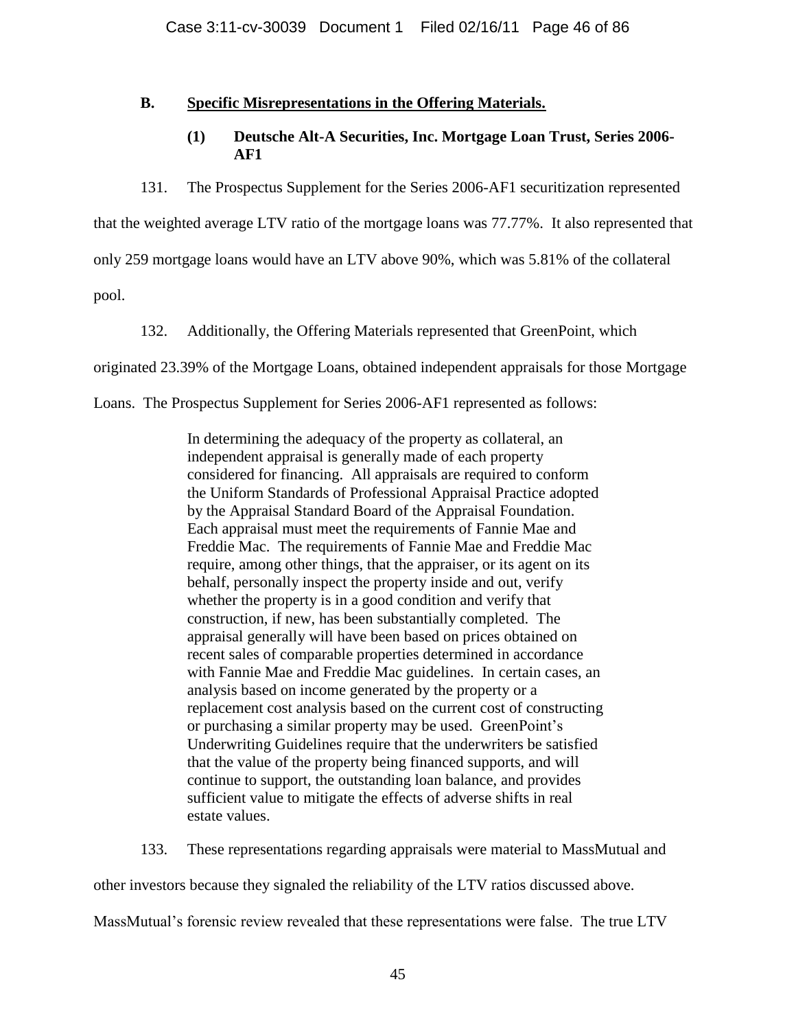## B. Specific Misrepresentations in the Offering Materials.

### (1) Deutsche Alt-A Securities, Inc. Mortgage Loan Trust, Series 2006-AF1

131. The Prospectus Supplement for the Series 2006-AF1 securitization represented that the weighted average LTV ratio of the mortgage loans was 77.77%. It also represented that only 259 mortgage loans would have an LTV above 90%, which was 5.81% of the collateral pool.

132. Additionally, the Offering Materials represented that GreenPoint, which originated 23.39% of the Mortgage Loans, obtained independent appraisals for those Mortgage Loans. The Prospectus Supplement for Series 2006-AF1 represented as follows:

> In determining the adequacy of the property as collateral, an independent appraisal is generally made of each property considered for financing. All appraisals are required to conform the Uniform Standards of Professional Appraisal Practice adopted by the Appraisal Standard Board of the Appraisal Foundation. Each appraisal must meet the requirements of Fannie Mae and Freddie Mac. The requirements of Fannie Mae and Freddie Mac require, among other things, that the appraiser, or its agent on its behalf, personally inspect the property inside and out, verify whether the property is in a good condition and verify that construction, if new, has been substantially completed. The appraisal generally will have been based on prices obtained on recent sales of comparable properties determined in accordance with Fannie Mae and Freddie Mac guidelines. In certain cases, an analysis based on income generated by the property or a replacement cost analysis based on the current cost of constructing or purchasing a similar property may be used. GreenPoint's Underwriting Guidelines require that the underwriters be satisfied that the value of the property being financed supports, and will continue to support, the outstanding loan balance, and provides sufficient value to mitigate the effects of adverse shifts in real estate values.

133. These representations regarding appraisals were material to MassMutual and other investors because they signaled the reliability of the LTV ratios discussed above. MassMutual's forensic review revealed that these representations were false. The true LTV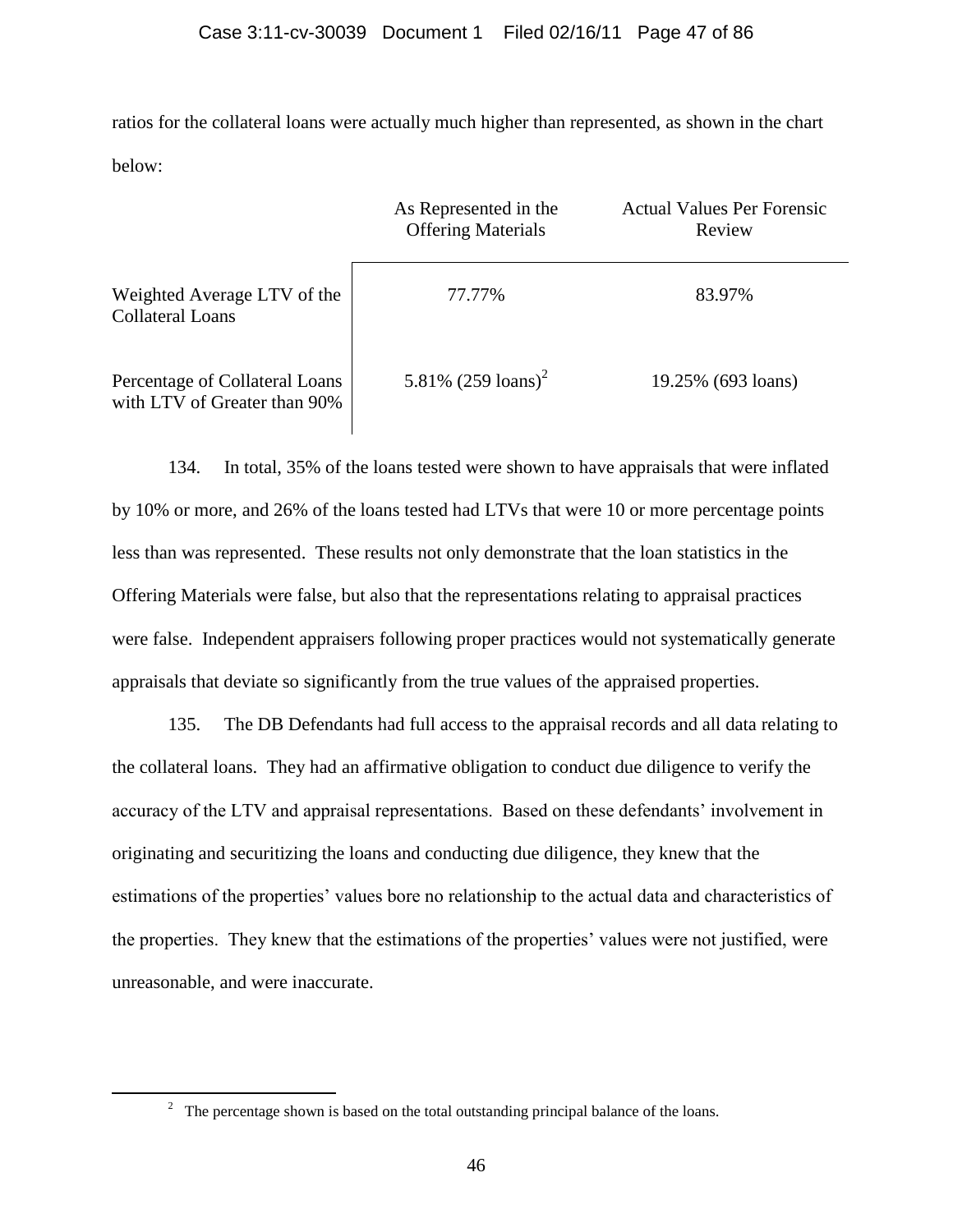ratios for the collateral loans were actually much higher than represented, as shown in the chart below:

| | As Represented in the Offering Materials | Actual Values Per Forensic Review |
|---|---|---|
| Weighted Average LTV of the Collateral Loans | 77.77% | 83.97% |
| Percentage of Collateral Loans with LTV of Greater than 90% | 5.81% (259 loans)[2] | 19.25% (693 loans) |

134. In total, 35% of the loans tested were shown to have appraisals that were inflated by 10% or more, and 26% of the loans tested had LTVs that were 10 or more percentage points less than was represented. These results not only demonstrate that the loan statistics in the Offering Materials were false, but also that the representations relating to appraisal practices were false. Independent appraisers following proper practices would not systematically generate appraisals that deviate so significantly from the true values of the appraised properties.

135. The DB Defendants had full access to the appraisal records and all data relating to the collateral loans. They had an affirmative obligation to conduct due diligence to verify the accuracy of the LTV and appraisal representations. Based on these defendants' involvement in originating and securitizing the loans and conducting due diligence, they knew that the estimations of the properties' values bore no relationship to the actual data and characteristics of the properties. They knew that the estimations of the properties' values were not justified, were unreasonable, and were inaccurate.

[2] The percentage shown is based on the total outstanding principal balance of the loans.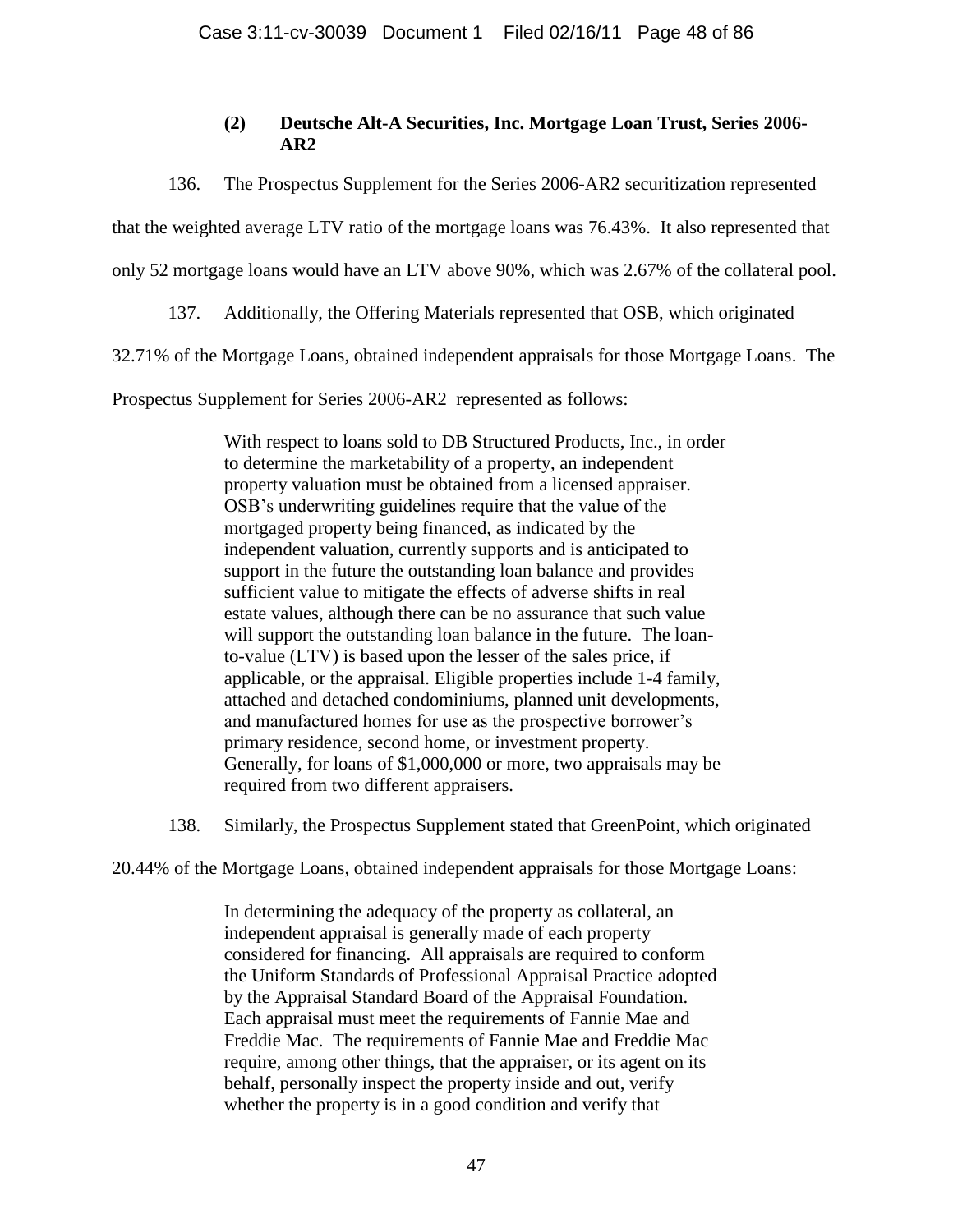### (2) Deutsche Alt-A Securities, Inc. Mortgage Loan Trust, Series 2006-AR2

136. The Prospectus Supplement for the Series 2006-AR2 securitization represented that the weighted average LTV ratio of the mortgage loans was 76.43%. It also represented that only 52 mortgage loans would have an LTV above 90%, which was 2.67% of the collateral pool.

137. Additionally, the Offering Materials represented that OSB, which originated 32.71% of the Mortgage Loans, obtained independent appraisals for those Mortgage Loans. The Prospectus Supplement for Series 2006-AR2 represented as follows:

> With respect to loans sold to DB Structured Products, Inc., in order to determine the marketability of a property, an independent property valuation must be obtained from a licensed appraiser. OSB's underwriting guidelines require that the value of the mortgaged property being financed, as indicated by the independent valuation, currently supports and is anticipated to support in the future the outstanding loan balance and provides sufficient value to mitigate the effects of adverse shifts in real estate values, although there can be no assurance that such value will support the outstanding loan balance in the future. The loan-to-value (LTV) is based upon the lesser of the sales price, if applicable, or the appraisal. Eligible properties include 1-4 family, attached and detached condominiums, planned unit developments, and manufactured homes for use as the prospective borrower's primary residence, second home, or investment property. Generally, for loans of $1,000,000 or more, two appraisals may be required from two different appraisers.

138. Similarly, the Prospectus Supplement stated that GreenPoint, which originated 20.44% of the Mortgage Loans, obtained independent appraisals for those Mortgage Loans:

> In determining the adequacy of the property as collateral, an independent appraisal is generally made of each property considered for financing. All appraisals are required to conform the Uniform Standards of Professional Appraisal Practice adopted by the Appraisal Standard Board of the Appraisal Foundation. Each appraisal must meet the requirements of Fannie Mae and Freddie Mac. The requirements of Fannie Mae and Freddie Mac require, among other things, that the appraiser, or its agent on its behalf, personally inspect the property inside and out, verify whether the property is in a good condition and verify that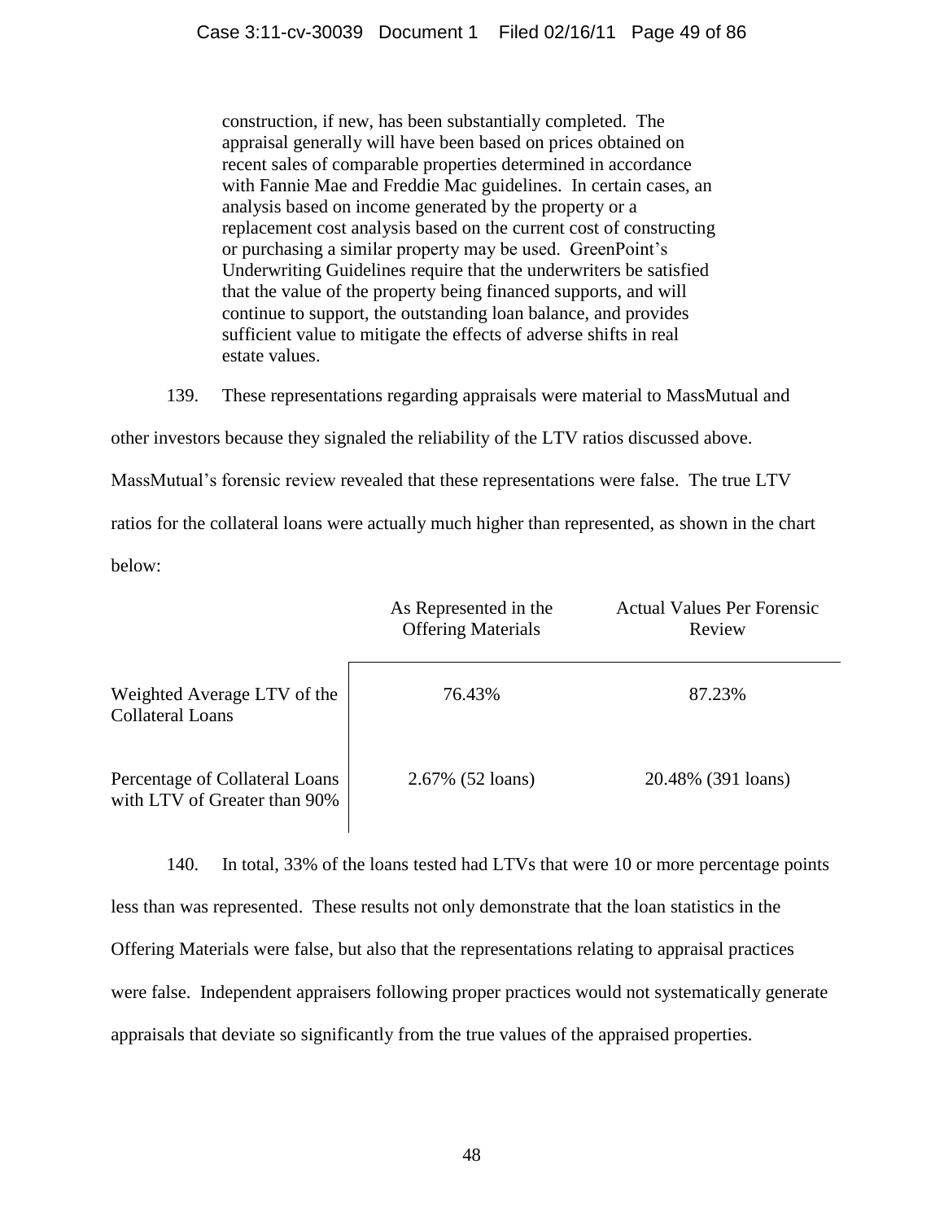> construction, if new, has been substantially completed. The appraisal generally will have been based on prices obtained on recent sales of comparable properties determined in accordance with Fannie Mae and Freddie Mac guidelines. In certain cases, an analysis based on income generated by the property or a replacement cost analysis based on the current cost of constructing or purchasing a similar property may be used. GreenPoint's Underwriting Guidelines require that the underwriters be satisfied that the value of the property being financed supports, and will continue to support, the outstanding loan balance, and provides sufficient value to mitigate the effects of adverse shifts in real estate values.

139. These representations regarding appraisals were material to MassMutual and other investors because they signaled the reliability of the LTV ratios discussed above. MassMutual's forensic review revealed that these representations were false. The true LTV ratios for the collateral loans were actually much higher than represented, as shown in the chart below:

| | As Represented in the Offering Materials | Actual Values Per Forensic Review |
|---|---|---|
| Weighted Average LTV of the Collateral Loans | 76.43% | 87.23% |
| Percentage of Collateral Loans with LTV of Greater than 90% | 2.67% (52 loans) | 20.48% (391 loans) |

140. In total, 33% of the loans tested had LTVs that were 10 or more percentage points less than was represented. These results not only demonstrate that the loan statistics in the Offering Materials were false, but also that the representations relating to appraisal practices were false. Independent appraisers following proper practices would not systematically generate appraisals that deviate so significantly from the true values of the appraised properties.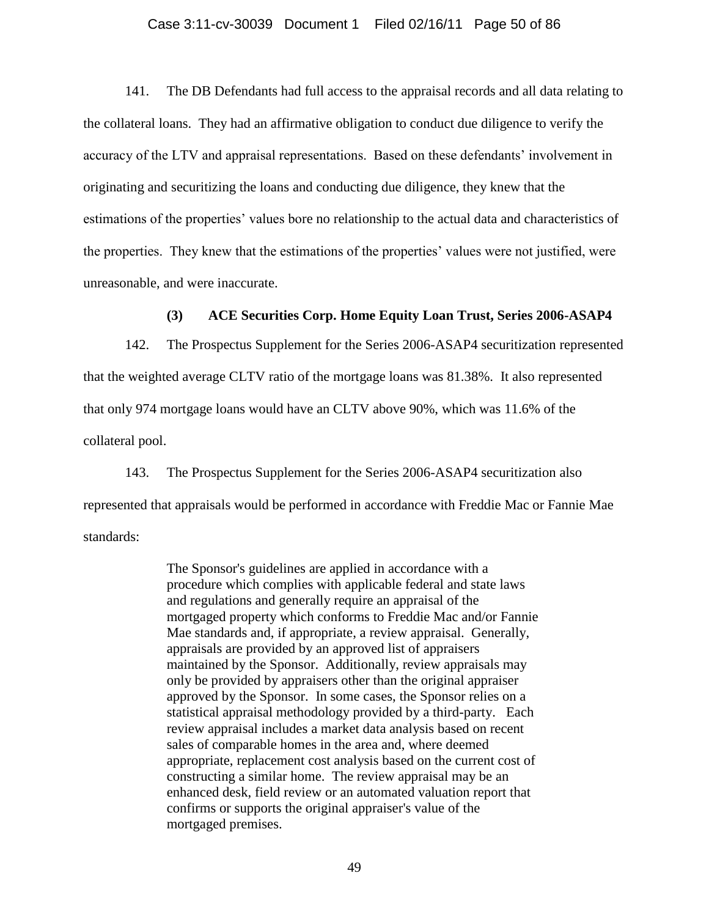141. The DB Defendants had full access to the appraisal records and all data relating to the collateral loans. They had an affirmative obligation to conduct due diligence to verify the accuracy of the LTV and appraisal representations. Based on these defendants' involvement in originating and securitizing the loans and conducting due diligence, they knew that the estimations of the properties' values bore no relationship to the actual data and characteristics of the properties. They knew that the estimations of the properties' values were not justified, were unreasonable, and were inaccurate.

### (3) ACE Securities Corp. Home Equity Loan Trust, Series 2006-ASAP4

142. The Prospectus Supplement for the Series 2006-ASAP4 securitization represented that the weighted average CLTV ratio of the mortgage loans was 81.38%. It also represented that only 974 mortgage loans would have an CLTV above 90%, which was 11.6% of the collateral pool.

143. The Prospectus Supplement for the Series 2006-ASAP4 securitization also represented that appraisals would be performed in accordance with Freddie Mac or Fannie Mae standards:

> The Sponsor's guidelines are applied in accordance with a procedure which complies with applicable federal and state laws and regulations and generally require an appraisal of the mortgaged property which conforms to Freddie Mac and/or Fannie Mae standards and, if appropriate, a review appraisal. Generally, appraisals are provided by an approved list of appraisers maintained by the Sponsor. Additionally, review appraisals may only be provided by appraisers other than the original appraiser approved by the Sponsor. In some cases, the Sponsor relies on a statistical appraisal methodology provided by a third-party. Each review appraisal includes a market data analysis based on recent sales of comparable homes in the area and, where deemed appropriate, replacement cost analysis based on the current cost of constructing a similar home. The review appraisal may be an enhanced desk, field review or an automated valuation report that confirms or supports the original appraiser's value of the mortgaged premises.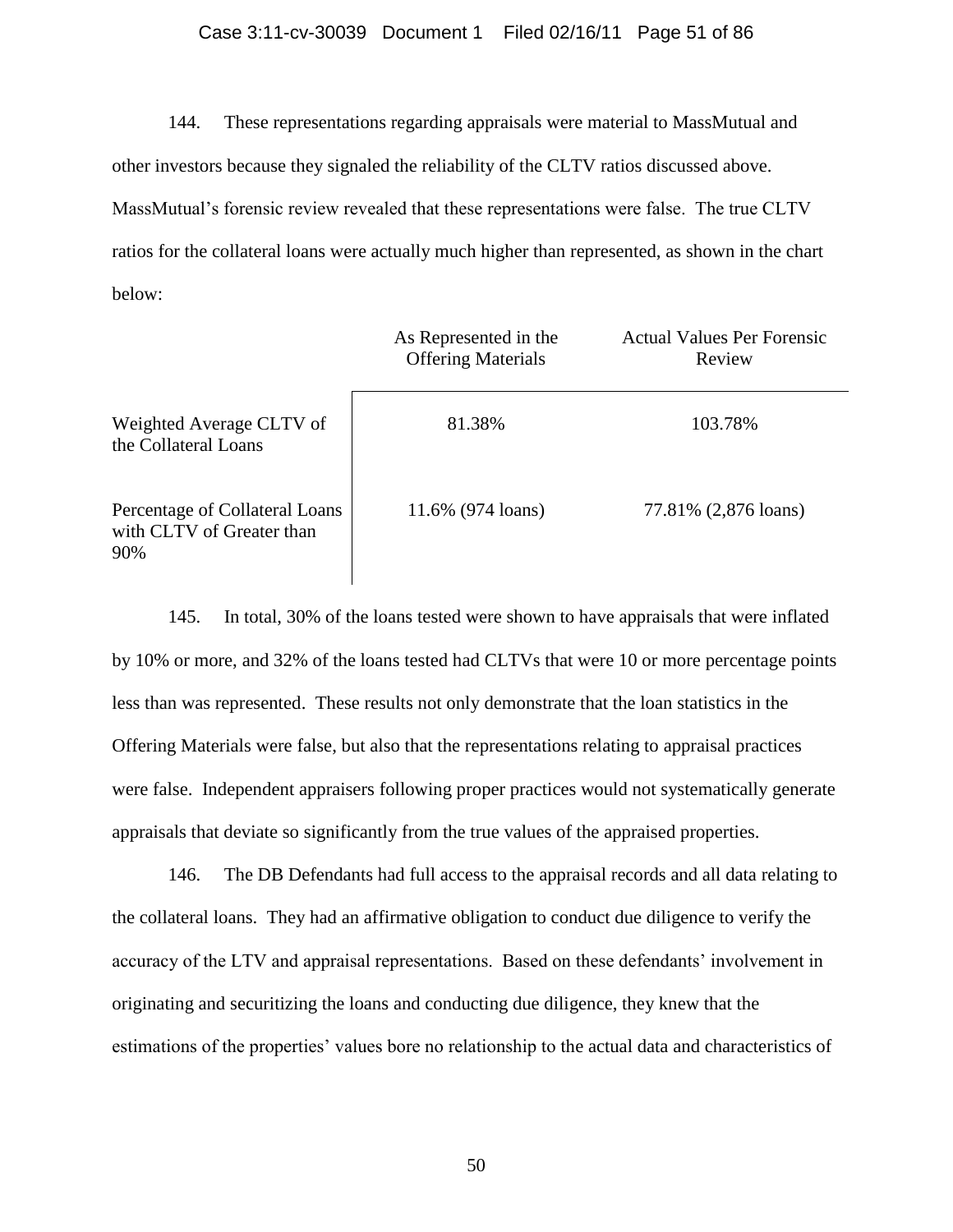144. These representations regarding appraisals were material to MassMutual and other investors because they signaled the reliability of the CLTV ratios discussed above. MassMutual's forensic review revealed that these representations were false. The true CLTV ratios for the collateral loans were actually much higher than represented, as shown in the chart below:

| | As Represented in the Offering Materials | Actual Values Per Forensic Review |
|---|---|---|
| Weighted Average CLTV of the Collateral Loans | 81.38% | 103.78% |
| Percentage of Collateral Loans with CLTV of Greater than 90% | 11.6% (974 loans) | 77.81% (2,876 loans) |

145. In total, 30% of the loans tested were shown to have appraisals that were inflated by 10% or more, and 32% of the loans tested had CLTVs that were 10 or more percentage points less than was represented. These results not only demonstrate that the loan statistics in the Offering Materials were false, but also that the representations relating to appraisal practices were false. Independent appraisers following proper practices would not systematically generate appraisals that deviate so significantly from the true values of the appraised properties.

146. The DB Defendants had full access to the appraisal records and all data relating to the collateral loans. They had an affirmative obligation to conduct due diligence to verify the accuracy of the LTV and appraisal representations. Based on these defendants' involvement in originating and securitizing the loans and conducting due diligence, they knew that the estimations of the properties' values bore no relationship to the actual data and characteristics of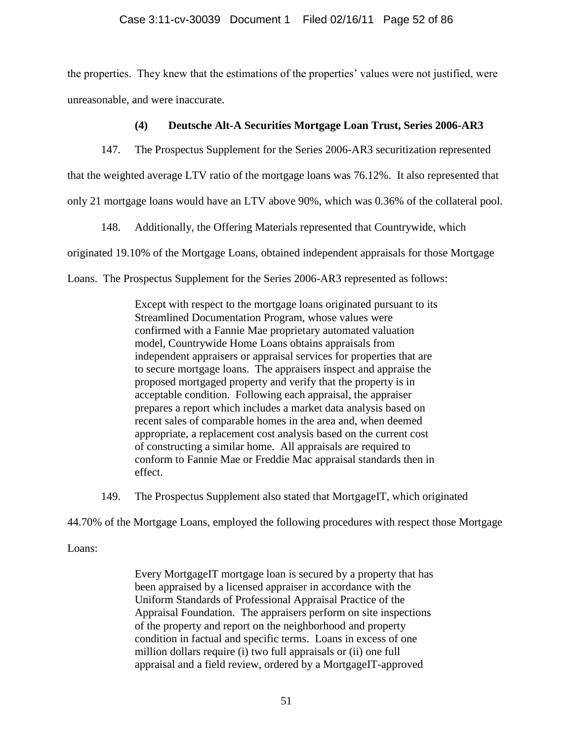the properties. They knew that the estimations of the properties' values were not justified, were unreasonable, and were inaccurate.

### (4) Deutsche Alt-A Securities Mortgage Loan Trust, Series 2006-AR3

147. The Prospectus Supplement for the Series 2006-AR3 securitization represented that the weighted average LTV ratio of the mortgage loans was 76.12%. It also represented that only 21 mortgage loans would have an LTV above 90%, which was 0.36% of the collateral pool.

148. Additionally, the Offering Materials represented that Countrywide, which originated 19.10% of the Mortgage Loans, obtained independent appraisals for those Mortgage Loans. The Prospectus Supplement for the Series 2006-AR3 represented as follows:

> Except with respect to the mortgage loans originated pursuant to its Streamlined Documentation Program, whose values were confirmed with a Fannie Mae proprietary automated valuation model, Countrywide Home Loans obtains appraisals from independent appraisers or appraisal services for properties that are to secure mortgage loans. The appraisers inspect and appraise the proposed mortgaged property and verify that the property is in acceptable condition. Following each appraisal, the appraiser prepares a report which includes a market data analysis based on recent sales of comparable homes in the area and, when deemed appropriate, a replacement cost analysis based on the current cost of constructing a similar home. All appraisals are required to conform to Fannie Mae or Freddie Mac appraisal standards then in effect.

149. The Prospectus Supplement also stated that MortgageIT, which originated 44.70% of the Mortgage Loans, employed the following procedures with respect those Mortgage Loans:

> Every MortgageIT mortgage loan is secured by a property that has been appraised by a licensed appraiser in accordance with the Uniform Standards of Professional Appraisal Practice of the Appraisal Foundation. The appraisers perform on site inspections of the property and report on the neighborhood and property condition in factual and specific terms. Loans in excess of one million dollars require (i) two full appraisals or (ii) one full appraisal and a field review, ordered by a MortgageIT-approved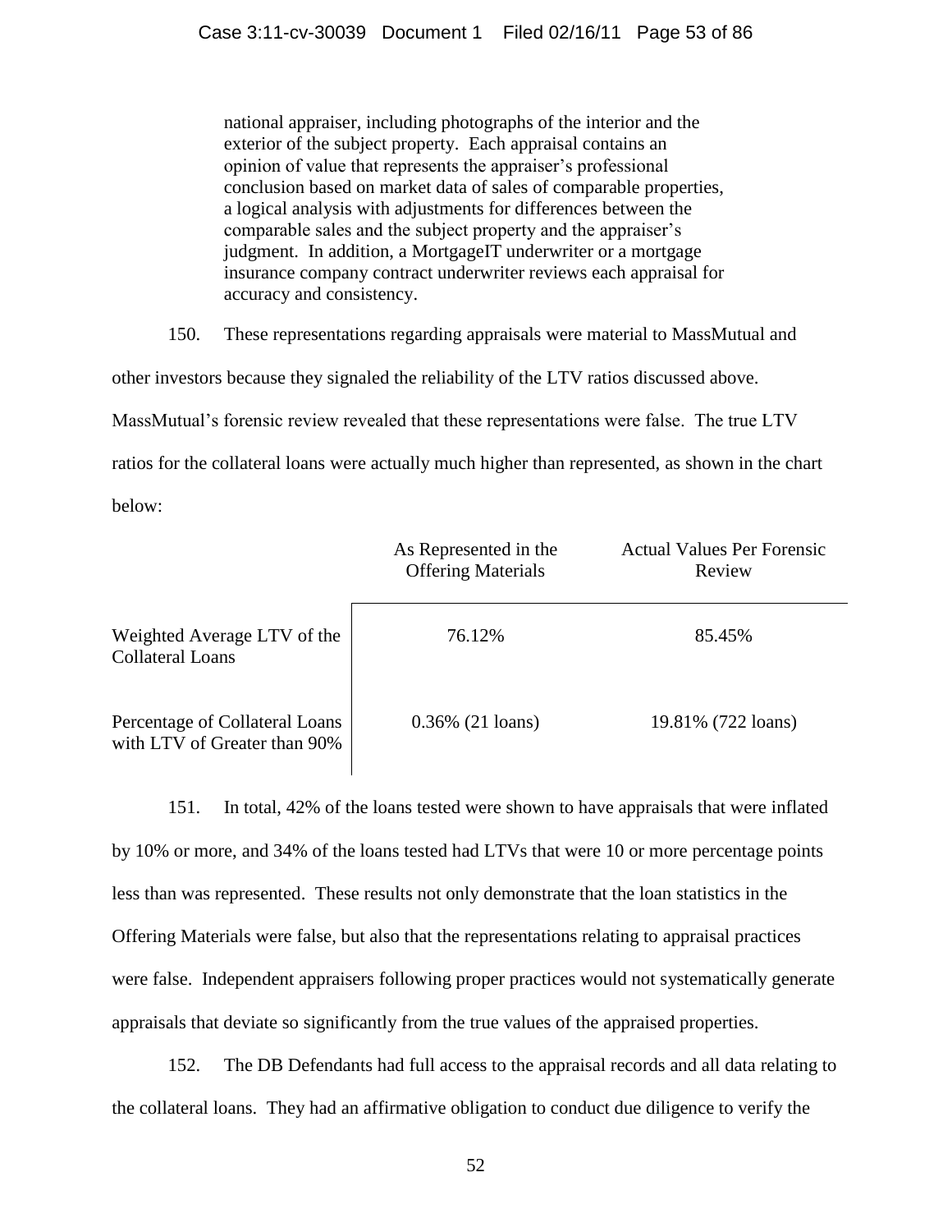> national appraiser, including photographs of the interior and the exterior of the subject property. Each appraisal contains an opinion of value that represents the appraiser's professional conclusion based on market data of sales of comparable properties, a logical analysis with adjustments for differences between the comparable sales and the subject property and the appraiser's judgment. In addition, a MortgageIT underwriter or a mortgage insurance company contract underwriter reviews each appraisal for accuracy and consistency.

150. These representations regarding appraisals were material to MassMutual and other investors because they signaled the reliability of the LTV ratios discussed above. MassMutual's forensic review revealed that these representations were false. The true LTV ratios for the collateral loans were actually much higher than represented, as shown in the chart below:

| | As Represented in the Offering Materials | Actual Values Per Forensic Review |
|---|---|---|
| Weighted Average LTV of the Collateral Loans | 76.12% | 85.45% |
| Percentage of Collateral Loans with LTV of Greater than 90% | 0.36% (21 loans) | 19.81% (722 loans) |

151. In total, 42% of the loans tested were shown to have appraisals that were inflated by 10% or more, and 34% of the loans tested had LTVs that were 10 or more percentage points less than was represented. These results not only demonstrate that the loan statistics in the Offering Materials were false, but also that the representations relating to appraisal practices were false. Independent appraisers following proper practices would not systematically generate appraisals that deviate so significantly from the true values of the appraised properties.

152. The DB Defendants had full access to the appraisal records and all data relating to the collateral loans. They had an affirmative obligation to conduct due diligence to verify the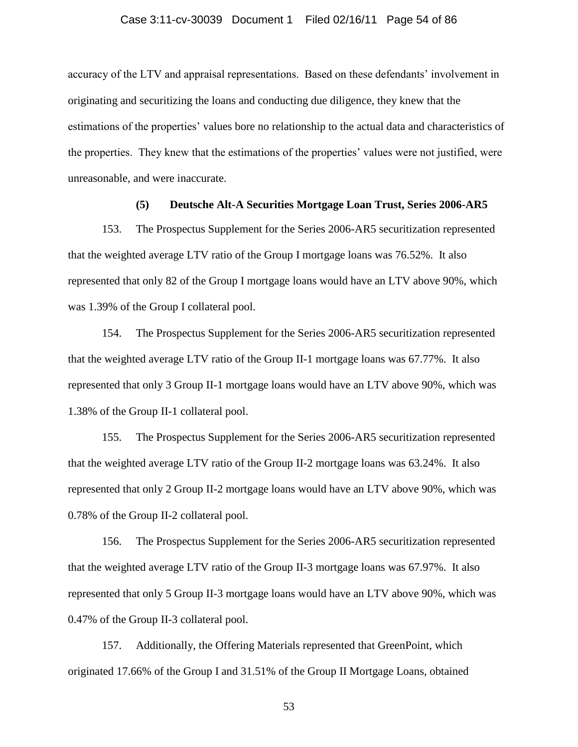accuracy of the LTV and appraisal representations. Based on these defendants' involvement in originating and securitizing the loans and conducting due diligence, they knew that the estimations of the properties' values bore no relationship to the actual data and characteristics of the properties. They knew that the estimations of the properties' values were not justified, were unreasonable, and were inaccurate.

**(5) Deutsche Alt-A Securities Mortgage Loan Trust, Series 2006-AR5**

153. The Prospectus Supplement for the Series 2006-AR5 securitization represented that the weighted average LTV ratio of the Group I mortgage loans was 76.52%. It also represented that only 82 of the Group I mortgage loans would have an LTV above 90%, which was 1.39% of the Group I collateral pool.

154. The Prospectus Supplement for the Series 2006-AR5 securitization represented that the weighted average LTV ratio of the Group II-1 mortgage loans was 67.77%. It also represented that only 3 Group II-1 mortgage loans would have an LTV above 90%, which was 1.38% of the Group II-1 collateral pool.

155. The Prospectus Supplement for the Series 2006-AR5 securitization represented that the weighted average LTV ratio of the Group II-2 mortgage loans was 63.24%. It also represented that only 2 Group II-2 mortgage loans would have an LTV above 90%, which was 0.78% of the Group II-2 collateral pool.

156. The Prospectus Supplement for the Series 2006-AR5 securitization represented that the weighted average LTV ratio of the Group II-3 mortgage loans was 67.97%. It also represented that only 5 Group II-3 mortgage loans would have an LTV above 90%, which was 0.47% of the Group II-3 collateral pool.

157. Additionally, the Offering Materials represented that GreenPoint, which originated 17.66% of the Group I and 31.51% of the Group II Mortgage Loans, obtained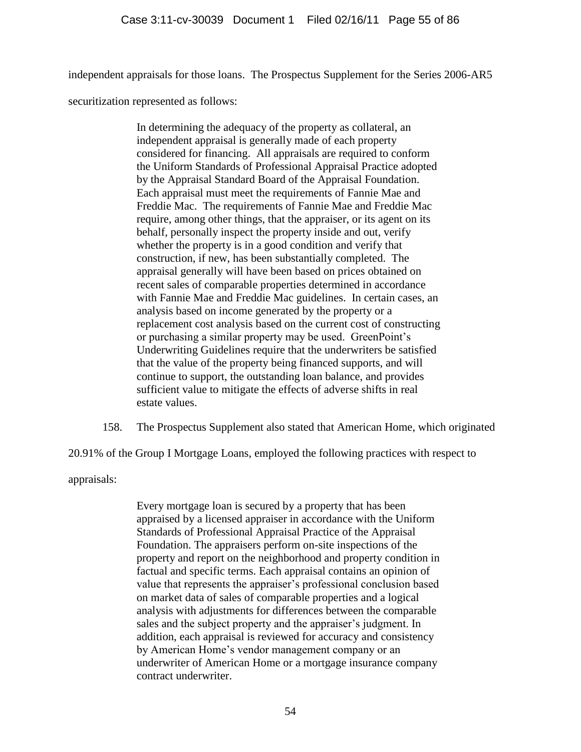independent appraisals for those loans. The Prospectus Supplement for the Series 2006-AR5 securitization represented as follows:

> In determining the adequacy of the property as collateral, an independent appraisal is generally made of each property considered for financing. All appraisals are required to conform the Uniform Standards of Professional Appraisal Practice adopted by the Appraisal Standard Board of the Appraisal Foundation. Each appraisal must meet the requirements of Fannie Mae and Freddie Mac. The requirements of Fannie Mae and Freddie Mac require, among other things, that the appraiser, or its agent on its behalf, personally inspect the property inside and out, verify whether the property is in a good condition and verify that construction, if new, has been substantially completed. The appraisal generally will have been based on prices obtained on recent sales of comparable properties determined in accordance with Fannie Mae and Freddie Mac guidelines. In certain cases, an analysis based on income generated by the property or a replacement cost analysis based on the current cost of constructing or purchasing a similar property may be used. GreenPoint's Underwriting Guidelines require that the underwriters be satisfied that the value of the property being financed supports, and will continue to support, the outstanding loan balance, and provides sufficient value to mitigate the effects of adverse shifts in real estate values.

158. The Prospectus Supplement also stated that American Home, which originated 20.91% of the Group I Mortgage Loans, employed the following practices with respect to appraisals:

> Every mortgage loan is secured by a property that has been appraised by a licensed appraiser in accordance with the Uniform Standards of Professional Appraisal Practice of the Appraisal Foundation. The appraisers perform on-site inspections of the property and report on the neighborhood and property condition in factual and specific terms. Each appraisal contains an opinion of value that represents the appraiser's professional conclusion based on market data of sales of comparable properties and a logical analysis with adjustments for differences between the comparable sales and the subject property and the appraiser's judgment. In addition, each appraisal is reviewed for accuracy and consistency by American Home's vendor management company or an underwriter of American Home or a mortgage insurance company contract underwriter.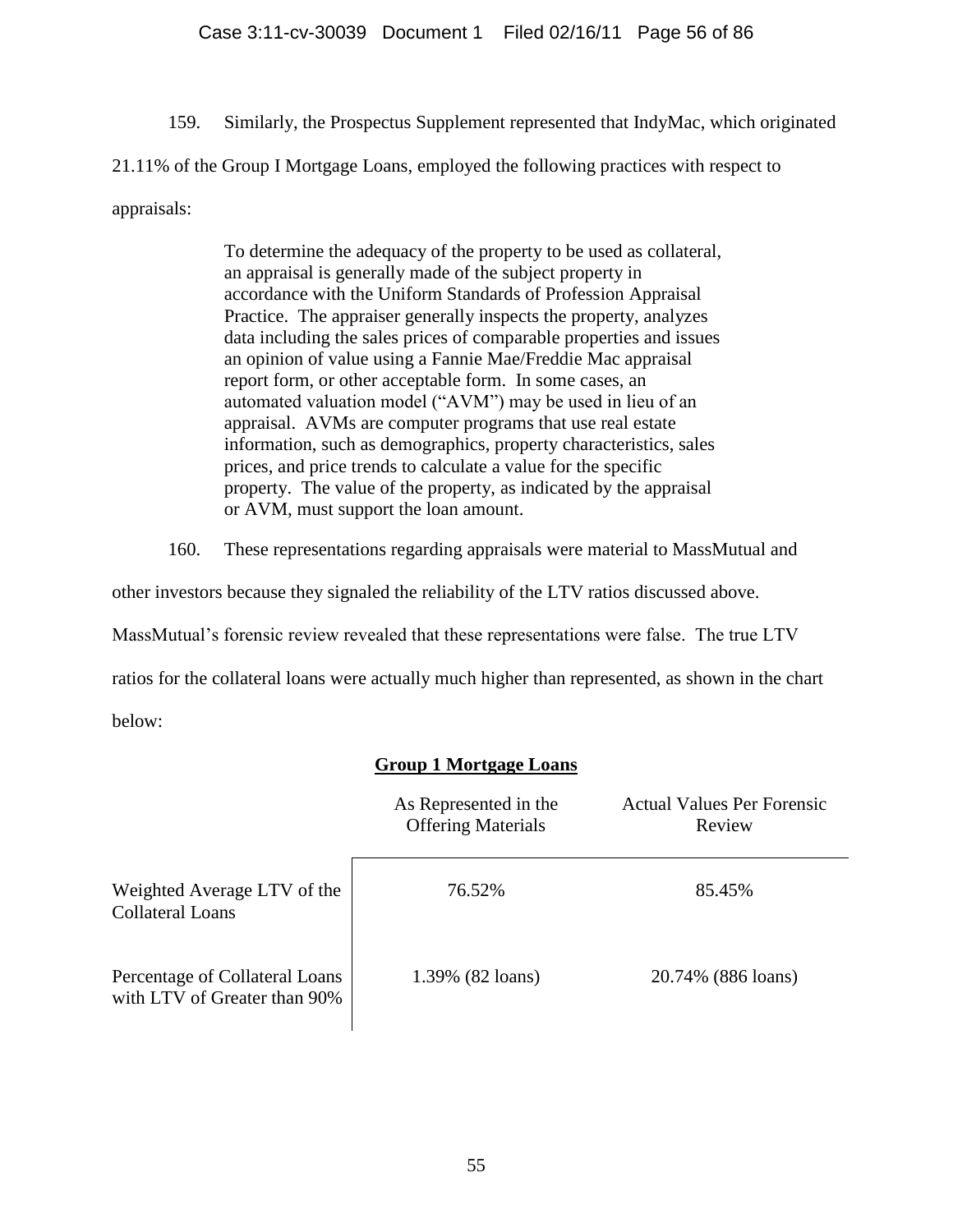159. Similarly, the Prospectus Supplement represented that IndyMac, which originated 21.11% of the Group I Mortgage Loans, employed the following practices with respect to appraisals:

> To determine the adequacy of the property to be used as collateral, an appraisal is generally made of the subject property in accordance with the Uniform Standards of Profession Appraisal Practice. The appraiser generally inspects the property, analyzes data including the sales prices of comparable properties and issues an opinion of value using a Fannie Mae/Freddie Mac appraisal report form, or other acceptable form. In some cases, an automated valuation model ("AVM") may be used in lieu of an appraisal. AVMs are computer programs that use real estate information, such as demographics, property characteristics, sales prices, and price trends to calculate a value for the specific property. The value of the property, as indicated by the appraisal or AVM, must support the loan amount.

160. These representations regarding appraisals were material to MassMutual and other investors because they signaled the reliability of the LTV ratios discussed above. MassMutual's forensic review revealed that these representations were false. The true LTV ratios for the collateral loans were actually much higher than represented, as shown in the chart below:

**Group 1 Mortgage Loans**

| | As Represented in the Offering Materials | Actual Values Per Forensic Review |
|---|---|---|
| Weighted Average LTV of the Collateral Loans | 76.52% | 85.45% |
| Percentage of Collateral Loans with LTV of Greater than 90% | 1.39% (82 loans) | 20.74% (886 loans) |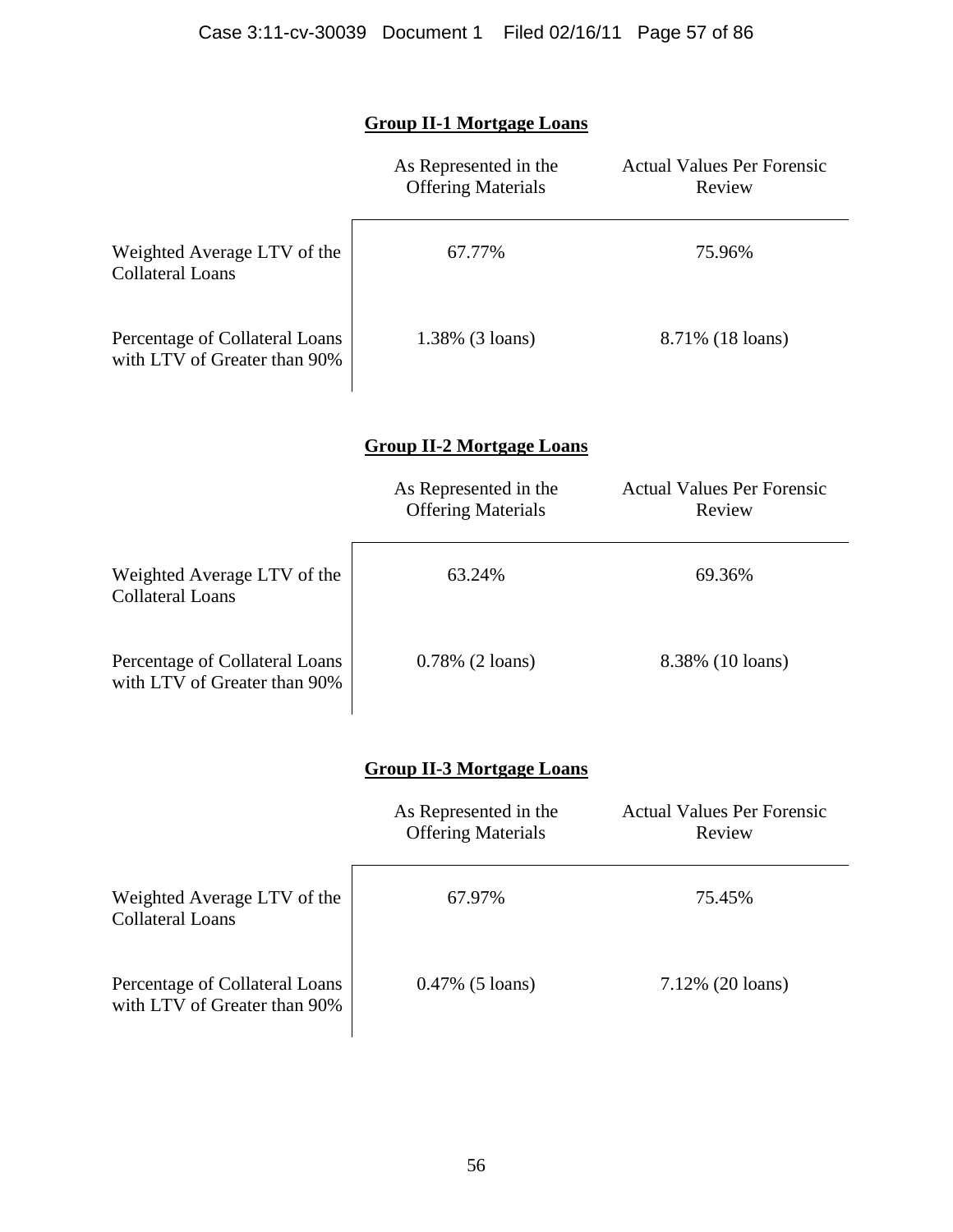**Group II-1 Mortgage Loans**

| | As Represented in the Offering Materials | Actual Values Per Forensic Review |
|---|---|---|
| Weighted Average LTV of the Collateral Loans | 67.77% | 75.96% |
| Percentage of Collateral Loans with LTV of Greater than 90% | 1.38% (3 loans) | 8.71% (18 loans) |

**Group II-2 Mortgage Loans**

| | As Represented in the Offering Materials | Actual Values Per Forensic Review |
|---|---|---|
| Weighted Average LTV of the Collateral Loans | 63.24% | 69.36% |
| Percentage of Collateral Loans with LTV of Greater than 90% | 0.78% (2 loans) | 8.38% (10 loans) |

**Group II-3 Mortgage Loans**

| | As Represented in the Offering Materials | Actual Values Per Forensic Review |
|---|---|---|
| Weighted Average LTV of the Collateral Loans | 67.97% | 75.45% |
| Percentage of Collateral Loans with LTV of Greater than 90% | 0.47% (5 loans) | 7.12% (20 loans) |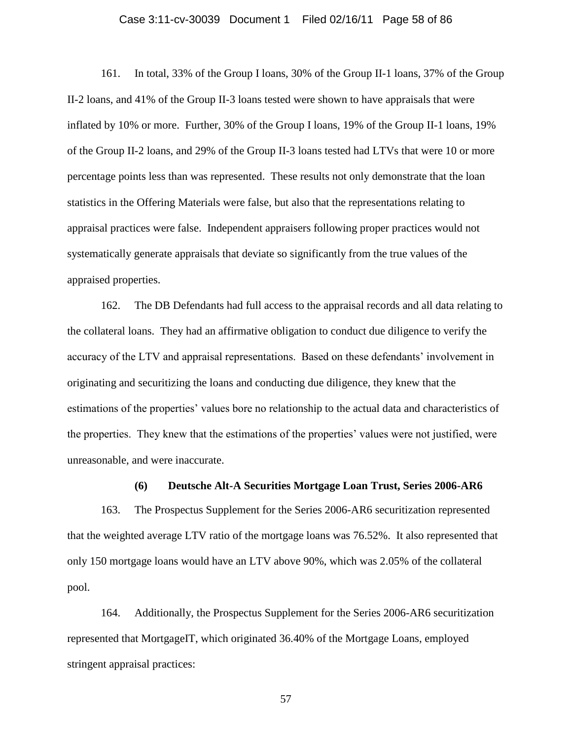161. In total, 33% of the Group I loans, 30% of the Group II-1 loans, 37% of the Group II-2 loans, and 41% of the Group II-3 loans tested were shown to have appraisals that were inflated by 10% or more. Further, 30% of the Group I loans, 19% of the Group II-1 loans, 19% of the Group II-2 loans, and 29% of the Group II-3 loans tested had LTVs that were 10 or more percentage points less than was represented. These results not only demonstrate that the loan statistics in the Offering Materials were false, but also that the representations relating to appraisal practices were false. Independent appraisers following proper practices would not systematically generate appraisals that deviate so significantly from the true values of the appraised properties.

162. The DB Defendants had full access to the appraisal records and all data relating to the collateral loans. They had an affirmative obligation to conduct due diligence to verify the accuracy of the LTV and appraisal representations. Based on these defendants' involvement in originating and securitizing the loans and conducting due diligence, they knew that the estimations of the properties' values bore no relationship to the actual data and characteristics of the properties. They knew that the estimations of the properties' values were not justified, were unreasonable, and were inaccurate.

**(6) Deutsche Alt-A Securities Mortgage Loan Trust, Series 2006-AR6**

163. The Prospectus Supplement for the Series 2006-AR6 securitization represented that the weighted average LTV ratio of the mortgage loans was 76.52%. It also represented that only 150 mortgage loans would have an LTV above 90%, which was 2.05% of the collateral pool.

164. Additionally, the Prospectus Supplement for the Series 2006-AR6 securitization represented that MortgageIT, which originated 36.40% of the Mortgage Loans, employed stringent appraisal practices: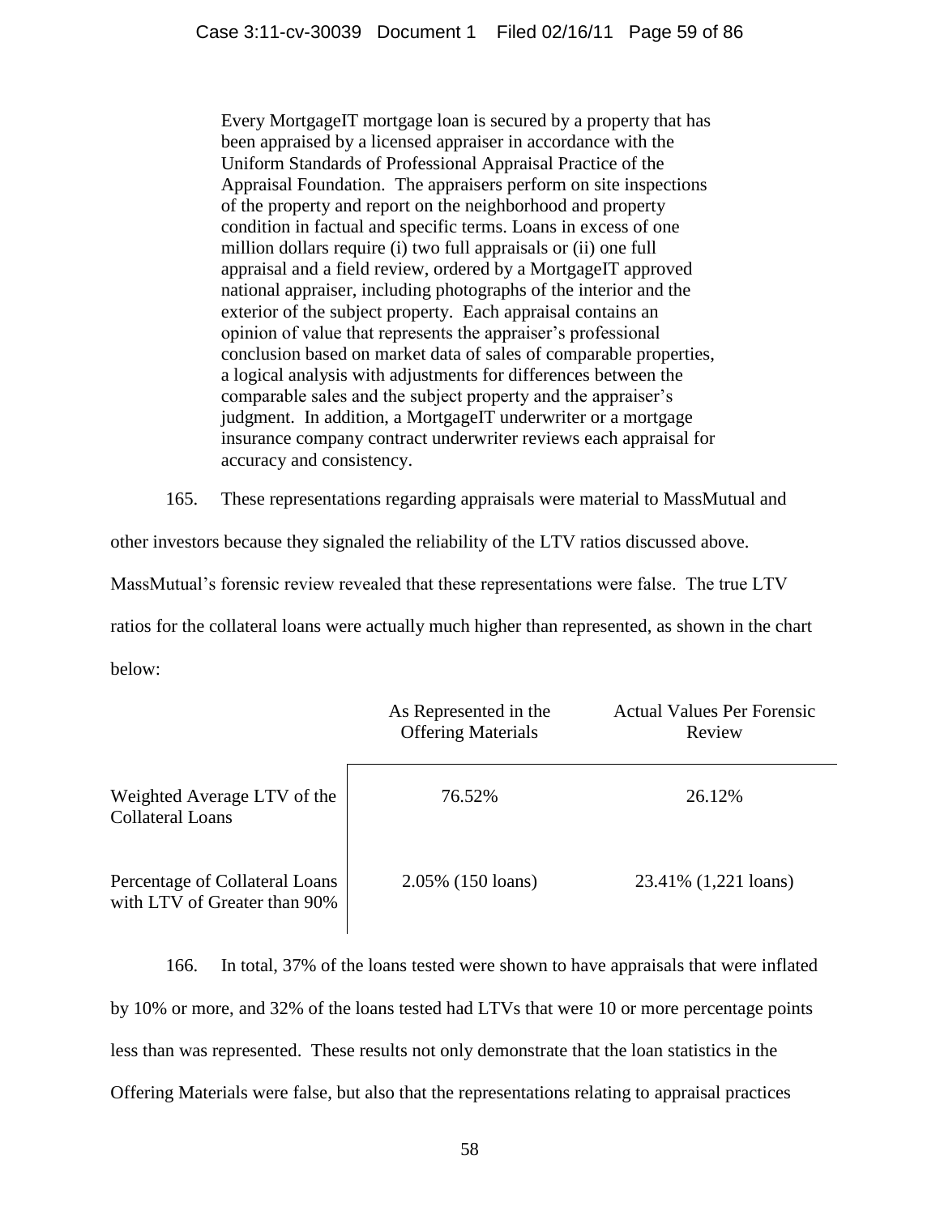> Every MortgageIT mortgage loan is secured by a property that has been appraised by a licensed appraiser in accordance with the Uniform Standards of Professional Appraisal Practice of the Appraisal Foundation. The appraisers perform on site inspections of the property and report on the neighborhood and property condition in factual and specific terms. Loans in excess of one million dollars require (i) two full appraisals or (ii) one full appraisal and a field review, ordered by a MortgageIT approved national appraiser, including photographs of the interior and the exterior of the subject property. Each appraisal contains an opinion of value that represents the appraiser's professional conclusion based on market data of sales of comparable properties, a logical analysis with adjustments for differences between the comparable sales and the subject property and the appraiser's judgment. In addition, a MortgageIT underwriter or a mortgage insurance company contract underwriter reviews each appraisal for accuracy and consistency.

165. These representations regarding appraisals were material to MassMutual and other investors because they signaled the reliability of the LTV ratios discussed above. MassMutual's forensic review revealed that these representations were false. The true LTV ratios for the collateral loans were actually much higher than represented, as shown in the chart below:

| | As Represented in the Offering Materials | Actual Values Per Forensic Review |
|---|---|---|
| Weighted Average LTV of the Collateral Loans | 76.52% | 26.12% |
| Percentage of Collateral Loans with LTV of Greater than 90% | 2.05% (150 loans) | 23.41% (1,221 loans) |

166. In total, 37% of the loans tested were shown to have appraisals that were inflated by 10% or more, and 32% of the loans tested had LTVs that were 10 or more percentage points less than was represented. These results not only demonstrate that the loan statistics in the Offering Materials were false, but also that the representations relating to appraisal practices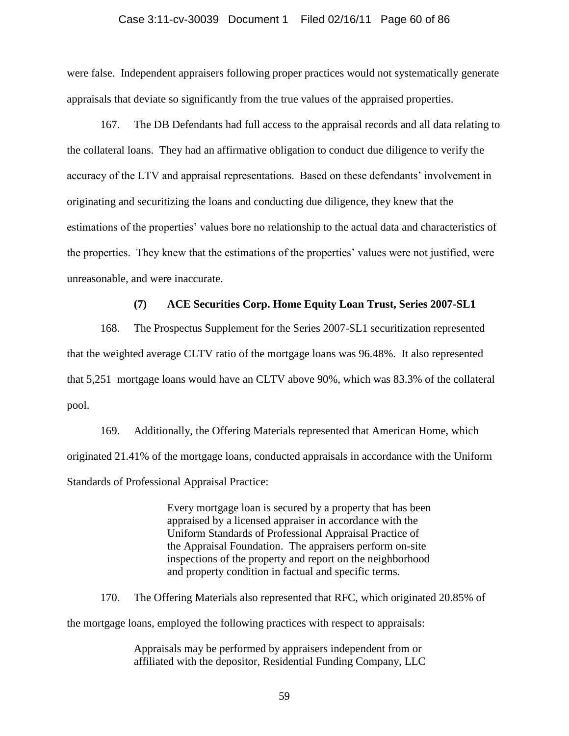were false. Independent appraisers following proper practices would not systematically generate appraisals that deviate so significantly from the true values of the appraised properties.

167. The DB Defendants had full access to the appraisal records and all data relating to the collateral loans. They had an affirmative obligation to conduct due diligence to verify the accuracy of the LTV and appraisal representations. Based on these defendants' involvement in originating and securitizing the loans and conducting due diligence, they knew that the estimations of the properties' values bore no relationship to the actual data and characteristics of the properties. They knew that the estimations of the properties' values were not justified, were unreasonable, and were inaccurate.

### (7) ACE Securities Corp. Home Equity Loan Trust, Series 2007-SL1

168. The Prospectus Supplement for the Series 2007-SL1 securitization represented that the weighted average CLTV ratio of the mortgage loans was 96.48%. It also represented that 5,251 mortgage loans would have an CLTV above 90%, which was 83.3% of the collateral pool.

169. Additionally, the Offering Materials represented that American Home, which originated 21.41% of the mortgage loans, conducted appraisals in accordance with the Uniform Standards of Professional Appraisal Practice:

> Every mortgage loan is secured by a property that has been appraised by a licensed appraiser in accordance with the Uniform Standards of Professional Appraisal Practice of the Appraisal Foundation. The appraisers perform on-site inspections of the property and report on the neighborhood and property condition in factual and specific terms.

170. The Offering Materials also represented that RFC, which originated 20.85% of the mortgage loans, employed the following practices with respect to appraisals:

> Appraisals may be performed by appraisers independent from or affiliated with the depositor, Residential Funding Company, LLC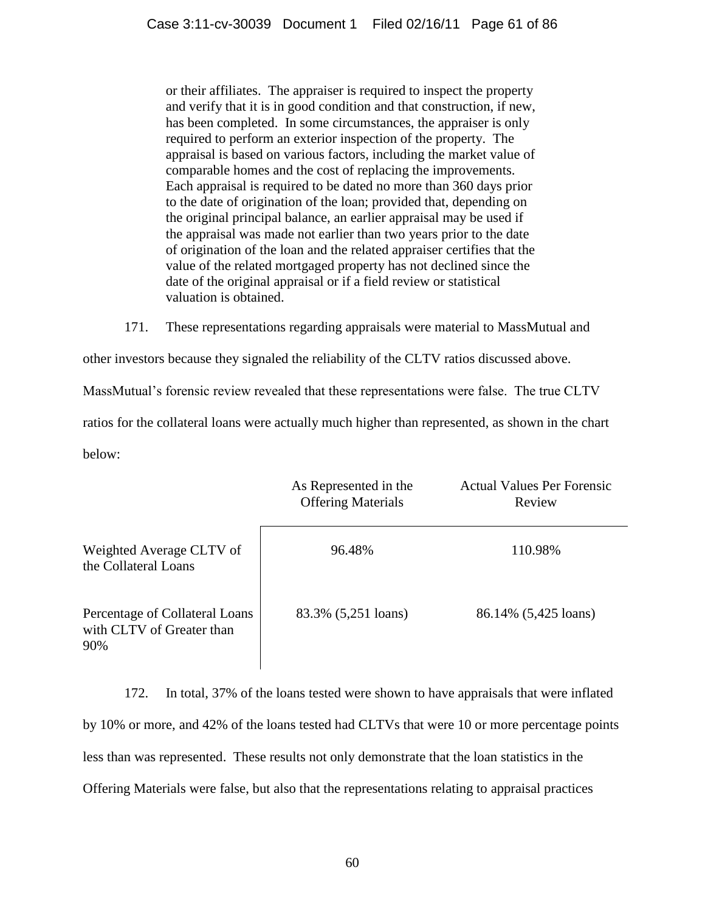> or their affiliates. The appraiser is required to inspect the property and verify that it is in good condition and that construction, if new, has been completed. In some circumstances, the appraiser is only required to perform an exterior inspection of the property. The appraisal is based on various factors, including the market value of comparable homes and the cost of replacing the improvements. Each appraisal is required to be dated no more than 360 days prior to the date of origination of the loan; provided that, depending on the original principal balance, an earlier appraisal may be used if the appraisal was made not earlier than two years prior to the date of origination of the loan and the related appraiser certifies that the value of the related mortgaged property has not declined since the date of the original appraisal or if a field review or statistical valuation is obtained.

171. These representations regarding appraisals were material to MassMutual and other investors because they signaled the reliability of the CLTV ratios discussed above. MassMutual's forensic review revealed that these representations were false. The true CLTV ratios for the collateral loans were actually much higher than represented, as shown in the chart below:

| | As Represented in the Offering Materials | Actual Values Per Forensic Review |
|---|---|---|
| Weighted Average CLTV of the Collateral Loans | 96.48% | 110.98% |
| Percentage of Collateral Loans with CLTV of Greater than 90% | 83.3% (5,251 loans) | 86.14% (5,425 loans) |

172. In total, 37% of the loans tested were shown to have appraisals that were inflated by 10% or more, and 42% of the loans tested had CLTVs that were 10 or more percentage points less than was represented. These results not only demonstrate that the loan statistics in the Offering Materials were false, but also that the representations relating to appraisal practices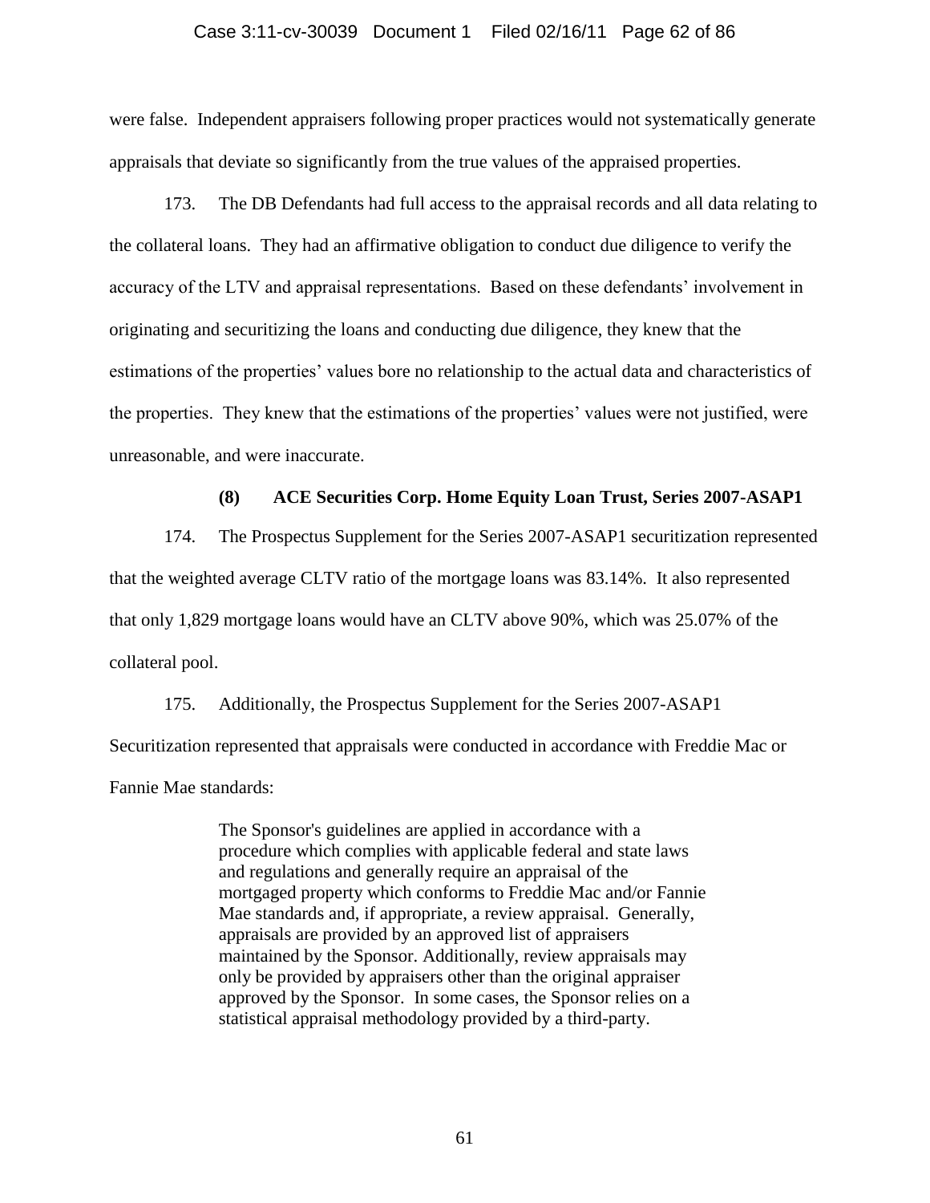were false. Independent appraisers following proper practices would not systematically generate appraisals that deviate so significantly from the true values of the appraised properties.

173. The DB Defendants had full access to the appraisal records and all data relating to the collateral loans. They had an affirmative obligation to conduct due diligence to verify the accuracy of the LTV and appraisal representations. Based on these defendants' involvement in originating and securitizing the loans and conducting due diligence, they knew that the estimations of the properties' values bore no relationship to the actual data and characteristics of the properties. They knew that the estimations of the properties' values were not justified, were unreasonable, and were inaccurate.

**(8) ACE Securities Corp. Home Equity Loan Trust, Series 2007-ASAP1**

174. The Prospectus Supplement for the Series 2007-ASAP1 securitization represented that the weighted average CLTV ratio of the mortgage loans was 83.14%. It also represented that only 1,829 mortgage loans would have an CLTV above 90%, which was 25.07% of the collateral pool.

175. Additionally, the Prospectus Supplement for the Series 2007-ASAP1 Securitization represented that appraisals were conducted in accordance with Freddie Mac or Fannie Mae standards:

> The Sponsor's guidelines are applied in accordance with a procedure which complies with applicable federal and state laws and regulations and generally require an appraisal of the mortgaged property which conforms to Freddie Mac and/or Fannie Mae standards and, if appropriate, a review appraisal. Generally, appraisals are provided by an approved list of appraisers maintained by the Sponsor. Additionally, review appraisals may only be provided by appraisers other than the original appraiser approved by the Sponsor. In some cases, the Sponsor relies on a statistical appraisal methodology provided by a third-party.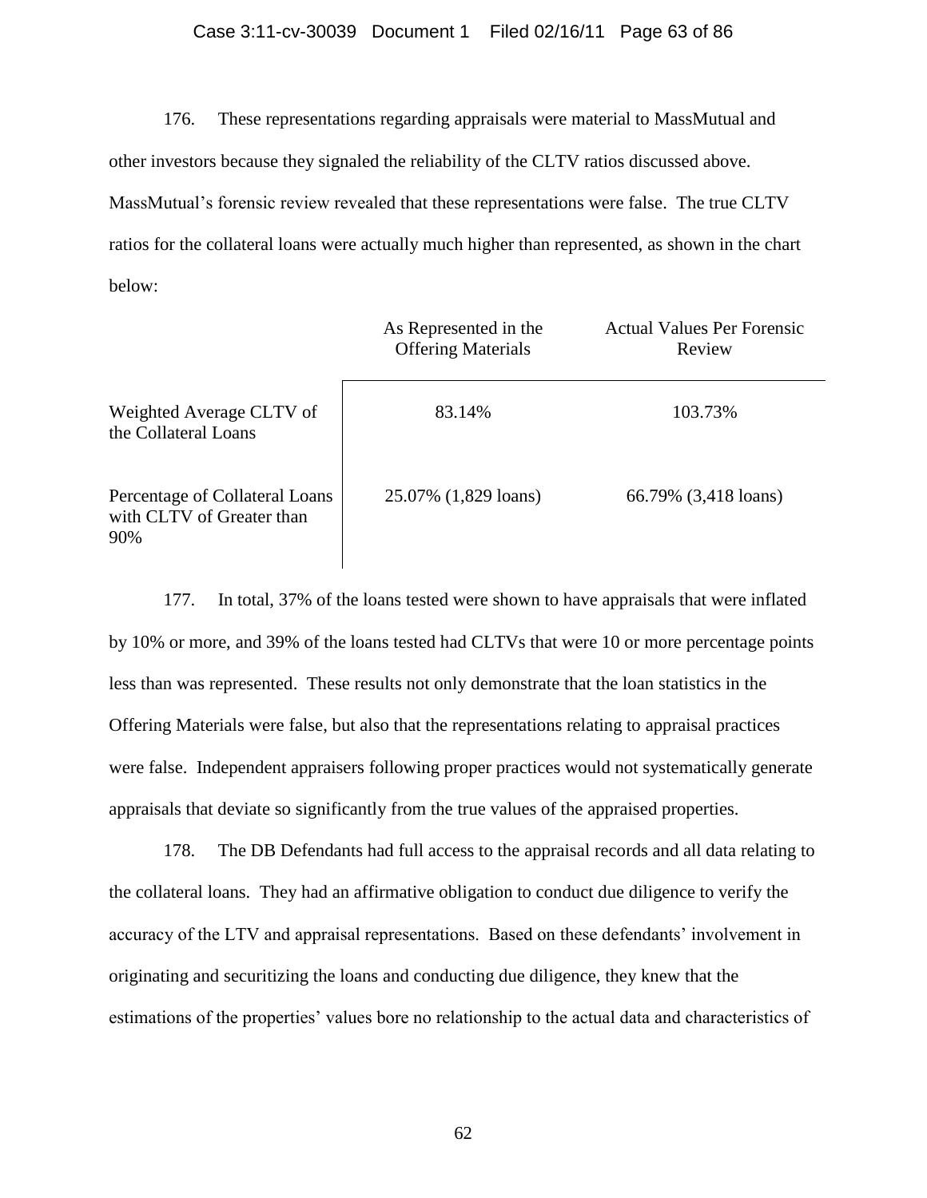176. These representations regarding appraisals were material to MassMutual and other investors because they signaled the reliability of the CLTV ratios discussed above. MassMutual's forensic review revealed that these representations were false. The true CLTV ratios for the collateral loans were actually much higher than represented, as shown in the chart below:

| | As Represented in the Offering Materials | Actual Values Per Forensic Review |
|---|---|---|
| Weighted Average CLTV of the Collateral Loans | 83.14% | 103.73% |
| Percentage of Collateral Loans with CLTV of Greater than 90% | 25.07% (1,829 loans) | 66.79% (3,418 loans) |

177. In total, 37% of the loans tested were shown to have appraisals that were inflated by 10% or more, and 39% of the loans tested had CLTVs that were 10 or more percentage points less than was represented. These results not only demonstrate that the loan statistics in the Offering Materials were false, but also that the representations relating to appraisal practices were false. Independent appraisers following proper practices would not systematically generate appraisals that deviate so significantly from the true values of the appraised properties.

178. The DB Defendants had full access to the appraisal records and all data relating to the collateral loans. They had an affirmative obligation to conduct due diligence to verify the accuracy of the LTV and appraisal representations. Based on these defendants' involvement in originating and securitizing the loans and conducting due diligence, they knew that the estimations of the properties' values bore no relationship to the actual data and characteristics of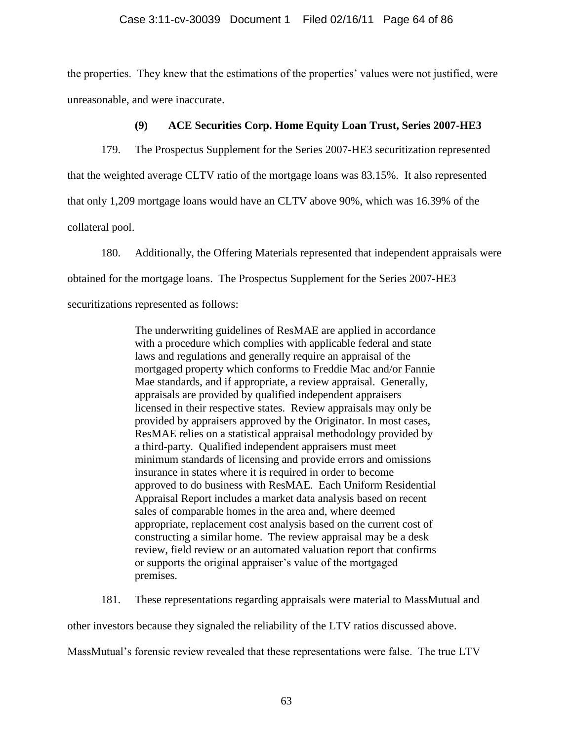the properties. They knew that the estimations of the properties' values were not justified, were unreasonable, and were inaccurate.

### (9) ACE Securities Corp. Home Equity Loan Trust, Series 2007-HE3

179. The Prospectus Supplement for the Series 2007-HE3 securitization represented that the weighted average CLTV ratio of the mortgage loans was 83.15%. It also represented that only 1,209 mortgage loans would have an CLTV above 90%, which was 16.39% of the collateral pool.

180. Additionally, the Offering Materials represented that independent appraisals were obtained for the mortgage loans. The Prospectus Supplement for the Series 2007-HE3 securitizations represented as follows:

> The underwriting guidelines of ResMAE are applied in accordance with a procedure which complies with applicable federal and state laws and regulations and generally require an appraisal of the mortgaged property which conforms to Freddie Mac and/or Fannie Mae standards, and if appropriate, a review appraisal. Generally, appraisals are provided by qualified independent appraisers licensed in their respective states. Review appraisals may only be provided by appraisers approved by the Originator. In most cases, ResMAE relies on a statistical appraisal methodology provided by a third-party. Qualified independent appraisers must meet minimum standards of licensing and provide errors and omissions insurance in states where it is required in order to become approved to do business with ResMAE. Each Uniform Residential Appraisal Report includes a market data analysis based on recent sales of comparable homes in the area and, where deemed appropriate, replacement cost analysis based on the current cost of constructing a similar home. The review appraisal may be a desk review, field review or an automated valuation report that confirms or supports the original appraiser's value of the mortgaged premises.

181. These representations regarding appraisals were material to MassMutual and other investors because they signaled the reliability of the LTV ratios discussed above. MassMutual's forensic review revealed that these representations were false. The true LTV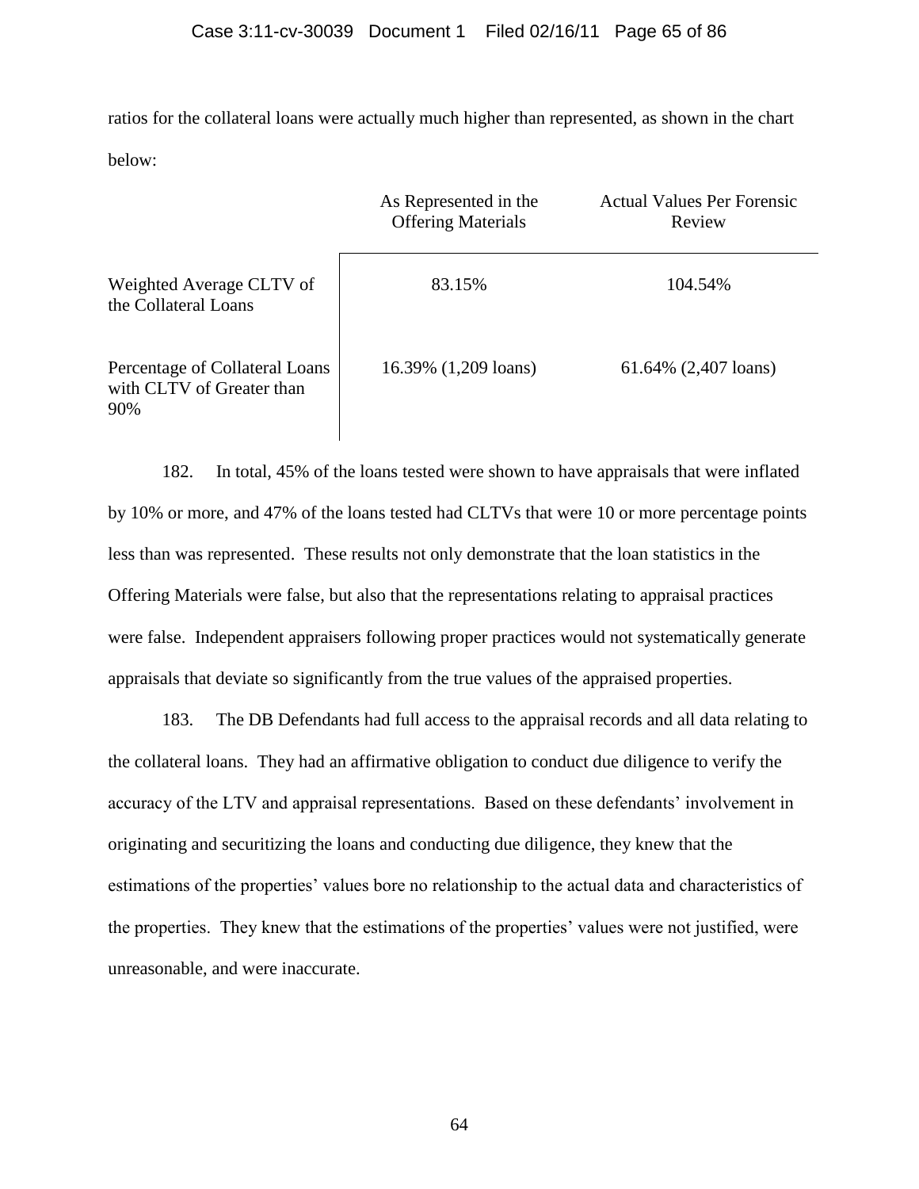ratios for the collateral loans were actually much higher than represented, as shown in the chart below:

| | As Represented in the Offering Materials | Actual Values Per Forensic Review |
|---|---|---|
| Weighted Average CLTV of the Collateral Loans | 83.15% | 104.54% |
| Percentage of Collateral Loans with CLTV of Greater than 90% | 16.39% (1,209 loans) | 61.64% (2,407 loans) |

182. In total, 45% of the loans tested were shown to have appraisals that were inflated by 10% or more, and 47% of the loans tested had CLTVs that were 10 or more percentage points less than was represented. These results not only demonstrate that the loan statistics in the Offering Materials were false, but also that the representations relating to appraisal practices were false. Independent appraisers following proper practices would not systematically generate appraisals that deviate so significantly from the true values of the appraised properties.

183. The DB Defendants had full access to the appraisal records and all data relating to the collateral loans. They had an affirmative obligation to conduct due diligence to verify the accuracy of the LTV and appraisal representations. Based on these defendants' involvement in originating and securitizing the loans and conducting due diligence, they knew that the estimations of the properties' values bore no relationship to the actual data and characteristics of the properties. They knew that the estimations of the properties' values were not justified, were unreasonable, and were inaccurate.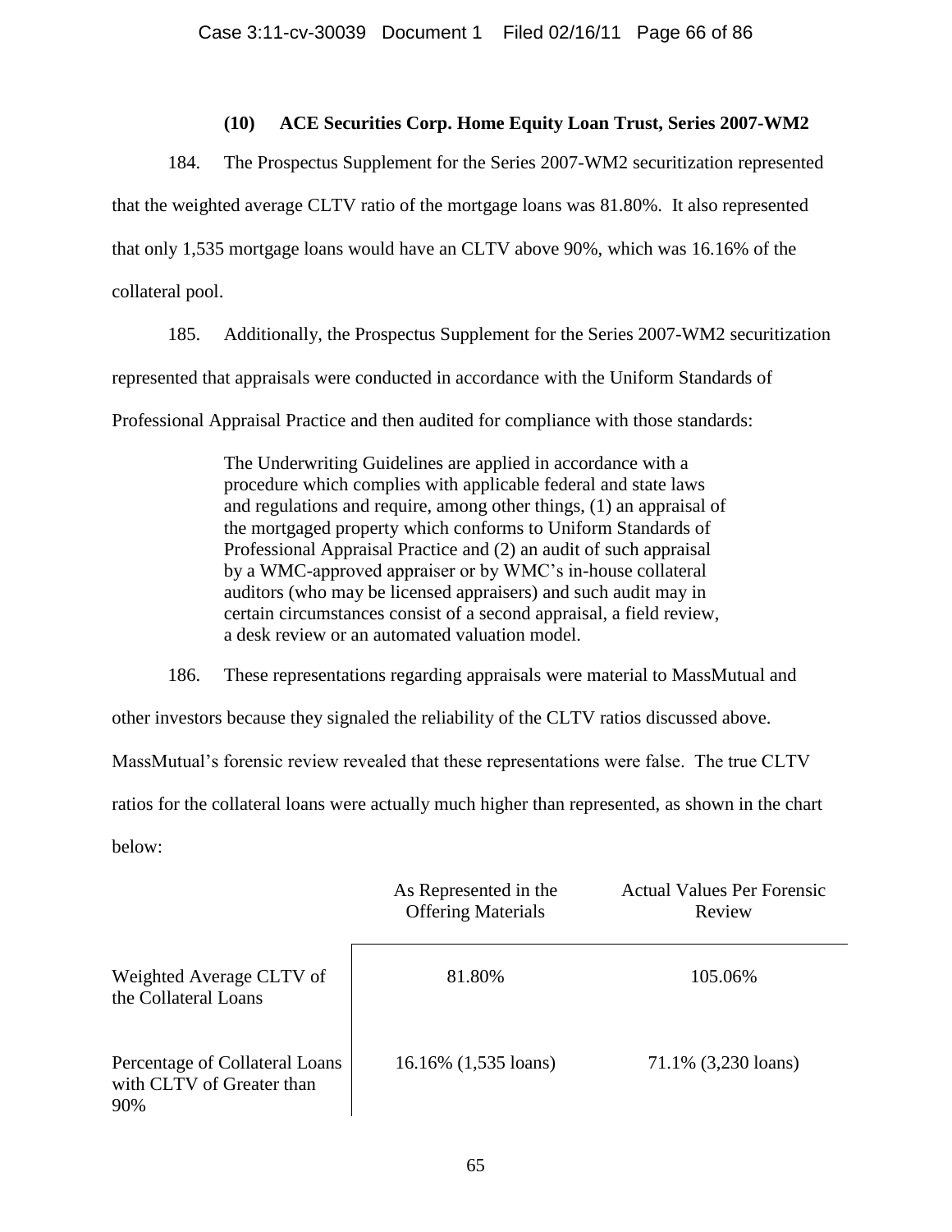### (10) ACE Securities Corp. Home Equity Loan Trust, Series 2007-WM2

184. The Prospectus Supplement for the Series 2007-WM2 securitization represented that the weighted average CLTV ratio of the mortgage loans was 81.80%. It also represented that only 1,535 mortgage loans would have an CLTV above 90%, which was 16.16% of the collateral pool.

185. Additionally, the Prospectus Supplement for the Series 2007-WM2 securitization represented that appraisals were conducted in accordance with the Uniform Standards of Professional Appraisal Practice and then audited for compliance with those standards:

> The Underwriting Guidelines are applied in accordance with a procedure which complies with applicable federal and state laws and regulations and require, among other things, (1) an appraisal of the mortgaged property which conforms to Uniform Standards of Professional Appraisal Practice and (2) an audit of such appraisal by a WMC-approved appraiser or by WMC's in-house collateral auditors (who may be licensed appraisers) and such audit may in certain circumstances consist of a second appraisal, a field review, a desk review or an automated valuation model.

186. These representations regarding appraisals were material to MassMutual and other investors because they signaled the reliability of the CLTV ratios discussed above. MassMutual's forensic review revealed that these representations were false. The true CLTV ratios for the collateral loans were actually much higher than represented, as shown in the chart below:

| | As Represented in the Offering Materials | Actual Values Per Forensic Review |
|---|---|---|
| Weighted Average CLTV of the Collateral Loans | 81.80% | 105.06% |
| Percentage of Collateral Loans with CLTV of Greater than 90% | 16.16% (1,535 loans) | 71.1% (3,230 loans) |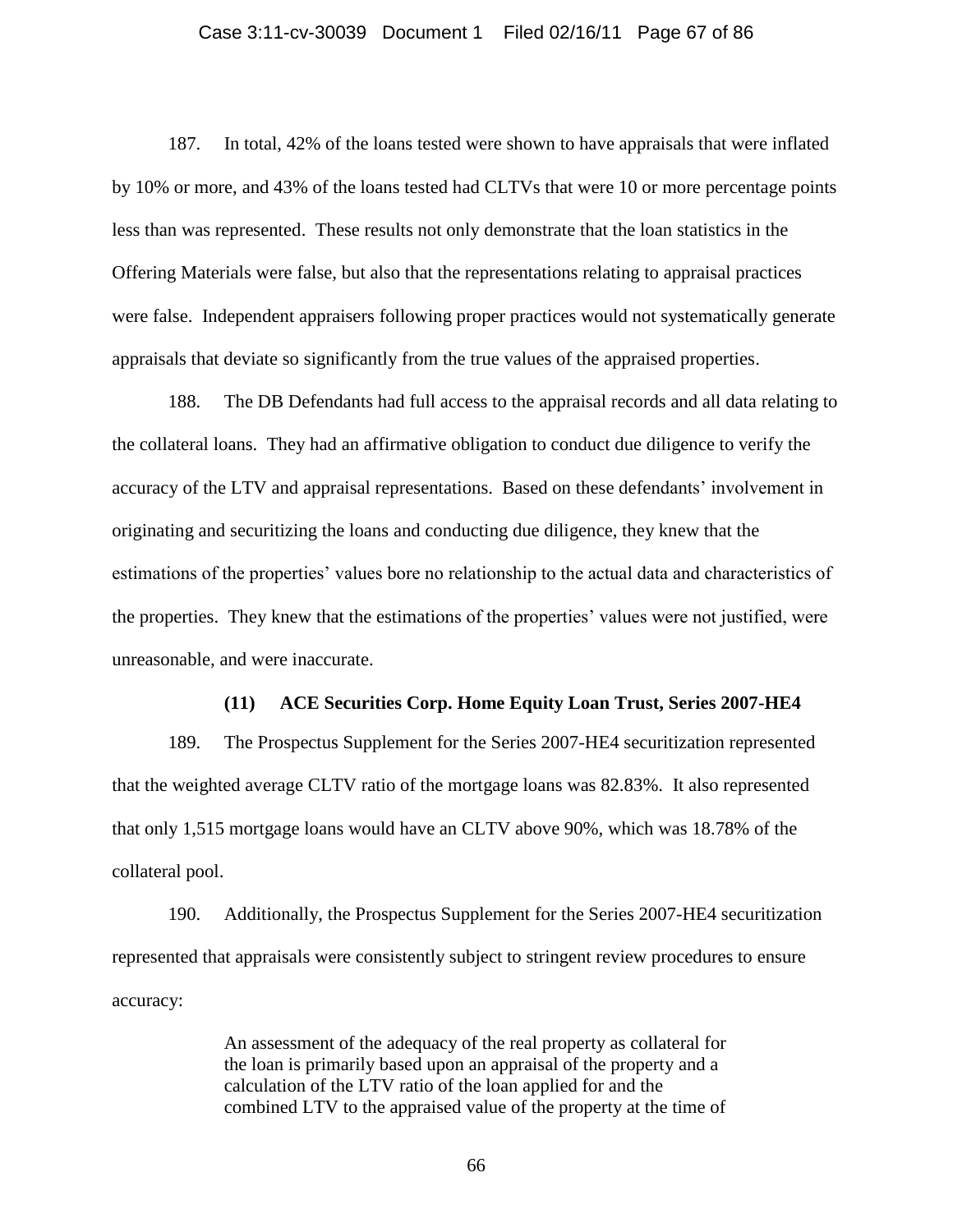187. In total, 42% of the loans tested were shown to have appraisals that were inflated by 10% or more, and 43% of the loans tested had CLTVs that were 10 or more percentage points less than was represented. These results not only demonstrate that the loan statistics in the Offering Materials were false, but also that the representations relating to appraisal practices were false. Independent appraisers following proper practices would not systematically generate appraisals that deviate so significantly from the true values of the appraised properties.

188. The DB Defendants had full access to the appraisal records and all data relating to the collateral loans. They had an affirmative obligation to conduct due diligence to verify the accuracy of the LTV and appraisal representations. Based on these defendants' involvement in originating and securitizing the loans and conducting due diligence, they knew that the estimations of the properties' values bore no relationship to the actual data and characteristics of the properties. They knew that the estimations of the properties' values were not justified, were unreasonable, and were inaccurate.

**(11) ACE Securities Corp. Home Equity Loan Trust, Series 2007-HE4**

189. The Prospectus Supplement for the Series 2007-HE4 securitization represented that the weighted average CLTV ratio of the mortgage loans was 82.83%. It also represented that only 1,515 mortgage loans would have an CLTV above 90%, which was 18.78% of the collateral pool.

190. Additionally, the Prospectus Supplement for the Series 2007-HE4 securitization represented that appraisals were consistently subject to stringent review procedures to ensure accuracy:

> An assessment of the adequacy of the real property as collateral for the loan is primarily based upon an appraisal of the property and a calculation of the LTV ratio of the loan applied for and the combined LTV to the appraised value of the property at the time of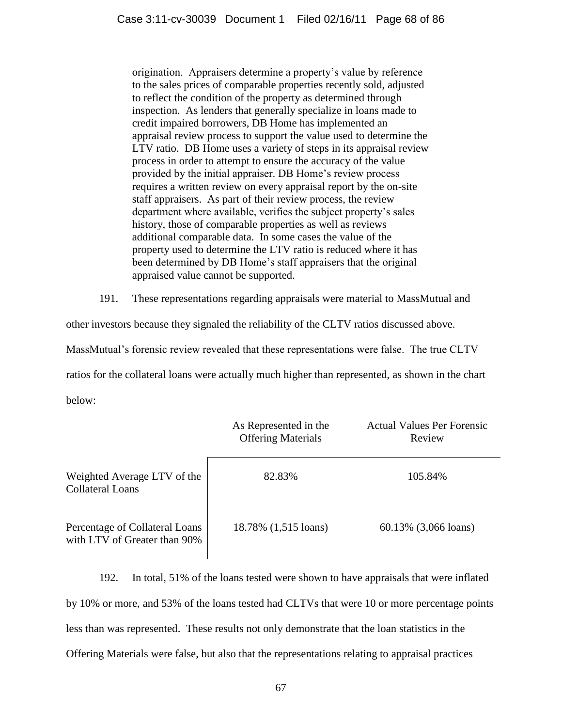> origination. Appraisers determine a property's value by reference to the sales prices of comparable properties recently sold, adjusted to reflect the condition of the property as determined through inspection. As lenders that generally specialize in loans made to credit impaired borrowers, DB Home has implemented an appraisal review process to support the value used to determine the LTV ratio. DB Home uses a variety of steps in its appraisal review process in order to attempt to ensure the accuracy of the value provided by the initial appraiser. DB Home's review process requires a written review on every appraisal report by the on-site staff appraisers. As part of their review process, the review department where available, verifies the subject property's sales history, those of comparable properties as well as reviews additional comparable data. In some cases the value of the property used to determine the LTV ratio is reduced where it has been determined by DB Home's staff appraisers that the original appraised value cannot be supported.

191. These representations regarding appraisals were material to MassMutual and other investors because they signaled the reliability of the CLTV ratios discussed above. MassMutual's forensic review revealed that these representations were false. The true CLTV ratios for the collateral loans were actually much higher than represented, as shown in the chart below:

| | As Represented in the Offering Materials | Actual Values Per Forensic Review |
|---|---|---|
| Weighted Average LTV of the Collateral Loans | 82.83% | 105.84% |
| Percentage of Collateral Loans with LTV of Greater than 90% | 18.78% (1,515 loans) | 60.13% (3,066 loans) |

192. In total, 51% of the loans tested were shown to have appraisals that were inflated by 10% or more, and 53% of the loans tested had CLTVs that were 10 or more percentage points less than was represented. These results not only demonstrate that the loan statistics in the Offering Materials were false, but also that the representations relating to appraisal practices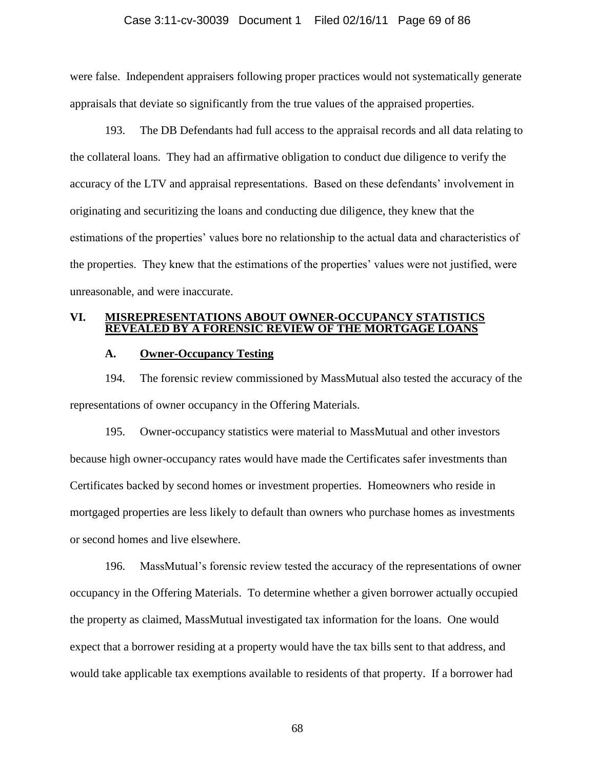were false. Independent appraisers following proper practices would not systematically generate appraisals that deviate so significantly from the true values of the appraised properties.

193. The DB Defendants had full access to the appraisal records and all data relating to the collateral loans. They had an affirmative obligation to conduct due diligence to verify the accuracy of the LTV and appraisal representations. Based on these defendants' involvement in originating and securitizing the loans and conducting due diligence, they knew that the estimations of the properties' values bore no relationship to the actual data and characteristics of the properties. They knew that the estimations of the properties' values were not justified, were unreasonable, and were inaccurate.

## VI. MISREPRESENTATIONS ABOUT OWNER-OCCUPANCY STATISTICS REVEALED BY A FORENSIC REVIEW OF THE MORTGAGE LOANS

### A. Owner-Occupancy Testing

194. The forensic review commissioned by MassMutual also tested the accuracy of the representations of owner occupancy in the Offering Materials.

195. Owner-occupancy statistics were material to MassMutual and other investors because high owner-occupancy rates would have made the Certificates safer investments than Certificates backed by second homes or investment properties. Homeowners who reside in mortgaged properties are less likely to default than owners who purchase homes as investments or second homes and live elsewhere.

196. MassMutual's forensic review tested the accuracy of the representations of owner occupancy in the Offering Materials. To determine whether a given borrower actually occupied the property as claimed, MassMutual investigated tax information for the loans. One would expect that a borrower residing at a property would have the tax bills sent to that address, and would take applicable tax exemptions available to residents of that property. If a borrower had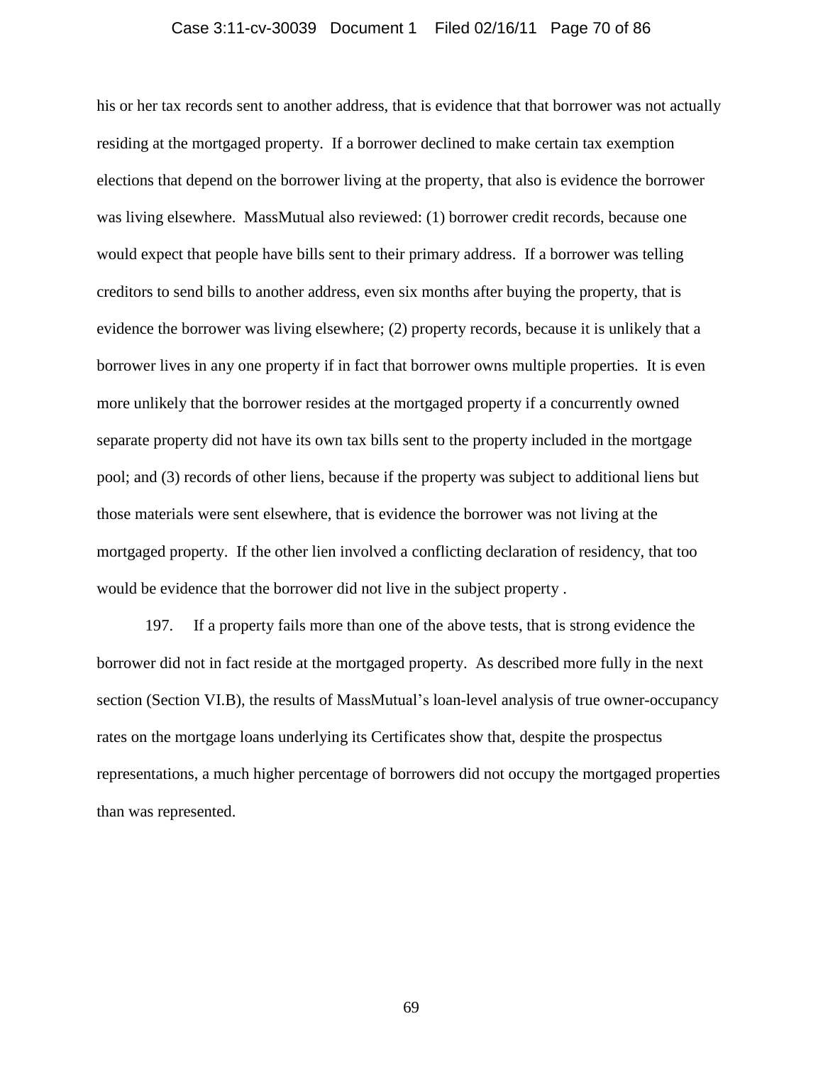his or her tax records sent to another address, that is evidence that that borrower was not actually residing at the mortgaged property. If a borrower declined to make certain tax exemption elections that depend on the borrower living at the property, that also is evidence the borrower was living elsewhere. MassMutual also reviewed: (1) borrower credit records, because one would expect that people have bills sent to their primary address. If a borrower was telling creditors to send bills to another address, even six months after buying the property, that is evidence the borrower was living elsewhere; (2) property records, because it is unlikely that a borrower lives in any one property if in fact that borrower owns multiple properties. It is even more unlikely that the borrower resides at the mortgaged property if a concurrently owned separate property did not have its own tax bills sent to the property included in the mortgage pool; and (3) records of other liens, because if the property was subject to additional liens but those materials were sent elsewhere, that is evidence the borrower was not living at the mortgaged property. If the other lien involved a conflicting declaration of residency, that too would be evidence that the borrower did not live in the subject property .

197. If a property fails more than one of the above tests, that is strong evidence the borrower did not in fact reside at the mortgaged property. As described more fully in the next section (Section VI.B), the results of MassMutual's loan-level analysis of true owner-occupancy rates on the mortgage loans underlying its Certificates show that, despite the prospectus representations, a much higher percentage of borrowers did not occupy the mortgaged properties than was represented.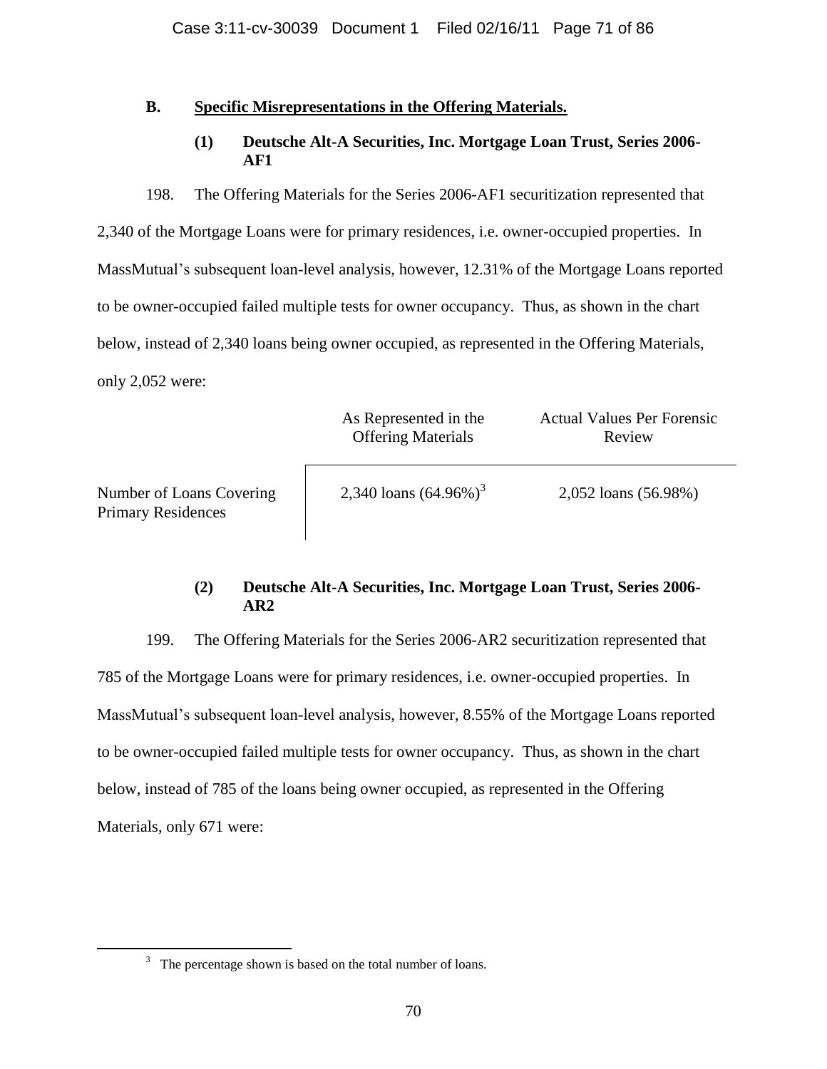## B. Specific Misrepresentations in the Offering Materials.

### (1) Deutsche Alt-A Securities, Inc. Mortgage Loan Trust, Series 2006-AF1

198. The Offering Materials for the Series 2006-AF1 securitization represented that 2,340 of the Mortgage Loans were for primary residences, i.e. owner-occupied properties. In MassMutual's subsequent loan-level analysis, however, 12.31% of the Mortgage Loans reported to be owner-occupied failed multiple tests for owner occupancy. Thus, as shown in the chart below, instead of 2,340 loans being owner occupied, as represented in the Offering Materials, only 2,052 were:

| | As Represented in the Offering Materials | Actual Values Per Forensic Review |
|---|---|---|
| Number of Loans Covering Primary Residences | 2,340 loans (64.96%)[3] | 2,052 loans (56.98%) |

### (2) Deutsche Alt-A Securities, Inc. Mortgage Loan Trust, Series 2006-AR2

199. The Offering Materials for the Series 2006-AR2 securitization represented that 785 of the Mortgage Loans were for primary residences, i.e. owner-occupied properties. In MassMutual's subsequent loan-level analysis, however, 8.55% of the Mortgage Loans reported to be owner-occupied failed multiple tests for owner occupancy. Thus, as shown in the chart below, instead of 785 of the loans being owner occupied, as represented in the Offering Materials, only 671 were:

---

[3] The percentage shown is based on the total number of loans.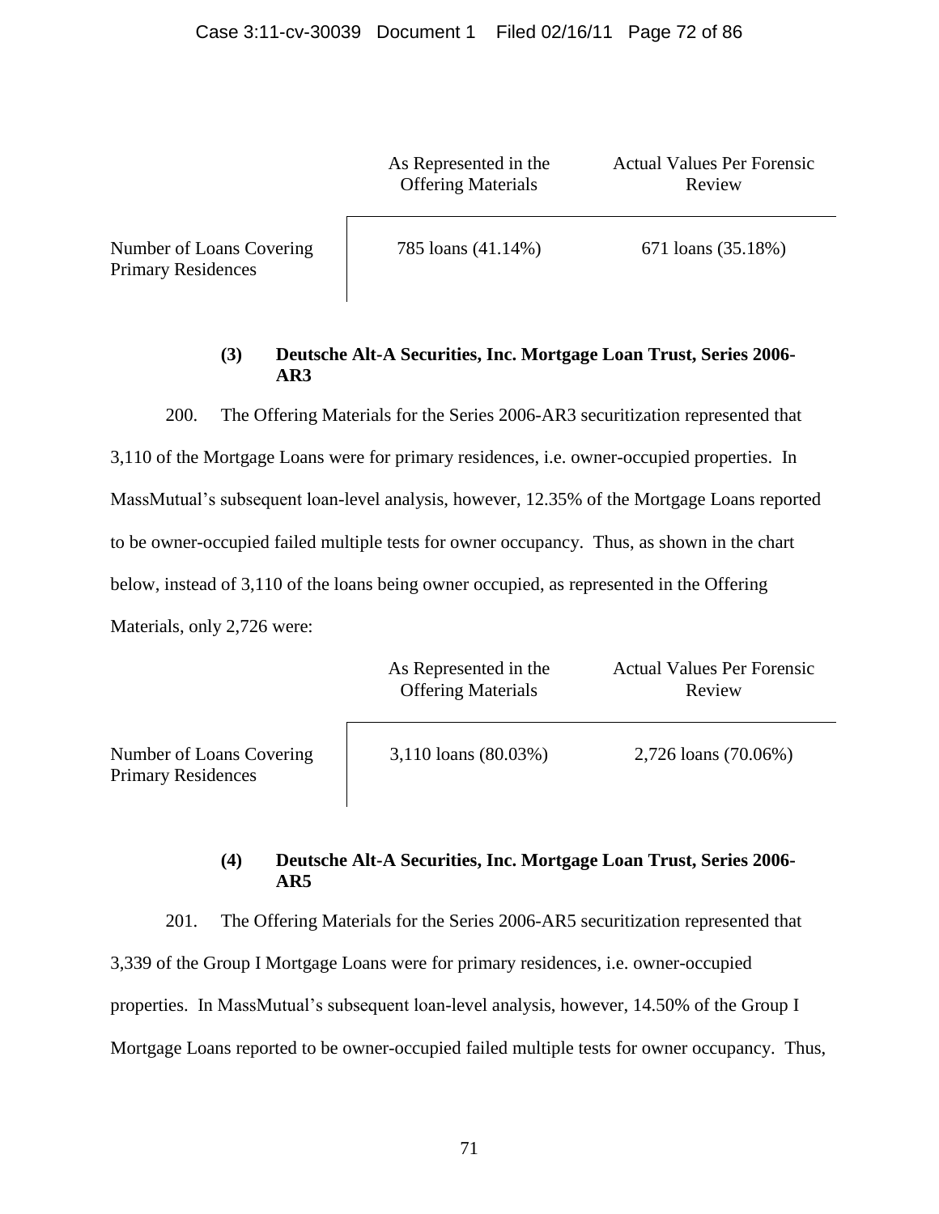| | As Represented in the Offering Materials | Actual Values Per Forensic Review |
|---|---|---|
| Number of Loans Covering Primary Residences | 785 loans (41.14%) | 671 loans (35.18%) |

**(3) Deutsche Alt-A Securities, Inc. Mortgage Loan Trust, Series 2006-AR3**

200. The Offering Materials for the Series 2006-AR3 securitization represented that 3,110 of the Mortgage Loans were for primary residences, i.e. owner-occupied properties. In MassMutual's subsequent loan-level analysis, however, 12.35% of the Mortgage Loans reported to be owner-occupied failed multiple tests for owner occupancy. Thus, as shown in the chart below, instead of 3,110 of the loans being owner occupied, as represented in the Offering Materials, only 2,726 were:

| | As Represented in the Offering Materials | Actual Values Per Forensic Review |
|---|---|---|
| Number of Loans Covering Primary Residences | 3,110 loans (80.03%) | 2,726 loans (70.06%) |

**(4) Deutsche Alt-A Securities, Inc. Mortgage Loan Trust, Series 2006-AR5**

201. The Offering Materials for the Series 2006-AR5 securitization represented that 3,339 of the Group I Mortgage Loans were for primary residences, i.e. owner-occupied properties. In MassMutual's subsequent loan-level analysis, however, 14.50% of the Group I Mortgage Loans reported to be owner-occupied failed multiple tests for owner occupancy. Thus,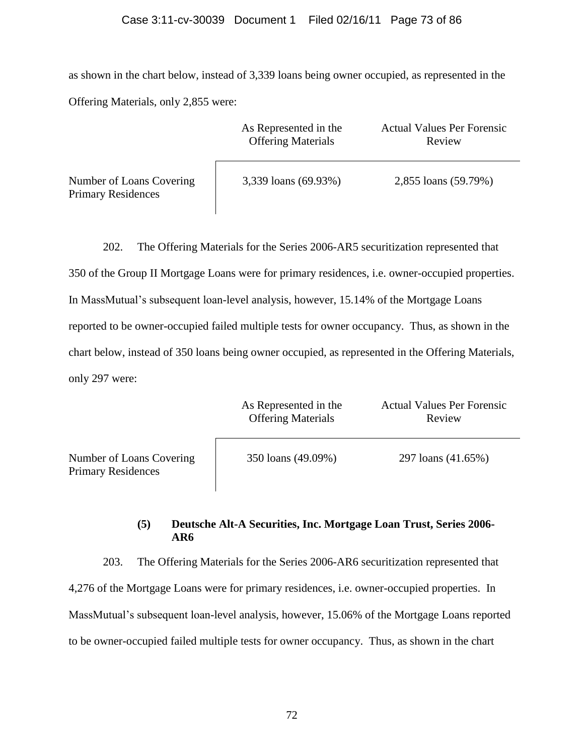as shown in the chart below, instead of 3,339 loans being owner occupied, as represented in the Offering Materials, only 2,855 were:

| | As Represented in the Offering Materials | Actual Values Per Forensic Review |
|---|---|---|
| Number of Loans Covering Primary Residences | 3,339 loans (69.93%) | 2,855 loans (59.79%) |

202. The Offering Materials for the Series 2006-AR5 securitization represented that 350 of the Group II Mortgage Loans were for primary residences, i.e. owner-occupied properties. In MassMutual's subsequent loan-level analysis, however, 15.14% of the Mortgage Loans reported to be owner-occupied failed multiple tests for owner occupancy. Thus, as shown in the chart below, instead of 350 loans being owner occupied, as represented in the Offering Materials, only 297 were:

| | As Represented in the Offering Materials | Actual Values Per Forensic Review |
|---|---|---|
| Number of Loans Covering Primary Residences | 350 loans (49.09%) | 297 loans (41.65%) |

**(5) Deutsche Alt-A Securities, Inc. Mortgage Loan Trust, Series 2006-AR6**

203. The Offering Materials for the Series 2006-AR6 securitization represented that 4,276 of the Mortgage Loans were for primary residences, i.e. owner-occupied properties. In MassMutual's subsequent loan-level analysis, however, 15.06% of the Mortgage Loans reported to be owner-occupied failed multiple tests for owner occupancy. Thus, as shown in the chart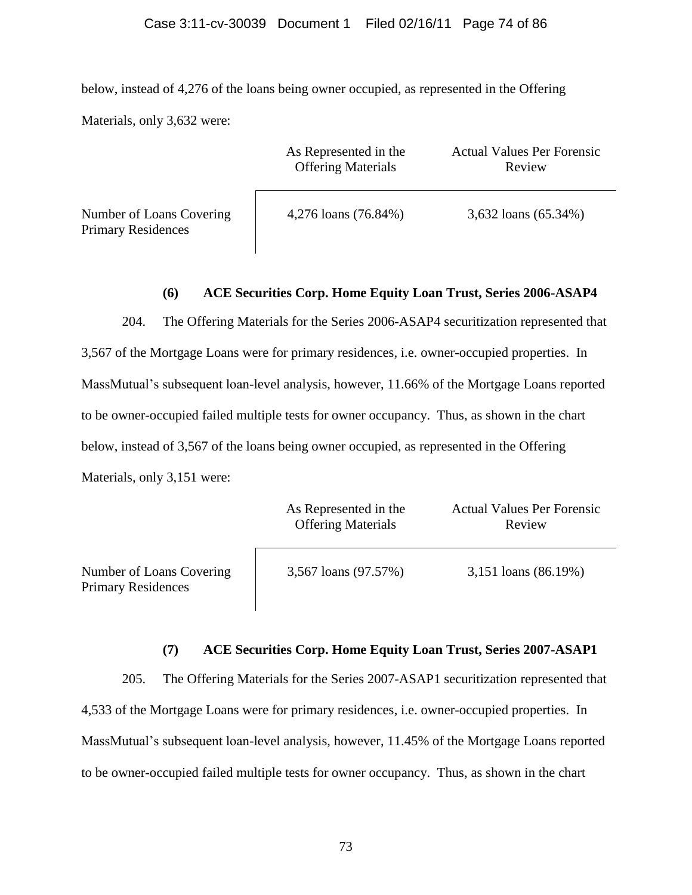below, instead of 4,276 of the loans being owner occupied, as represented in the Offering Materials, only 3,632 were:

| | As Represented in the Offering Materials | Actual Values Per Forensic Review |
|---|---|---|
| Number of Loans Covering Primary Residences | 4,276 loans (76.84%) | 3,632 loans (65.34%) |

**(6) ACE Securities Corp. Home Equity Loan Trust, Series 2006-ASAP4**

204. The Offering Materials for the Series 2006-ASAP4 securitization represented that 3,567 of the Mortgage Loans were for primary residences, i.e. owner-occupied properties. In MassMutual's subsequent loan-level analysis, however, 11.66% of the Mortgage Loans reported to be owner-occupied failed multiple tests for owner occupancy. Thus, as shown in the chart below, instead of 3,567 of the loans being owner occupied, as represented in the Offering Materials, only 3,151 were:

| | As Represented in the Offering Materials | Actual Values Per Forensic Review |
|---|---|---|
| Number of Loans Covering Primary Residences | 3,567 loans (97.57%) | 3,151 loans (86.19%) |

**(7) ACE Securities Corp. Home Equity Loan Trust, Series 2007-ASAP1**

205. The Offering Materials for the Series 2007-ASAP1 securitization represented that 4,533 of the Mortgage Loans were for primary residences, i.e. owner-occupied properties. In MassMutual's subsequent loan-level analysis, however, 11.45% of the Mortgage Loans reported to be owner-occupied failed multiple tests for owner occupancy. Thus, as shown in the chart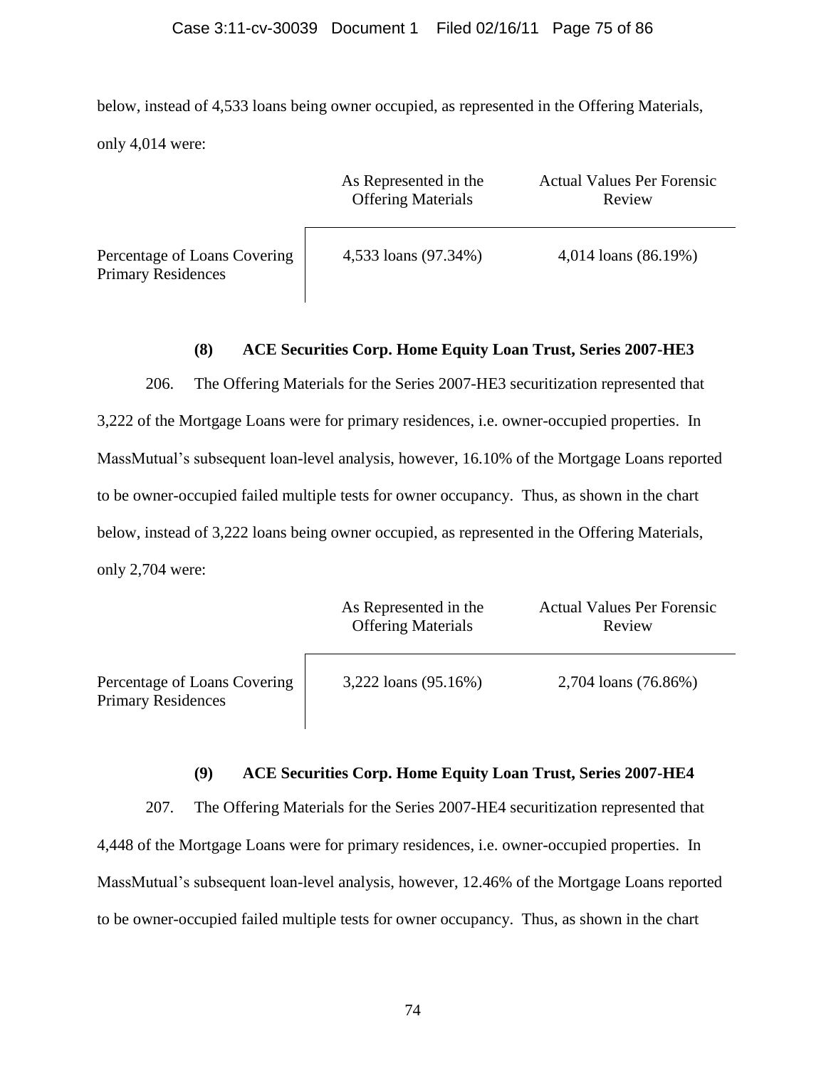below, instead of 4,533 loans being owner occupied, as represented in the Offering Materials, only 4,014 were:

| | As Represented in the Offering Materials | Actual Values Per Forensic Review |
|---|---|---|
| Percentage of Loans Covering Primary Residences | 4,533 loans (97.34%) | 4,014 loans (86.19%) |

#### (8) ACE Securities Corp. Home Equity Loan Trust, Series 2007-HE3

206. The Offering Materials for the Series 2007-HE3 securitization represented that 3,222 of the Mortgage Loans were for primary residences, i.e. owner-occupied properties. In MassMutual's subsequent loan-level analysis, however, 16.10% of the Mortgage Loans reported to be owner-occupied failed multiple tests for owner occupancy. Thus, as shown in the chart below, instead of 3,222 loans being owner occupied, as represented in the Offering Materials, only 2,704 were:

| | As Represented in the Offering Materials | Actual Values Per Forensic Review |
|---|---|---|
| Percentage of Loans Covering Primary Residences | 3,222 loans (95.16%) | 2,704 loans (76.86%) |

#### (9) ACE Securities Corp. Home Equity Loan Trust, Series 2007-HE4

207. The Offering Materials for the Series 2007-HE4 securitization represented that 4,448 of the Mortgage Loans were for primary residences, i.e. owner-occupied properties. In MassMutual's subsequent loan-level analysis, however, 12.46% of the Mortgage Loans reported to be owner-occupied failed multiple tests for owner occupancy. Thus, as shown in the chart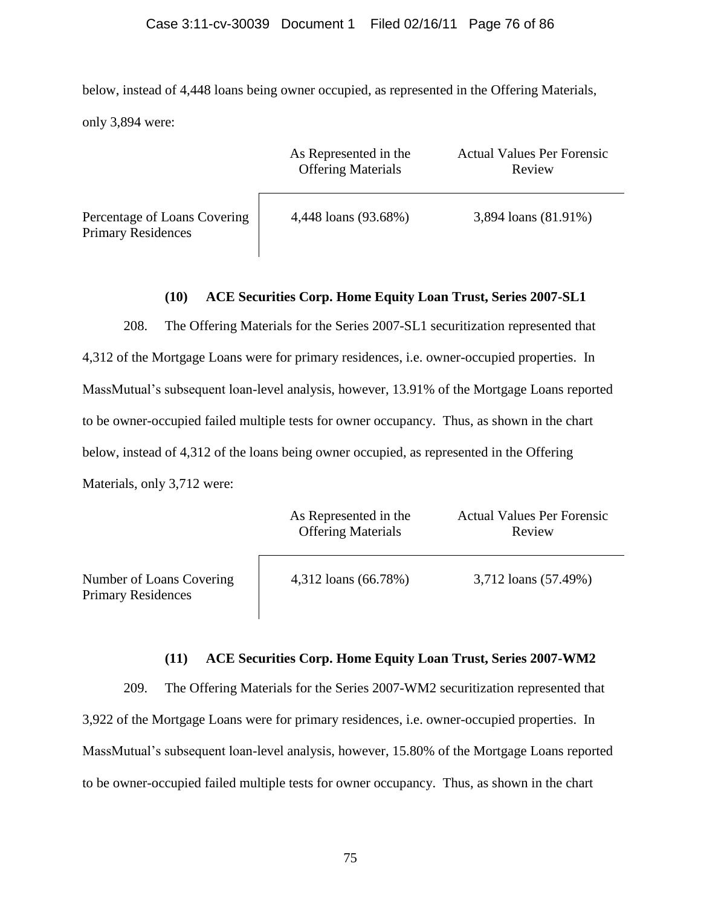below, instead of 4,448 loans being owner occupied, as represented in the Offering Materials, only 3,894 were:

| | As Represented in the Offering Materials | Actual Values Per Forensic Review |
|---|---|---|
| Percentage of Loans Covering Primary Residences | 4,448 loans (93.68%) | 3,894 loans (81.91%) |

#### (10) ACE Securities Corp. Home Equity Loan Trust, Series 2007-SL1

208. The Offering Materials for the Series 2007-SL1 securitization represented that 4,312 of the Mortgage Loans were for primary residences, i.e. owner-occupied properties. In MassMutual's subsequent loan-level analysis, however, 13.91% of the Mortgage Loans reported to be owner-occupied failed multiple tests for owner occupancy. Thus, as shown in the chart below, instead of 4,312 of the loans being owner occupied, as represented in the Offering Materials, only 3,712 were:

| | As Represented in the Offering Materials | Actual Values Per Forensic Review |
|---|---|---|
| Number of Loans Covering Primary Residences | 4,312 loans (66.78%) | 3,712 loans (57.49%) |

#### (11) ACE Securities Corp. Home Equity Loan Trust, Series 2007-WM2

209. The Offering Materials for the Series 2007-WM2 securitization represented that 3,922 of the Mortgage Loans were for primary residences, i.e. owner-occupied properties. In MassMutual's subsequent loan-level analysis, however, 15.80% of the Mortgage Loans reported to be owner-occupied failed multiple tests for owner occupancy. Thus, as shown in the chart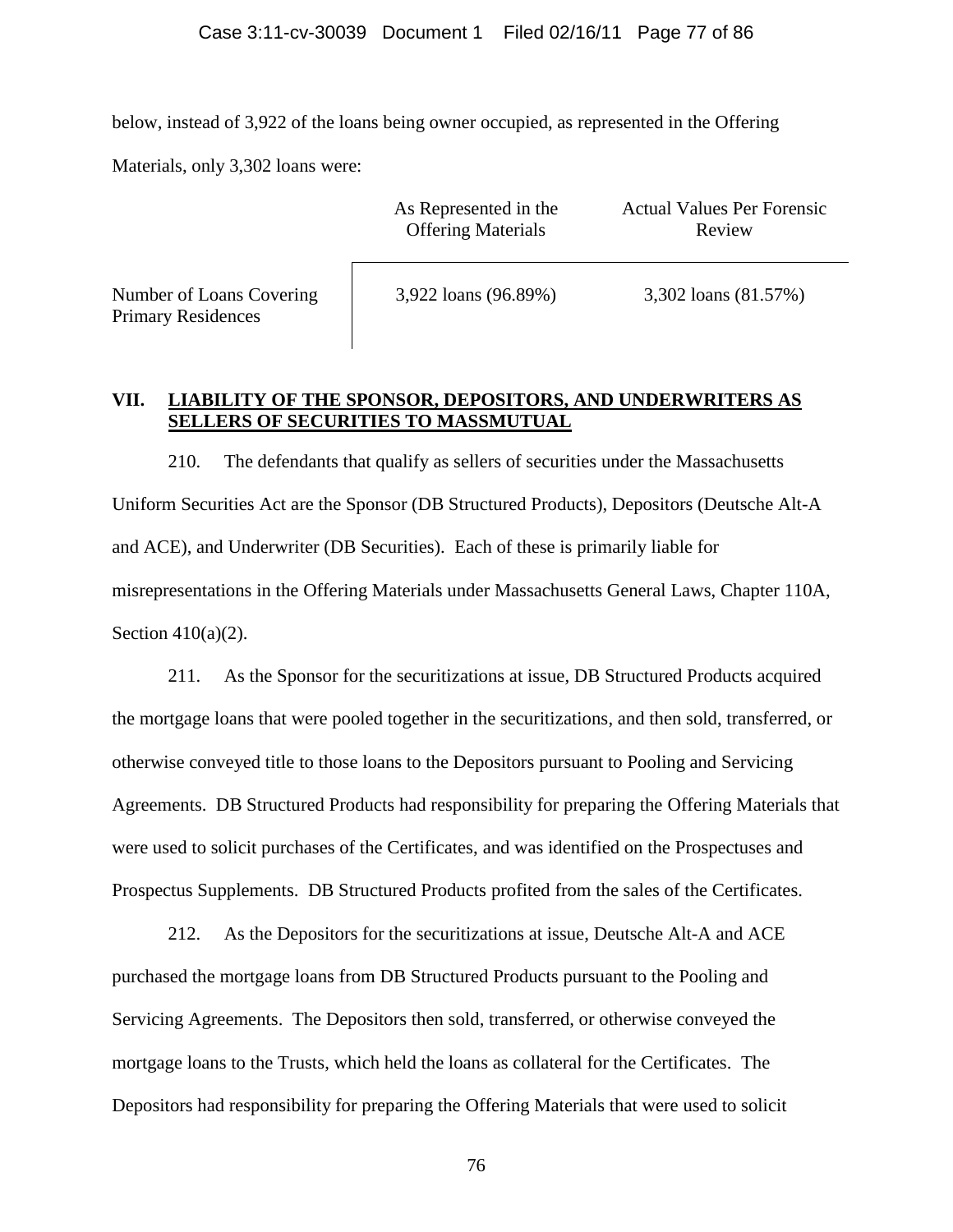below, instead of 3,922 of the loans being owner occupied, as represented in the Offering Materials, only 3,302 loans were:

| | As Represented in the Offering Materials | Actual Values Per Forensic Review |
|---|---|---|
| Number of Loans Covering Primary Residences | 3,922 loans (96.89%) | 3,302 loans (81.57%) |

## VII. LIABILITY OF THE SPONSOR, DEPOSITORS, AND UNDERWRITERS AS SELLERS OF SECURITIES TO MASSMUTUAL

210. The defendants that qualify as sellers of securities under the Massachusetts Uniform Securities Act are the Sponsor (DB Structured Products), Depositors (Deutsche Alt-A and ACE), and Underwriter (DB Securities). Each of these is primarily liable for misrepresentations in the Offering Materials under Massachusetts General Laws, Chapter 110A, Section 410(a)(2).

211. As the Sponsor for the securitizations at issue, DB Structured Products acquired the mortgage loans that were pooled together in the securitizations, and then sold, transferred, or otherwise conveyed title to those loans to the Depositors pursuant to Pooling and Servicing Agreements. DB Structured Products had responsibility for preparing the Offering Materials that were used to solicit purchases of the Certificates, and was identified on the Prospectuses and Prospectus Supplements. DB Structured Products profited from the sales of the Certificates.

212. As the Depositors for the securitizations at issue, Deutsche Alt-A and ACE purchased the mortgage loans from DB Structured Products pursuant to the Pooling and Servicing Agreements. The Depositors then sold, transferred, or otherwise conveyed the mortgage loans to the Trusts, which held the loans as collateral for the Certificates. The Depositors had responsibility for preparing the Offering Materials that were used to solicit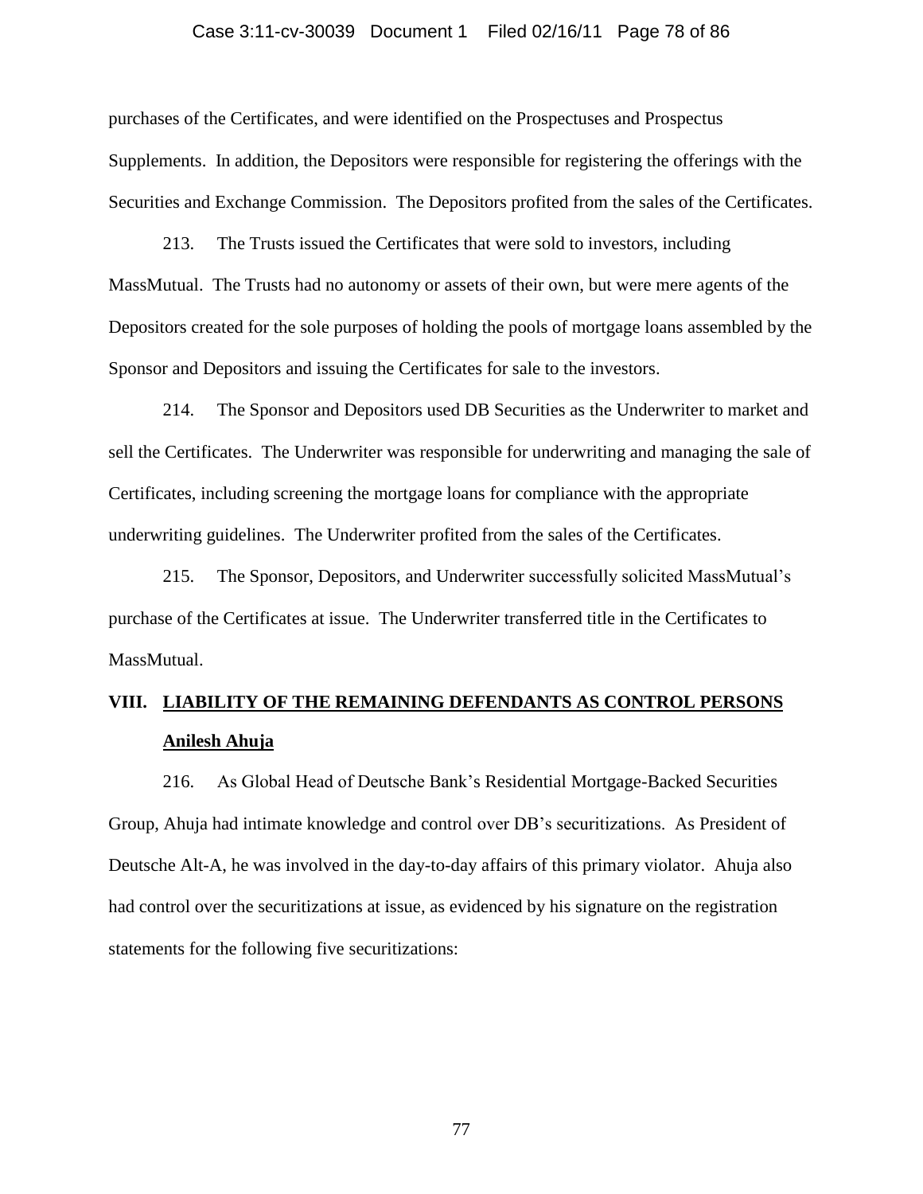purchases of the Certificates, and were identified on the Prospectuses and Prospectus Supplements. In addition, the Depositors were responsible for registering the offerings with the Securities and Exchange Commission. The Depositors profited from the sales of the Certificates.

213. The Trusts issued the Certificates that were sold to investors, including MassMutual. The Trusts had no autonomy or assets of their own, but were mere agents of the Depositors created for the sole purposes of holding the pools of mortgage loans assembled by the Sponsor and Depositors and issuing the Certificates for sale to the investors.

214. The Sponsor and Depositors used DB Securities as the Underwriter to market and sell the Certificates. The Underwriter was responsible for underwriting and managing the sale of Certificates, including screening the mortgage loans for compliance with the appropriate underwriting guidelines. The Underwriter profited from the sales of the Certificates.

215. The Sponsor, Depositors, and Underwriter successfully solicited MassMutual's purchase of the Certificates at issue. The Underwriter transferred title in the Certificates to MassMutual.

## VIII. LIABILITY OF THE REMAINING DEFENDANTS AS CONTROL PERSONS

### Anilesh Ahuja

216. As Global Head of Deutsche Bank's Residential Mortgage-Backed Securities Group, Ahuja had intimate knowledge and control over DB's securitizations. As President of Deutsche Alt-A, he was involved in the day-to-day affairs of this primary violator. Ahuja also had control over the securitizations at issue, as evidenced by his signature on the registration statements for the following five securitizations: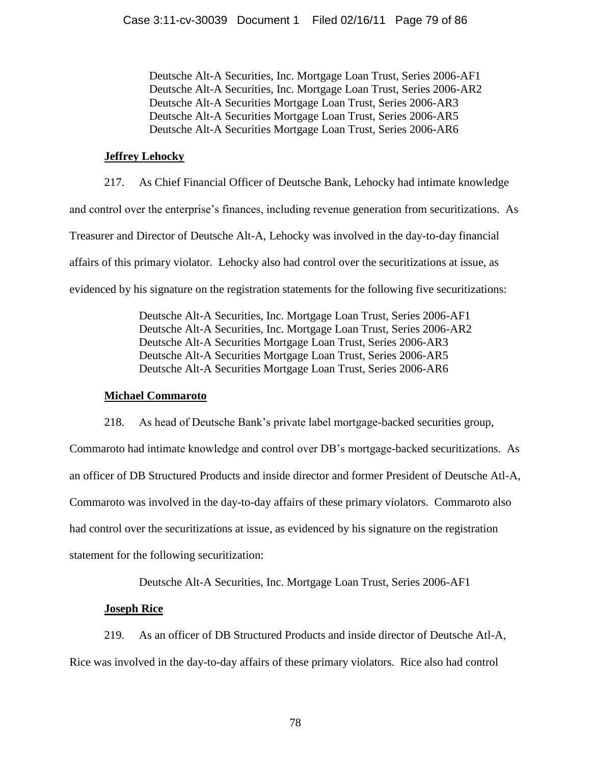Deutsche Alt-A Securities, Inc. Mortgage Loan Trust, Series 2006-AF1
Deutsche Alt-A Securities, Inc. Mortgage Loan Trust, Series 2006-AR2
Deutsche Alt-A Securities Mortgage Loan Trust, Series 2006-AR3
Deutsche Alt-A Securities Mortgage Loan Trust, Series 2006-AR5
Deutsche Alt-A Securities Mortgage Loan Trust, Series 2006-AR6

**Jeffrey Lehocky**

217. As Chief Financial Officer of Deutsche Bank, Lehocky had intimate knowledge and control over the enterprise's finances, including revenue generation from securitizations. As Treasurer and Director of Deutsche Alt-A, Lehocky was involved in the day-to-day financial affairs of this primary violator. Lehocky also had control over the securitizations at issue, as evidenced by his signature on the registration statements for the following five securitizations:

Deutsche Alt-A Securities, Inc. Mortgage Loan Trust, Series 2006-AF1
Deutsche Alt-A Securities, Inc. Mortgage Loan Trust, Series 2006-AR2
Deutsche Alt-A Securities Mortgage Loan Trust, Series 2006-AR3
Deutsche Alt-A Securities Mortgage Loan Trust, Series 2006-AR5
Deutsche Alt-A Securities Mortgage Loan Trust, Series 2006-AR6

**Michael Commaroto**

218. As head of Deutsche Bank's private label mortgage-backed securities group, Commaroto had intimate knowledge and control over DB's mortgage-backed securitizations. As an officer of DB Structured Products and inside director and former President of Deutsche Atl-A, Commaroto was involved in the day-to-day affairs of these primary violators. Commaroto also had control over the securitizations at issue, as evidenced by his signature on the registration statement for the following securitization:

Deutsche Alt-A Securities, Inc. Mortgage Loan Trust, Series 2006-AF1

**Joseph Rice**

219. As an officer of DB Structured Products and inside director of Deutsche Atl-A, Rice was involved in the day-to-day affairs of these primary violators. Rice also had control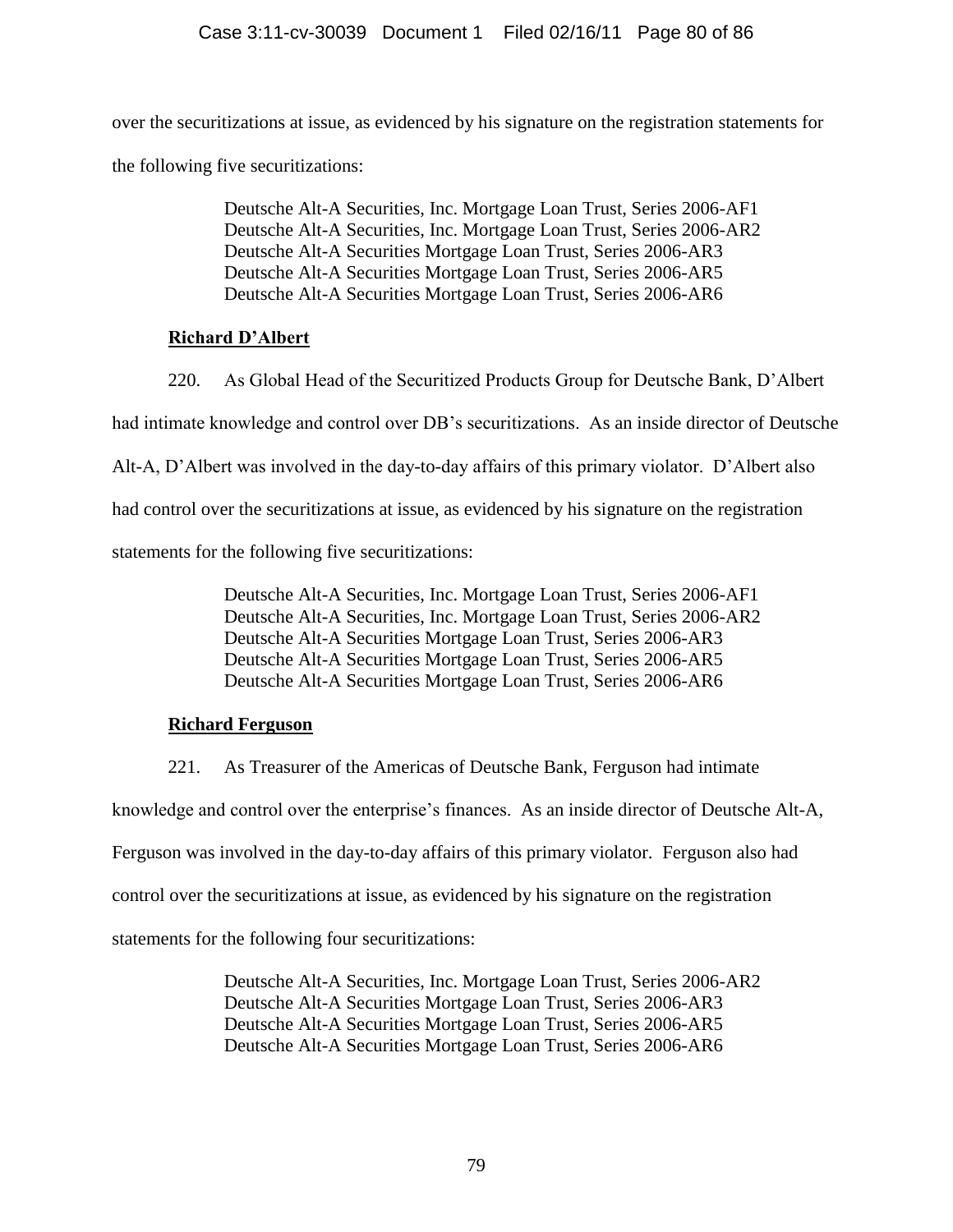over the securitizations at issue, as evidenced by his signature on the registration statements for the following five securitizations:

> Deutsche Alt-A Securities, Inc. Mortgage Loan Trust, Series 2006-AF1
> Deutsche Alt-A Securities, Inc. Mortgage Loan Trust, Series 2006-AR2
> Deutsche Alt-A Securities Mortgage Loan Trust, Series 2006-AR3
> Deutsche Alt-A Securities Mortgage Loan Trust, Series 2006-AR5
> Deutsche Alt-A Securities Mortgage Loan Trust, Series 2006-AR6

**<u>Richard D'Albert</u>**

220. As Global Head of the Securitized Products Group for Deutsche Bank, D'Albert had intimate knowledge and control over DB's securitizations. As an inside director of Deutsche Alt-A, D'Albert was involved in the day-to-day affairs of this primary violator. D'Albert also had control over the securitizations at issue, as evidenced by his signature on the registration statements for the following five securitizations:

> Deutsche Alt-A Securities, Inc. Mortgage Loan Trust, Series 2006-AF1
> Deutsche Alt-A Securities, Inc. Mortgage Loan Trust, Series 2006-AR2
> Deutsche Alt-A Securities Mortgage Loan Trust, Series 2006-AR3
> Deutsche Alt-A Securities Mortgage Loan Trust, Series 2006-AR5
> Deutsche Alt-A Securities Mortgage Loan Trust, Series 2006-AR6

**<u>Richard Ferguson</u>**

221. As Treasurer of the Americas of Deutsche Bank, Ferguson had intimate knowledge and control over the enterprise's finances. As an inside director of Deutsche Alt-A, Ferguson was involved in the day-to-day affairs of this primary violator. Ferguson also had control over the securitizations at issue, as evidenced by his signature on the registration statements for the following four securitizations:

> Deutsche Alt-A Securities, Inc. Mortgage Loan Trust, Series 2006-AR2
> Deutsche Alt-A Securities Mortgage Loan Trust, Series 2006-AR3
> Deutsche Alt-A Securities Mortgage Loan Trust, Series 2006-AR5
> Deutsche Alt-A Securities Mortgage Loan Trust, Series 2006-AR6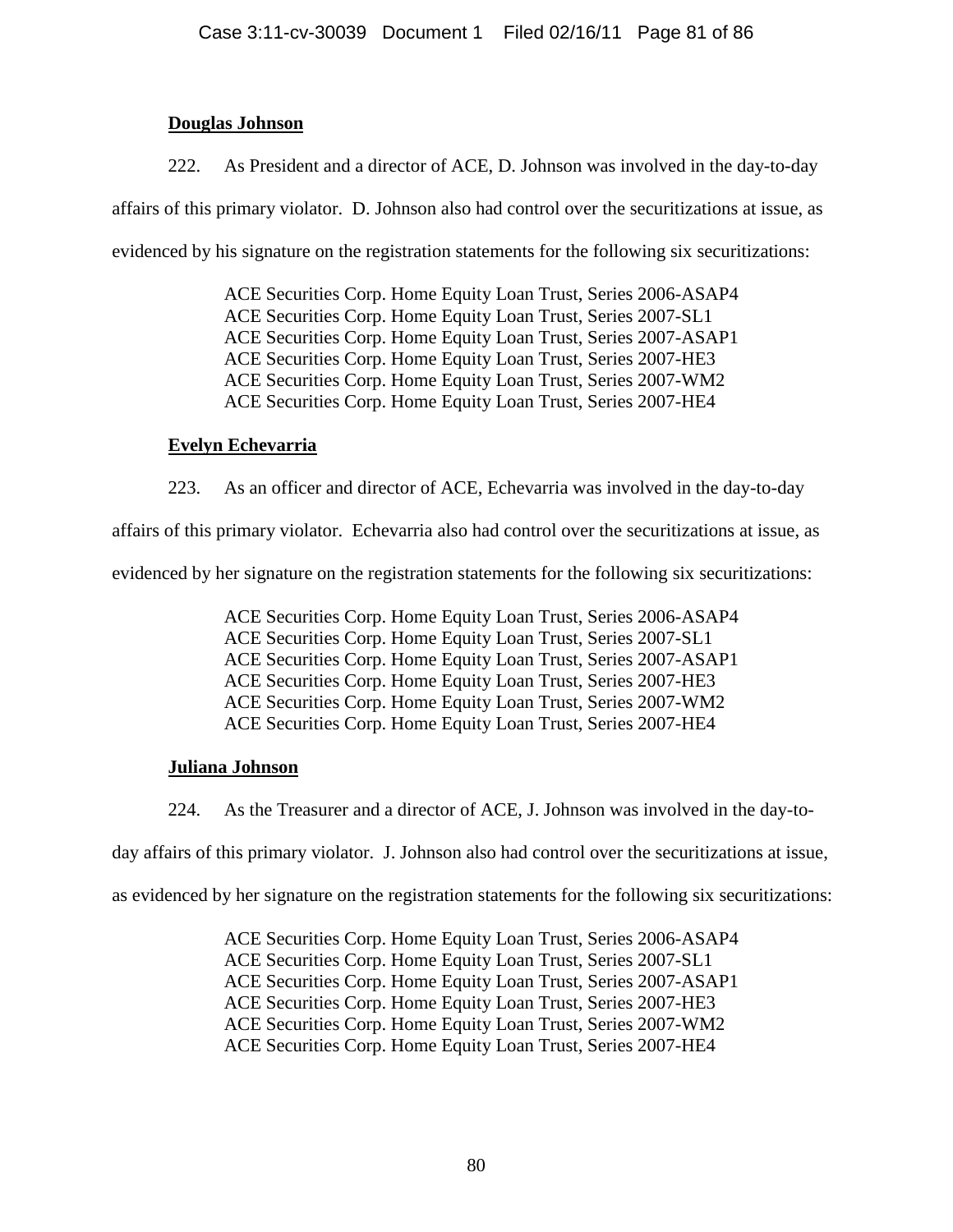**Douglas Johnson**

222. As President and a director of ACE, D. Johnson was involved in the day-to-day affairs of this primary violator. D. Johnson also had control over the securitizations at issue, as evidenced by his signature on the registration statements for the following six securitizations:

ACE Securities Corp. Home Equity Loan Trust, Series 2006-ASAP4
ACE Securities Corp. Home Equity Loan Trust, Series 2007-SL1
ACE Securities Corp. Home Equity Loan Trust, Series 2007-ASAP1
ACE Securities Corp. Home Equity Loan Trust, Series 2007-HE3
ACE Securities Corp. Home Equity Loan Trust, Series 2007-WM2
ACE Securities Corp. Home Equity Loan Trust, Series 2007-HE4

**Evelyn Echevarria**

223. As an officer and director of ACE, Echevarria was involved in the day-to-day affairs of this primary violator. Echevarria also had control over the securitizations at issue, as evidenced by her signature on the registration statements for the following six securitizations:

ACE Securities Corp. Home Equity Loan Trust, Series 2006-ASAP4
ACE Securities Corp. Home Equity Loan Trust, Series 2007-SL1
ACE Securities Corp. Home Equity Loan Trust, Series 2007-ASAP1
ACE Securities Corp. Home Equity Loan Trust, Series 2007-HE3
ACE Securities Corp. Home Equity Loan Trust, Series 2007-WM2
ACE Securities Corp. Home Equity Loan Trust, Series 2007-HE4

**Juliana Johnson**

224. As the Treasurer and a director of ACE, J. Johnson was involved in the day-to-day affairs of this primary violator. J. Johnson also had control over the securitizations at issue, as evidenced by her signature on the registration statements for the following six securitizations:

ACE Securities Corp. Home Equity Loan Trust, Series 2006-ASAP4
ACE Securities Corp. Home Equity Loan Trust, Series 2007-SL1
ACE Securities Corp. Home Equity Loan Trust, Series 2007-ASAP1
ACE Securities Corp. Home Equity Loan Trust, Series 2007-HE3
ACE Securities Corp. Home Equity Loan Trust, Series 2007-WM2
ACE Securities Corp. Home Equity Loan Trust, Series 2007-HE4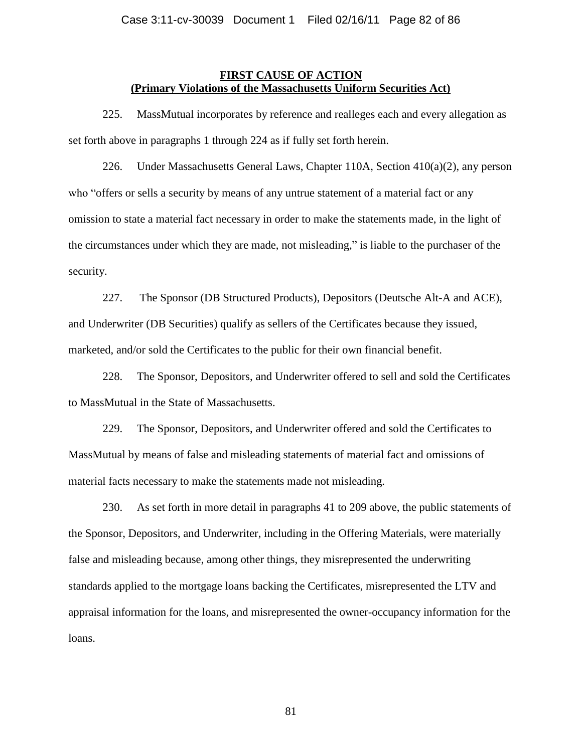**FIRST CAUSE OF ACTION**
**(Primary Violations of the Massachusetts Uniform Securities Act)**

225. MassMutual incorporates by reference and realleges each and every allegation as set forth above in paragraphs 1 through 224 as if fully set forth herein.

226. Under Massachusetts General Laws, Chapter 110A, Section 410(a)(2), any person who "offers or sells a security by means of any untrue statement of a material fact or any omission to state a material fact necessary in order to make the statements made, in the light of the circumstances under which they are made, not misleading," is liable to the purchaser of the security.

227. The Sponsor (DB Structured Products), Depositors (Deutsche Alt-A and ACE), and Underwriter (DB Securities) qualify as sellers of the Certificates because they issued, marketed, and/or sold the Certificates to the public for their own financial benefit.

228. The Sponsor, Depositors, and Underwriter offered to sell and sold the Certificates to MassMutual in the State of Massachusetts.

229. The Sponsor, Depositors, and Underwriter offered and sold the Certificates to MassMutual by means of false and misleading statements of material fact and omissions of material facts necessary to make the statements made not misleading.

230. As set forth in more detail in paragraphs 41 to 209 above, the public statements of the Sponsor, Depositors, and Underwriter, including in the Offering Materials, were materially false and misleading because, among other things, they misrepresented the underwriting standards applied to the mortgage loans backing the Certificates, misrepresented the LTV and appraisal information for the loans, and misrepresented the owner-occupancy information for the loans.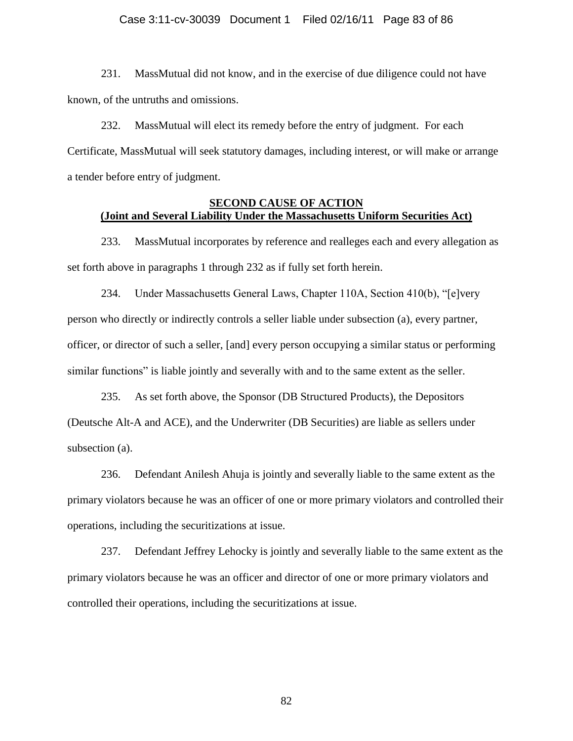231. MassMutual did not know, and in the exercise of due diligence could not have known, of the untruths and omissions.

232. MassMutual will elect its remedy before the entry of judgment. For each Certificate, MassMutual will seek statutory damages, including interest, or will make or arrange a tender before entry of judgment.

## SECOND CAUSE OF ACTION
## (Joint and Several Liability Under the Massachusetts Uniform Securities Act)

233. MassMutual incorporates by reference and realleges each and every allegation as set forth above in paragraphs 1 through 232 as if fully set forth herein.

234. Under Massachusetts General Laws, Chapter 110A, Section 410(b), "[e]very person who directly or indirectly controls a seller liable under subsection (a), every partner, officer, or director of such a seller, [and] every person occupying a similar status or performing similar functions" is liable jointly and severally with and to the same extent as the seller.

235. As set forth above, the Sponsor (DB Structured Products), the Depositors (Deutsche Alt-A and ACE), and the Underwriter (DB Securities) are liable as sellers under subsection (a).

236. Defendant Anilesh Ahuja is jointly and severally liable to the same extent as the primary violators because he was an officer of one or more primary violators and controlled their operations, including the securitizations at issue.

237. Defendant Jeffrey Lehocky is jointly and severally liable to the same extent as the primary violators because he was an officer and director of one or more primary violators and controlled their operations, including the securitizations at issue.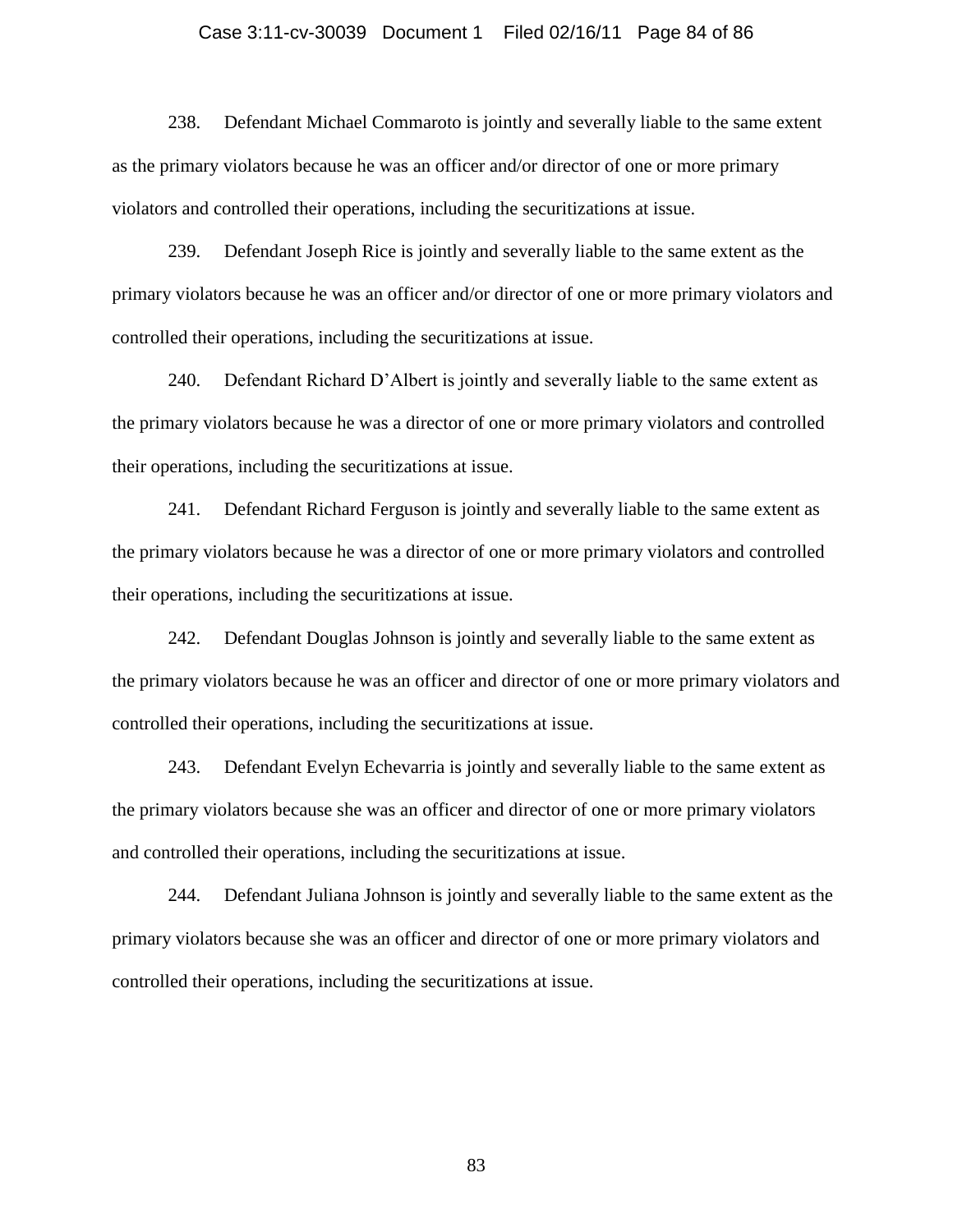238. Defendant Michael Commaroto is jointly and severally liable to the same extent as the primary violators because he was an officer and/or director of one or more primary violators and controlled their operations, including the securitizations at issue.

239. Defendant Joseph Rice is jointly and severally liable to the same extent as the primary violators because he was an officer and/or director of one or more primary violators and controlled their operations, including the securitizations at issue.

240. Defendant Richard D'Albert is jointly and severally liable to the same extent as the primary violators because he was a director of one or more primary violators and controlled their operations, including the securitizations at issue.

241. Defendant Richard Ferguson is jointly and severally liable to the same extent as the primary violators because he was a director of one or more primary violators and controlled their operations, including the securitizations at issue.

242. Defendant Douglas Johnson is jointly and severally liable to the same extent as the primary violators because he was an officer and director of one or more primary violators and controlled their operations, including the securitizations at issue.

243. Defendant Evelyn Echevarria is jointly and severally liable to the same extent as the primary violators because she was an officer and director of one or more primary violators and controlled their operations, including the securitizations at issue.

244. Defendant Juliana Johnson is jointly and severally liable to the same extent as the primary violators because she was an officer and director of one or more primary violators and controlled their operations, including the securitizations at issue.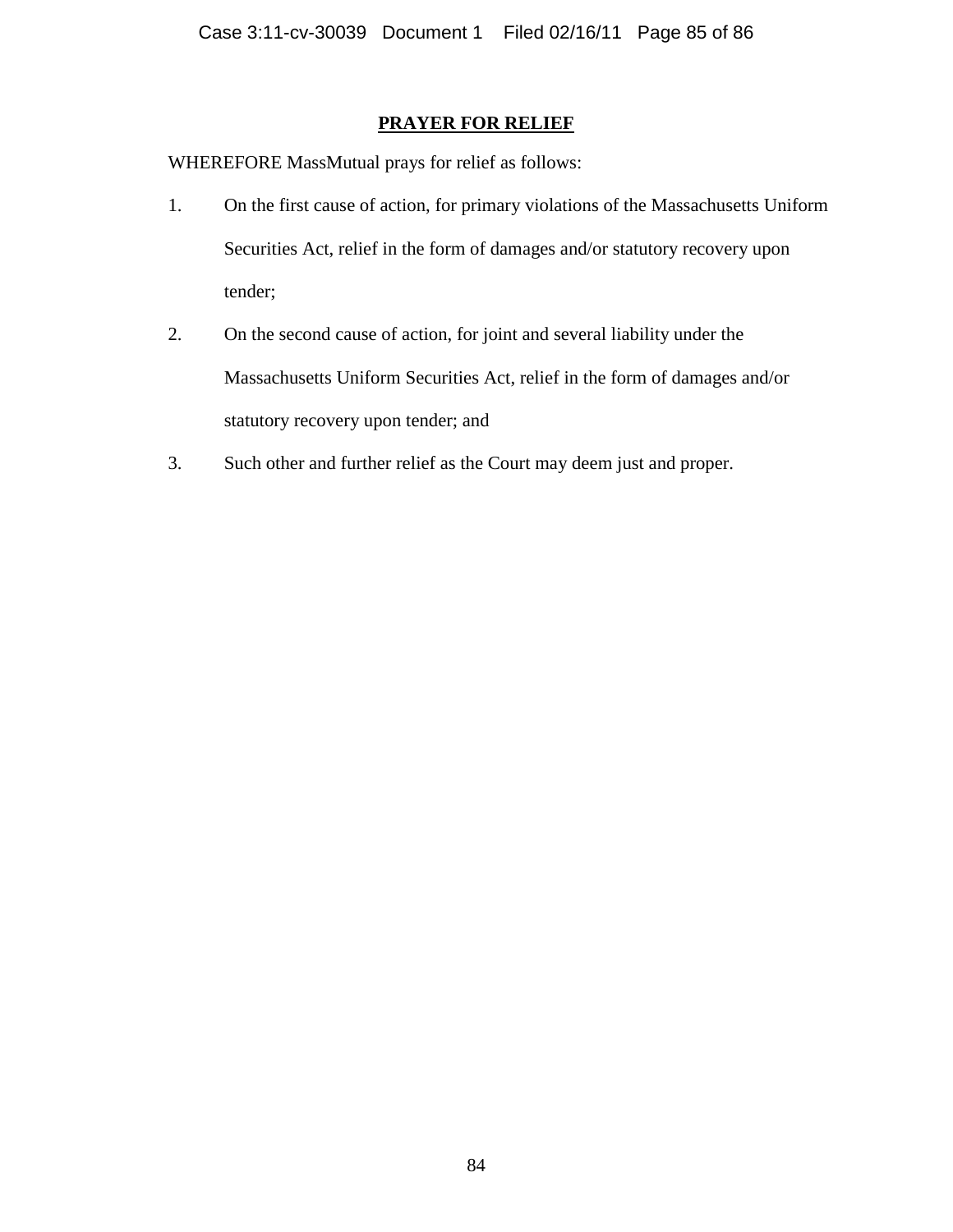## **PRAYER FOR RELIEF**

WHEREFORE MassMutual prays for relief as follows:

1. On the first cause of action, for primary violations of the Massachusetts Uniform Securities Act, relief in the form of damages and/or statutory recovery upon tender;
2. On the second cause of action, for joint and several liability under the Massachusetts Uniform Securities Act, relief in the form of damages and/or statutory recovery upon tender; and
3. Such other and further relief as the Court may deem just and proper.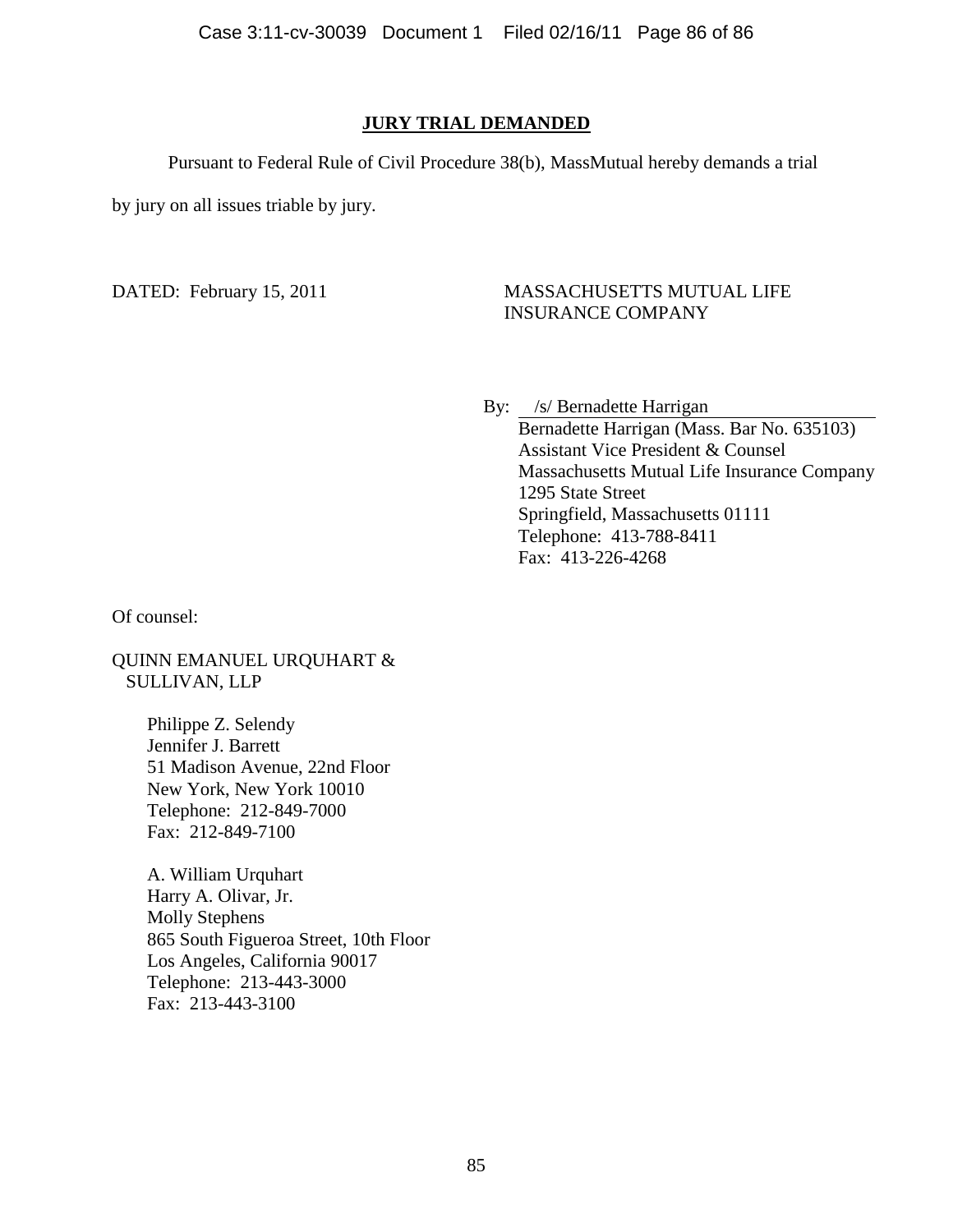**JURY TRIAL DEMANDED**

Pursuant to Federal Rule of Civil Procedure 38(b), MassMutual hereby demands a trial by jury on all issues triable by jury.

DATED: February 15, 2011

MASSACHUSETTS MUTUAL LIFE INSURANCE COMPANY

By: /s/ Bernadette Harrigan

Bernadette Harrigan (Mass. Bar No. 635103)
Assistant Vice President & Counsel
Massachusetts Mutual Life Insurance Company
1295 State Street
Springfield, Massachusetts 01111
Telephone: 413-788-8411
Fax: 413-226-4268

Of counsel:

QUINN EMANUEL URQUHART & SULLIVAN, LLP

Philippe Z. Selendy
Jennifer J. Barrett
51 Madison Avenue, 22nd Floor
New York, New York 10010
Telephone: 212-849-7000
Fax: 212-849-7100

A. William Urquhart
Harry A. Olivar, Jr.
Molly Stephens
865 South Figueroa Street, 10th Floor
Los Angeles, California 90017
Telephone: 213-443-3000
Fax: 213-443-3100